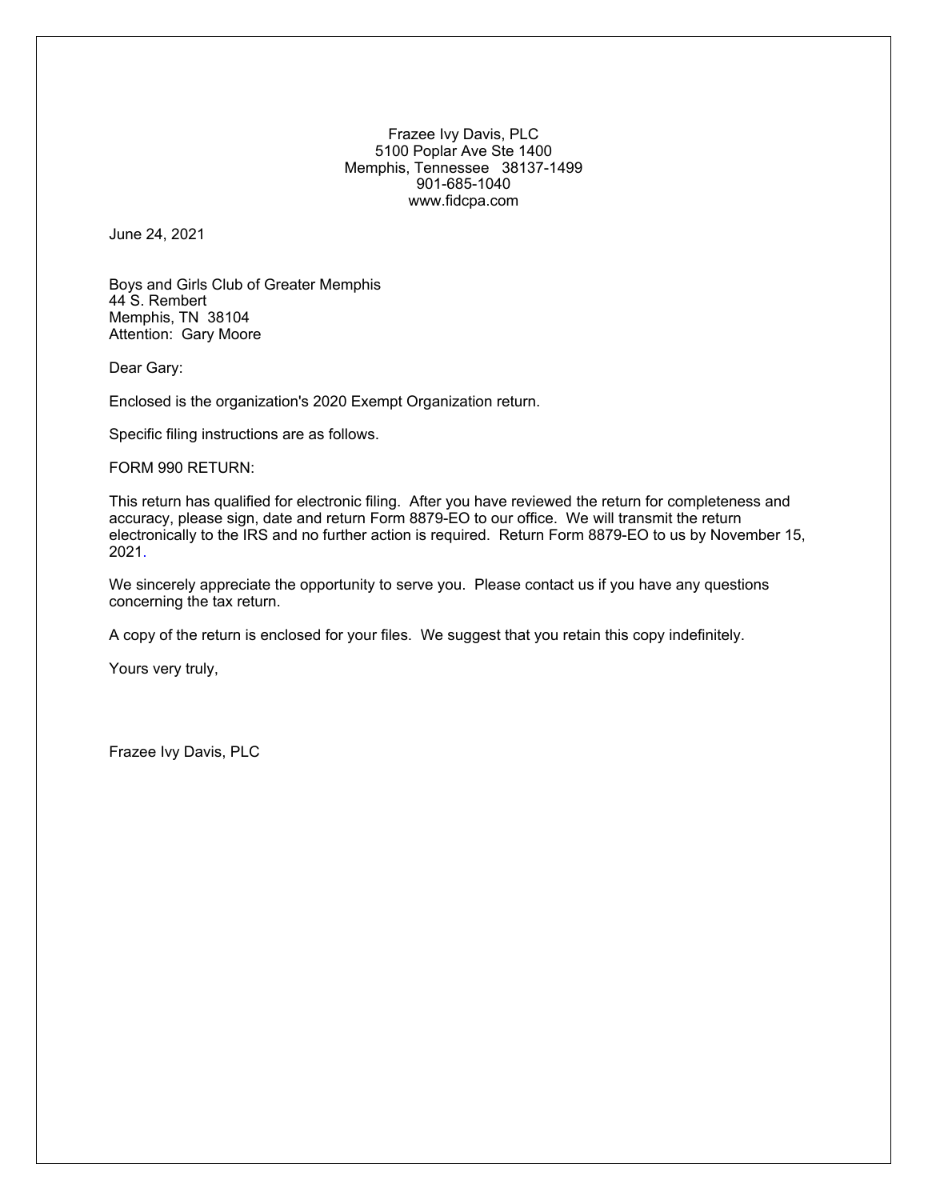Frazee Ivy Davis, PLC
5100 Poplar Ave Ste 1400
Memphis, Tennessee 38137-1499
901-685-1040
www.fidcpa.com

June 24, 2021

Boys and Girls Club of Greater Memphis
44 S. Rembert
Memphis, TN 38104
Attention: Gary Moore

Dear Gary:

Enclosed is the organization's 2020 Exempt Organization return.

Specific filing instructions are as follows.

FORM 990 RETURN:

This return has qualified for electronic filing. After you have reviewed the return for completeness and accuracy, please sign, date and return Form 8879-EO to our office. We will transmit the return electronically to the IRS and no further action is required. Return Form 8879-EO to us by November 15, 2021.

We sincerely appreciate the opportunity to serve you. Please contact us if you have any questions concerning the tax return.

A copy of the return is enclosed for your files. We suggest that you retain this copy indefinitely.

Yours very truly,

Frazee Ivy Davis, PLC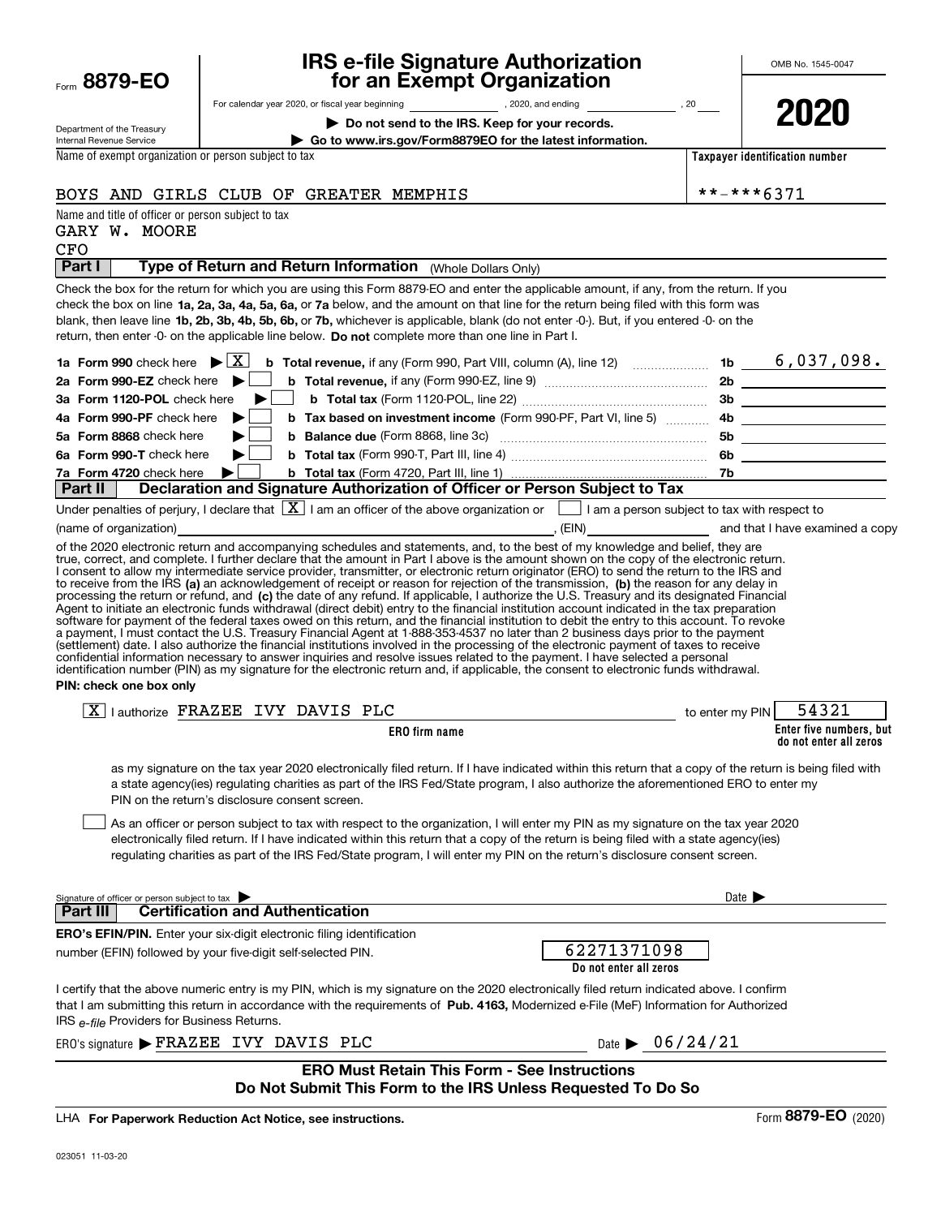Form **8879-EO**

Department of the Treasury
Internal Revenue Service

# IRS e-file Signature Authorization for an Exempt Organization

For calendar year 2020, or fiscal year beginning ______________, 2020, and ending ______________, 20____

▶ **Do not send to the IRS. Keep for your records.**

▶ **Go to www.irs.gov/Form8879EO for the latest information.**

OMB No. 1545-0047

**2020**

Name of exempt organization or person subject to tax: BOYS AND GIRLS CLUB OF GREATER MEMPHIS

**Taxpayer identification number**: **-***6371

Name and title of officer or person subject to tax:
GARY W. MOORE
CFO

## Part I Type of Return and Return Information (Whole Dollars Only)

Check the box for the return for which you are using this Form 8879-EO and enter the applicable amount, if any, from the return. If you check the box on line **1a, 2a, 3a, 4a, 5a, 6a,** or **7a** below, and the amount on that line for the return being filed with this form was blank, then leave line **1b, 2b, 3b, 4b, 5b, 6b,** or **7b,** whichever is applicable, blank (do not enter -0-). But, if you entered -0- on the return, then enter -0- on the applicable line below. **Do not** complete more than one line in Part I.

| | | | |
|---|---|---|---|
| **1a Form 990** check here ▶ [X] | **b Total revenue,** if any (Form 990, Part VIII, column (A), line 12) | **1b** | 6,037,098. |
| **2a Form 990-EZ** check here ▶ [ ] | **b Total revenue,** if any (Form 990-EZ, line 9) | **2b** | |
| **3a Form 1120-POL** check here ▶ [ ] | **b Total tax** (Form 1120-POL, line 22) | **3b** | |
| **4a Form 990-PF** check here ▶ [ ] | **b Tax based on investment income** (Form 990-PF, Part VI, line 5) | **4b** | |
| **5a Form 8868** check here ▶ [ ] | **b Balance due** (Form 8868, line 3c) | **5b** | |
| **6a Form 990-T** check here ▶ [ ] | **b Total tax** (Form 990-T, Part III, line 4) | **6b** | |
| **7a Form 4720** check here ▶ [ ] | **b Total tax** (Form 4720, Part III, line 1) | **7b** | |

## Part II Declaration and Signature Authorization of Officer or Person Subject to Tax

Under penalties of perjury, I declare that [X] I am an officer of the above organization or [ ] I am a person subject to tax with respect to (name of organization)______________________, (EIN)____________ and that I have examined a copy of the 2020 electronic return and accompanying schedules and statements, and, to the best of my knowledge and belief, they are true, correct, and complete. I further declare that the amount in Part I above is the amount shown on the copy of the electronic return. I consent to allow my intermediate service provider, transmitter, or electronic return originator (ERO) to send the return to the IRS and to receive from the IRS **(a)** an acknowledgement of receipt or reason for rejection of the transmission, **(b)** the reason for any delay in processing the return or refund, and **(c)** the date of any refund. If applicable, I authorize the U.S. Treasury and its designated Financial Agent to initiate an electronic funds withdrawal (direct debit) entry to the financial institution account indicated in the tax preparation software for payment of the federal taxes owed on this return, and the financial institution to debit the entry to this account. To revoke a payment, I must contact the U.S. Treasury Financial Agent at 1-888-353-4537 no later than 2 business days prior to the payment (settlement) date. I also authorize the financial institutions involved in the processing of the electronic payment of taxes to receive confidential information necessary to answer inquiries and resolve issues related to the payment. I have selected a personal identification number (PIN) as my signature for the electronic return and, if applicable, the consent to electronic funds withdrawal.

**PIN: check one box only**

[X] I authorize FRAZEE IVY DAVIS PLC (**ERO firm name**) to enter my PIN 54321 (**Enter five numbers, but do not enter all zeros**)

as my signature on the tax year 2020 electronically filed return. If I have indicated within this return that a copy of the return is being filed with a state agency(ies) regulating charities as part of the IRS Fed/State program, I also authorize the aforementioned ERO to enter my PIN on the return's disclosure consent screen.

[ ] As an officer or person subject to tax with respect to the organization, I will enter my PIN as my signature on the tax year 2020 electronically filed return. If I have indicated within this return that a copy of the return is being filed with a state agency(ies) regulating charities as part of the IRS Fed/State program, I will enter my PIN on the return's disclosure consent screen.

Signature of officer or person subject to tax ▶ ______________________ Date ▶ __________

## Part III Certification and Authentication

**ERO's EFIN/PIN.** Enter your six-digit electronic filing identification number (EFIN) followed by your five-digit self-selected PIN. 62271371098 (**Do not enter all zeros**)

I certify that the above numeric entry is my PIN, which is my signature on the 2020 electronically filed return indicated above. I confirm that I am submitting this return in accordance with the requirements of **Pub. 4163,** Modernized e-File (MeF) Information for Authorized IRS *e-file* Providers for Business Returns.

ERO's signature ▶ FRAZEE IVY DAVIS PLC Date ▶ 06/24/21

**ERO Must Retain This Form - See Instructions**
**Do Not Submit This Form to the IRS Unless Requested To Do So**

LHA **For Paperwork Reduction Act Notice, see instructions.** Form **8879-EO** (2020)

023051 11-03-20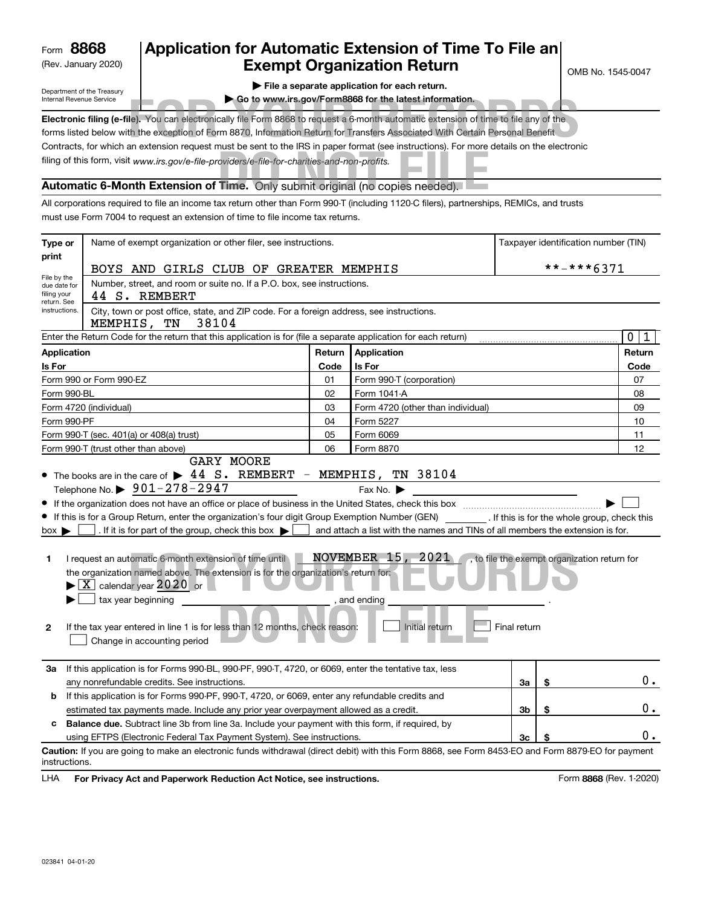Form **8868**
(Rev. January 2020)

Department of the Treasury
Internal Revenue Service

# Application for Automatic Extension of Time To File an Exempt Organization Return

▶ File a separate application for each return.
▶ Go to www.irs.gov/Form8868 for the latest information.

OMB No. 1545-0047

FOR YOUR RECORDS DO NOT FILE

**Electronic filing (e-file).** You can electronically file Form 8868 to request a 6-month automatic extension of time to file any of the forms listed below with the exception of Form 8870, Information Return for Transfers Associated With Certain Personal Benefit Contracts, for which an extension request must be sent to the IRS in paper format (see instructions). For more details on the electronic filing of this form, visit *www.irs.gov/e-file-providers/e-file-for-charities-and-non-profits.*

**Automatic 6-Month Extension of Time.** Only submit original (no copies needed).

All corporations required to file an income tax return other than Form 990-T (including 1120-C filers), partnerships, REMICs, and trusts must use Form 7004 to request an extension of time to file income tax returns.

**Type or print** — File by the due date for filing your return. See instructions.

Name of exempt organization or other filer, see instructions: BOYS AND GIRLS CLUB OF GREATER MEMPHIS
Taxpayer identification number (TIN): **-***6371

Number, street, and room or suite no. If a P.O. box, see instructions: 44 S. REMBERT

City, town or post office, state, and ZIP code. For a foreign address, see instructions: MEMPHIS, TN 38104

Enter the Return Code for the return that this application is for (file a separate application for each return): 0 1

| Application Is For | Return Code | Application Is For | Return Code |
|---|---|---|---|
| Form 990 or Form 990-EZ | 01 | Form 990-T (corporation) | 07 |
| Form 990-BL | 02 | Form 1041-A | 08 |
| Form 4720 (individual) | 03 | Form 4720 (other than individual) | 09 |
| Form 990-PF | 04 | Form 5227 | 10 |
| Form 990-T (sec. 401(a) or 408(a) trust) | 05 | Form 6069 | 11 |
| Form 990-T (trust other than above) | 06 | Form 8870 | 12 |

- The books are in the care of ▶ GARY MOORE 44 S. REMBERT - MEMPHIS, TN 38104
  Telephone No. ▶ 901-278-2947 Fax No. ▶
- If the organization does not have an office or place of business in the United States, check this box ▶ ☐
- If this is for a Group Return, enter the organization's four digit Group Exemption Number (GEN) ______ . If this is for the whole group, check this box ▶ ☐ . If it is for part of the group, check this box ▶ ☐ and attach a list with the names and TINs of all members the extension is for.

**1** I request an automatic 6-month extension of time until NOVEMBER 15, 2021, to file the exempt organization return for the organization named above. The extension is for the organization's return for:
▶ ☒ calendar year 2020 or
▶ ☐ tax year beginning ______________, and ending ______________.

**2** If the tax year entered in line 1 is for less than 12 months, check reason: ☐ Initial return ☐ Final return ☐ Change in accounting period

| | | | |
|---|---|---|---|
| **3a** | If this application is for Forms 990-BL, 990-PF, 990-T, 4720, or 6069, enter the tentative tax, less any nonrefundable credits. See instructions. | 3a | $ 0. |
| **b** | If this application is for Forms 990-PF, 990-T, 4720, or 6069, enter any refundable credits and estimated tax payments made. Include any prior year overpayment allowed as a credit. | 3b | $ 0. |
| **c** | **Balance due.** Subtract line 3b from line 3a. Include your payment with this form, if required, by using EFTPS (Electronic Federal Tax Payment System). See instructions. | 3c | $ 0. |

**Caution:** If you are going to make an electronic funds withdrawal (direct debit) with this Form 8868, see Form 8453-EO and Form 8879-EO for payment instructions.

LHA **For Privacy Act and Paperwork Reduction Act Notice, see instructions.** Form **8868** (Rev. 1-2020)

023841 04-01-20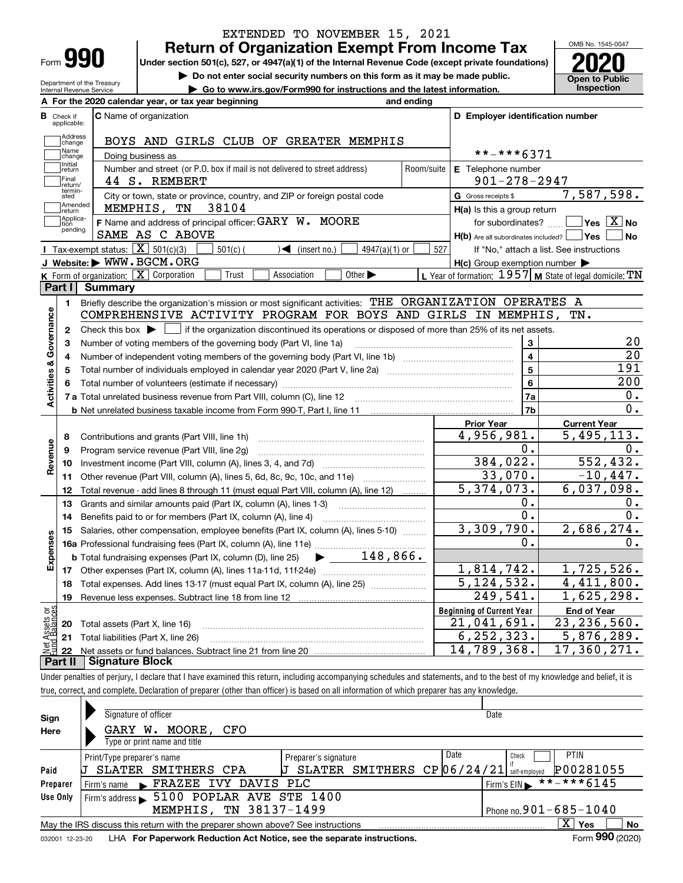EXTENDED TO NOVEMBER 15, 2021

# Form 990 — Return of Organization Exempt From Income Tax

Under section 501(c), 527, or 4947(a)(1) of the Internal Revenue Code (except private foundations)

▶ Do not enter social security numbers on this form as it may be made public.

▶ Go to www.irs.gov/Form990 for instructions and the latest information.

OMB No. 1545-0047 — **2020** — Open to Public Inspection

Department of the Treasury, Internal Revenue Service

**A** For the 2020 calendar year, or tax year beginning and ending

**B** Check if applicable: Address change, Name change, Initial return, Final return/terminated, Amended return, Application pending

**C** Name of organization: BOYS AND GIRLS CLUB OF GREATER MEMPHIS

Doing business as

Number and street (or P.O. box if mail is not delivered to street address): 44 S. REMBERT — Room/suite

City or town, state or province, country, and ZIP or foreign postal code: MEMPHIS, TN 38104

**D** Employer identification number: **-***6371

**E** Telephone number: 901-278-2947

**G** Gross receipts $ 7,587,598.

**F** Name and address of principal officer: GARY W. MOORE, SAME AS C ABOVE

**H(a)** Is this a group return for subordinates? Yes [ ] No [X]

**H(b)** Are all subordinates included? Yes [ ] No [ ] — If "No," attach a list. See instructions

**H(c)** Group exemption number ▶

**I** Tax-exempt status: [X] 501(c)(3) [ ] 501(c) ( ) ◀ (insert no.) [ ] 4947(a)(1) or [ ] 527

**J** Website: ▶ WWW.BGCM.ORG

**K** Form of organization: [X] Corporation [ ] Trust [ ] Association [ ] Other ▶

**L** Year of formation: 1957 **M** State of legal domicile: TN

## Part I Summary

**Activities & Governance**

1. Briefly describe the organization's mission or most significant activities: THE ORGANIZATION OPERATES A COMPREHENSIVE ACTIVITY PROGRAM FOR BOYS AND GIRLS IN MEMPHIS, TN.
2. Check this box ▶ [ ] if the organization discontinued its operations or disposed of more than 25% of its net assets.

| Line | Description | | Value |
|---|---|---|---|
| 3 | Number of voting members of the governing body (Part VI, line 1a) | 3 | 20 |
| 4 | Number of independent voting members of the governing body (Part VI, line 1b) | 4 | 20 |
| 5 | Total number of individuals employed in calendar year 2020 (Part V, line 2a) | 5 | 191 |
| 6 | Total number of volunteers (estimate if necessary) | 6 | 200 |
| 7a | Total unrelated business revenue from Part VIII, column (C), line 12 | 7a | 0. |
| 7b | Net unrelated business taxable income from Form 990-T, Part I, line 11 | 7b | 0. |

| Line | Description | Prior Year | Current Year |
|---|---|---|---|
| **Revenue** | | | |
| 8 | Contributions and grants (Part VIII, line 1h) | 4,956,981. | 5,495,113. |
| 9 | Program service revenue (Part VIII, line 2g) | 0. | 0. |
| 10 | Investment income (Part VIII, column (A), lines 3, 4, and 7d) | 384,022. | 552,432. |
| 11 | Other revenue (Part VIII, column (A), lines 5, 6d, 8c, 9c, 10c, and 11e) | 33,070. | -10,447. |
| 12 | Total revenue - add lines 8 through 11 (must equal Part VIII, column (A), line 12) | 5,374,073. | 6,037,098. |
| **Expenses** | | | |
| 13 | Grants and similar amounts paid (Part IX, column (A), lines 1-3) | 0. | 0. |
| 14 | Benefits paid to or for members (Part IX, column (A), line 4) | 0. | 0. |
| 15 | Salaries, other compensation, employee benefits (Part IX, column (A), lines 5-10) | 3,309,790. | 2,686,274. |
| 16a | Professional fundraising fees (Part IX, column (A), line 11e) | 0. | 0. |
| b | Total fundraising expenses (Part IX, column (D), line 25) ▶ 148,866. | | |
| 17 | Other expenses (Part IX, column (A), lines 11a-11d, 11f-24e) | 1,814,742. | 1,725,526. |
| 18 | Total expenses. Add lines 13-17 (must equal Part IX, column (A), line 25) | 5,124,532. | 4,411,800. |
| 19 | Revenue less expenses. Subtract line 18 from line 12 | 249,541. | 1,625,298. |
| **Net Assets or Fund Balances** | | **Beginning of Current Year** | **End of Year** |
| 20 | Total assets (Part X, line 16) | 21,041,691. | 23,236,560. |
| 21 | Total liabilities (Part X, line 26) | 6,252,323. | 5,876,289. |
| 22 | Net assets or fund balances. Subtract line 21 from line 20 | 14,789,368. | 17,360,271. |

## Part II Signature Block

Under penalties of perjury, I declare that I have examined this return, including accompanying schedules and statements, and to the best of my knowledge and belief, it is true, correct, and complete. Declaration of preparer (other than officer) is based on all information of which preparer has any knowledge.

**Sign Here**

Signature of officer — Date

GARY W. MOORE, CFO — Type or print name and title

**Paid Preparer Use Only**

| Print/Type preparer's name | Preparer's signature | Date | Check if self-employed | PTIN |
|---|---|---|---|---|
| J SLATER SMITHERS CPA | J SLATER SMITHERS CP | 06/24/21 | [ ] | P00281055 |

Firm's name ▶ FRAZEE IVY DAVIS PLC — Firm's EIN ▶ **-***6145

Firm's address ▶ 5100 POPLAR AVE STE 1400, MEMPHIS, TN 38137-1499 — Phone no. 901-685-1040

May the IRS discuss this return with the preparer shown above? See instructions [X] Yes [ ] No

032001 12-23-20 LHA For Paperwork Reduction Act Notice, see the separate instructions. Form **990** (2020)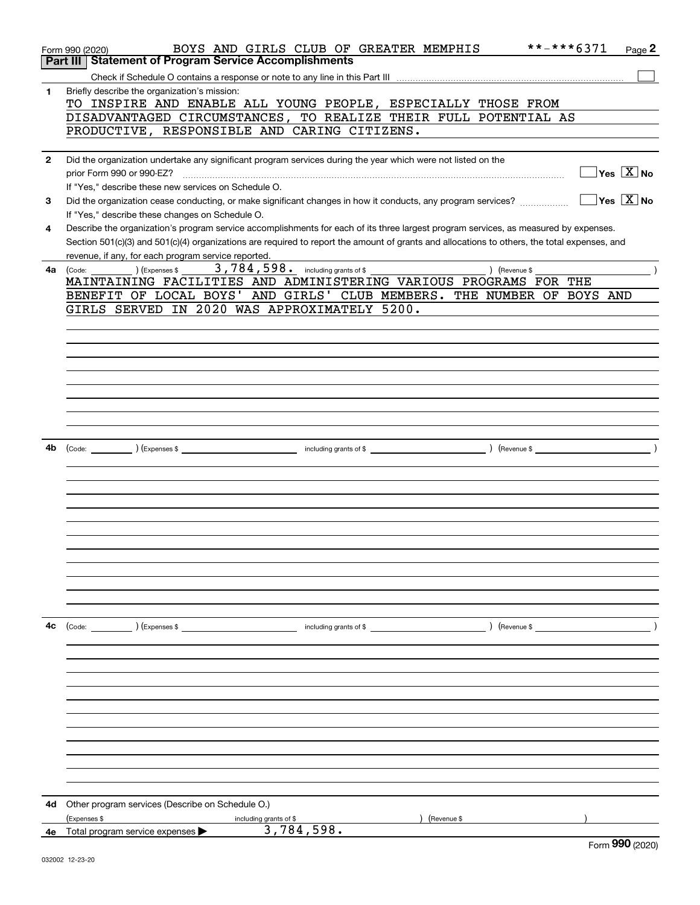Form 990 (2020) BOYS AND GIRLS CLUB OF GREATER MEMPHIS **-***6371 Page 2

## Part III Statement of Program Service Accomplishments

Check if Schedule O contains a response or note to any line in this Part III ☐

**1** Briefly describe the organization's mission:

TO INSPIRE AND ENABLE ALL YOUNG PEOPLE, ESPECIALLY THOSE FROM DISADVANTAGED CIRCUMSTANCES, TO REALIZE THEIR FULL POTENTIAL AS PRODUCTIVE, RESPONSIBLE AND CARING CITIZENS.

**2** Did the organization undertake any significant program services during the year which were not listed on the prior Form 990 or 990-EZ? ☐ Yes ☒ No

If "Yes," describe these new services on Schedule O.

**3** Did the organization cease conducting, or make significant changes in how it conducts, any program services? ☐ Yes ☒ No

If "Yes," describe these changes on Schedule O.

**4** Describe the organization's program service accomplishments for each of its three largest program services, as measured by expenses. Section 501(c)(3) and 501(c)(4) organizations are required to report the amount of grants and allocations to others, the total expenses, and revenue, if any, for each program service reported.

**4a** (Code: ) (Expenses $ 3,784,598. including grants of $ ) (Revenue $ )

MAINTAINING FACILITIES AND ADMINISTERING VARIOUS PROGRAMS FOR THE BENEFIT OF LOCAL BOYS' AND GIRLS' CLUB MEMBERS. THE NUMBER OF BOYS AND GIRLS SERVED IN 2020 WAS APPROXIMATELY 5200.

**4b** (Code: ) (Expenses $ including grants of $ ) (Revenue $ )

**4c** (Code: ) (Expenses $ including grants of $ ) (Revenue $ )

**4d** Other program services (Describe on Schedule O.)

(Expenses $ including grants of $ ) (Revenue $ )

**4e** Total program service expenses ▶ 3,784,598.

Form **990** (2020)

032002 12-23-20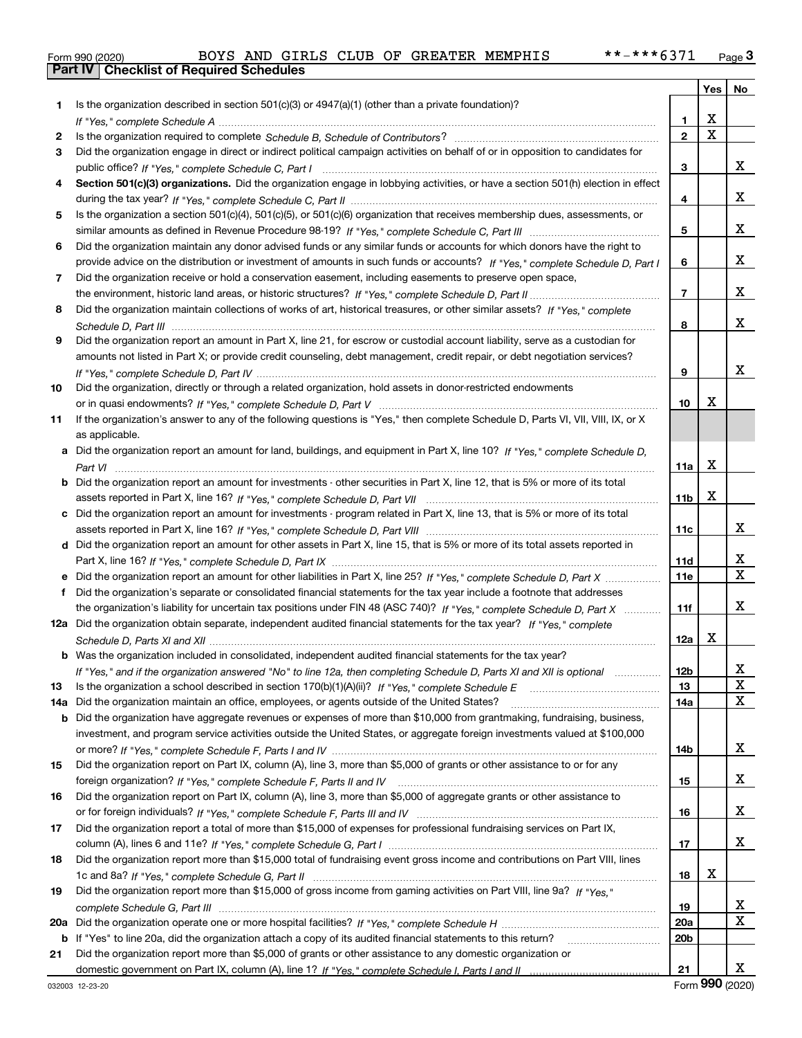Form 990 (2020) BOYS AND GIRLS CLUB OF GREATER MEMPHIS **-***6371

## Part IV | Checklist of Required Schedules

| | | | Yes | No |
|---|---|---|---|---|
| 1 | Is the organization described in section 501(c)(3) or 4947(a)(1) (other than a private foundation)? *If "Yes," complete Schedule A* | 1 | X | |
| 2 | Is the organization required to complete *Schedule B, Schedule of Contributors*? | 2 | X | |
| 3 | Did the organization engage in direct or indirect political campaign activities on behalf of or in opposition to candidates for public office? *If "Yes," complete Schedule C, Part I* | 3 | | X |
| 4 | **Section 501(c)(3) organizations.** Did the organization engage in lobbying activities, or have a section 501(h) election in effect during the tax year? *If "Yes," complete Schedule C, Part II* | 4 | | X |
| 5 | Is the organization a section 501(c)(4), 501(c)(5), or 501(c)(6) organization that receives membership dues, assessments, or similar amounts as defined in Revenue Procedure 98-19? *If "Yes," complete Schedule C, Part III* | 5 | | X |
| 6 | Did the organization maintain any donor advised funds or any similar funds or accounts for which donors have the right to provide advice on the distribution or investment of amounts in such funds or accounts? *If "Yes," complete Schedule D, Part I* | 6 | | X |
| 7 | Did the organization receive or hold a conservation easement, including easements to preserve open space, the environment, historic land areas, or historic structures? *If "Yes," complete Schedule D, Part II* | 7 | | X |
| 8 | Did the organization maintain collections of works of art, historical treasures, or other similar assets? *If "Yes," complete Schedule D, Part III* | 8 | | X |
| 9 | Did the organization report an amount in Part X, line 21, for escrow or custodial account liability, serve as a custodian for amounts not listed in Part X; or provide credit counseling, debt management, credit repair, or debt negotiation services? *If "Yes," complete Schedule D, Part IV* | 9 | | X |
| 10 | Did the organization, directly or through a related organization, hold assets in donor-restricted endowments or in quasi endowments? *If "Yes," complete Schedule D, Part V* | 10 | X | |
| 11 | If the organization's answer to any of the following questions is "Yes," then complete Schedule D, Parts VI, VII, VIII, IX, or X as applicable. | | | |
| a | Did the organization report an amount for land, buildings, and equipment in Part X, line 10? *If "Yes," complete Schedule D, Part VI* | 11a | X | |
| b | Did the organization report an amount for investments - other securities in Part X, line 12, that is 5% or more of its total assets reported in Part X, line 16? *If "Yes," complete Schedule D, Part VII* | 11b | X | |
| c | Did the organization report an amount for investments - program related in Part X, line 13, that is 5% or more of its total assets reported in Part X, line 16? *If "Yes," complete Schedule D, Part VIII* | 11c | | X |
| d | Did the organization report an amount for other assets in Part X, line 15, that is 5% or more of its total assets reported in Part X, line 16? *If "Yes," complete Schedule D, Part IX* | 11d | | X |
| e | Did the organization report an amount for other liabilities in Part X, line 25? *If "Yes," complete Schedule D, Part X* | 11e | | X |
| f | Did the organization's separate or consolidated financial statements for the tax year include a footnote that addresses the organization's liability for uncertain tax positions under FIN 48 (ASC 740)? *If "Yes," complete Schedule D, Part X* | 11f | | X |
| 12a | Did the organization obtain separate, independent audited financial statements for the tax year? *If "Yes," complete Schedule D, Parts XI and XII* | 12a | X | |
| b | Was the organization included in consolidated, independent audited financial statements for the tax year? *If "Yes," and if the organization answered "No" to line 12a, then completing Schedule D, Parts XI and XII is optional* | 12b | | X |
| 13 | Is the organization a school described in section 170(b)(1)(A)(ii)? *If "Yes," complete Schedule E* | 13 | | X |
| 14a | Did the organization maintain an office, employees, or agents outside of the United States? | 14a | | X |
| b | Did the organization have aggregate revenues or expenses of more than $10,000 from grantmaking, fundraising, business, investment, and program service activities outside the United States, or aggregate foreign investments valued at $100,000 or more? *If "Yes," complete Schedule F, Parts I and IV* | 14b | | X |
| 15 | Did the organization report on Part IX, column (A), line 3, more than $5,000 of grants or other assistance to or for any foreign organization? *If "Yes," complete Schedule F, Parts II and IV* | 15 | | X |
| 16 | Did the organization report on Part IX, column (A), line 3, more than $5,000 of aggregate grants or other assistance to or for foreign individuals? *If "Yes," complete Schedule F, Parts III and IV* | 16 | | X |
| 17 | Did the organization report a total of more than $15,000 of expenses for professional fundraising services on Part IX, column (A), lines 6 and 11e? *If "Yes," complete Schedule G, Part I* | 17 | | X |
| 18 | Did the organization report more than $15,000 total of fundraising event gross income and contributions on Part VIII, lines 1c and 8a? *If "Yes," complete Schedule G, Part II* | 18 | X | |
| 19 | Did the organization report more than $15,000 of gross income from gaming activities on Part VIII, line 9a? *If "Yes," complete Schedule G, Part III* | 19 | | X |
| 20a | Did the organization operate one or more hospital facilities? *If "Yes," complete Schedule H* | 20a | | X |
| b | If "Yes" to line 20a, did the organization attach a copy of its audited financial statements to this return? | 20b | | |
| 21 | Did the organization report more than $5,000 of grants or other assistance to any domestic organization or domestic government on Part IX, column (A), line 1? *If "Yes," complete Schedule I, Parts I and II* | 21 | | X |

032003 12-23-20 Form **990** (2020)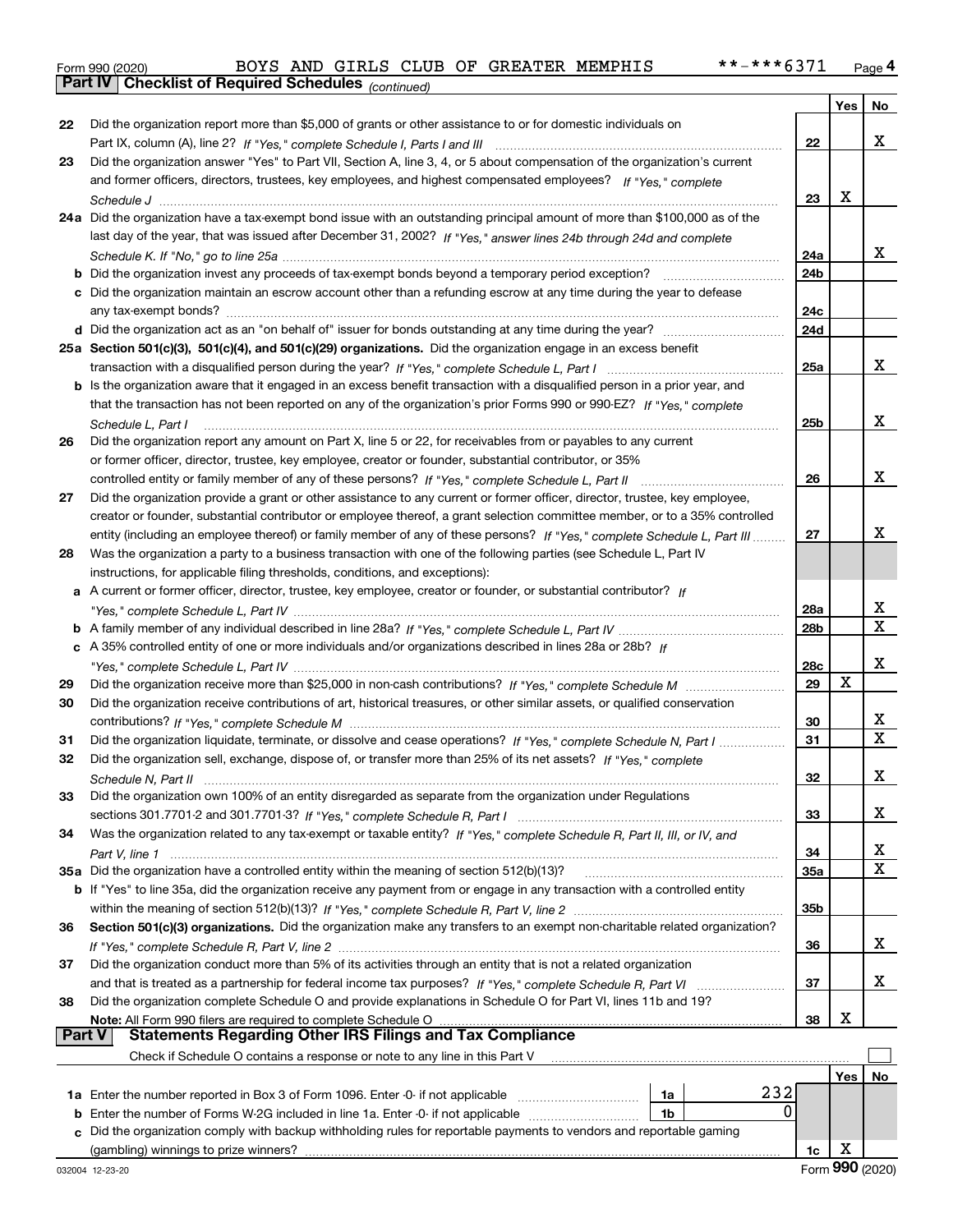Form 990 (2020) BOYS AND GIRLS CLUB OF GREATER MEMPHIS **-***6371 Page **4**

**Part IV | Checklist of Required Schedules** *(continued)*

| | | | Yes | No |
|---|---|---|---|---|
| 22 | Did the organization report more than $5,000 of grants or other assistance to or for domestic individuals on Part IX, column (A), line 2? *If "Yes," complete Schedule I, Parts I and III* | 22 | | X |
| 23 | Did the organization answer "Yes" to Part VII, Section A, line 3, 4, or 5 about compensation of the organization's current and former officers, directors, trustees, key employees, and highest compensated employees? *If "Yes," complete Schedule J* | 23 | X | |
| 24a | Did the organization have a tax-exempt bond issue with an outstanding principal amount of more than $100,000 as of the last day of the year, that was issued after December 31, 2002? *If "Yes," answer lines 24b through 24d and complete Schedule K. If "No," go to line 25a* | 24a | | X |
| b | Did the organization invest any proceeds of tax-exempt bonds beyond a temporary period exception? | 24b | | |
| c | Did the organization maintain an escrow account other than a refunding escrow at any time during the year to defease any tax-exempt bonds? | 24c | | |
| d | Did the organization act as an "on behalf of" issuer for bonds outstanding at any time during the year? | 24d | | |
| 25a | **Section 501(c)(3), 501(c)(4), and 501(c)(29) organizations.** Did the organization engage in an excess benefit transaction with a disqualified person during the year? *If "Yes," complete Schedule L, Part I* | 25a | | X |
| b | Is the organization aware that it engaged in an excess benefit transaction with a disqualified person in a prior year, and that the transaction has not been reported on any of the organization's prior Forms 990 or 990-EZ? *If "Yes," complete Schedule L, Part I* | 25b | | X |
| 26 | Did the organization report any amount on Part X, line 5 or 22, for receivables from or payables to any current or former officer, director, trustee, key employee, creator or founder, substantial contributor, or 35% controlled entity or family member of any of these persons? *If "Yes," complete Schedule L, Part II* | 26 | | X |
| 27 | Did the organization provide a grant or other assistance to any current or former officer, director, trustee, key employee, creator or founder, substantial contributor or employee thereof, a grant selection committee member, or to a 35% controlled entity (including an employee thereof) or family member of any of these persons? *If "Yes," complete Schedule L, Part III* | 27 | | X |
| 28 | Was the organization a party to a business transaction with one of the following parties (see Schedule L, Part IV instructions, for applicable filing thresholds, conditions, and exceptions): | | | |
| a | A current or former officer, director, trustee, key employee, creator or founder, or substantial contributor? *If "Yes," complete Schedule L, Part IV* | 28a | | X |
| b | A family member of any individual described in line 28a? *If "Yes," complete Schedule L, Part IV* | 28b | | X |
| c | A 35% controlled entity of one or more individuals and/or organizations described in lines 28a or 28b? *If "Yes," complete Schedule L, Part IV* | 28c | | X |
| 29 | Did the organization receive more than $25,000 in non-cash contributions? *If "Yes," complete Schedule M* | 29 | X | |
| 30 | Did the organization receive contributions of art, historical treasures, or other similar assets, or qualified conservation contributions? *If "Yes," complete Schedule M* | 30 | | X |
| 31 | Did the organization liquidate, terminate, or dissolve and cease operations? *If "Yes," complete Schedule N, Part I* | 31 | | X |
| 32 | Did the organization sell, exchange, dispose of, or transfer more than 25% of its net assets? *If "Yes," complete Schedule N, Part II* | 32 | | X |
| 33 | Did the organization own 100% of an entity disregarded as separate from the organization under Regulations sections 301.7701-2 and 301.7701-3? *If "Yes," complete Schedule R, Part I* | 33 | | X |
| 34 | Was the organization related to any tax-exempt or taxable entity? *If "Yes," complete Schedule R, Part II, III, or IV, and Part V, line 1* | 34 | | X |
| 35a | Did the organization have a controlled entity within the meaning of section 512(b)(13)? | 35a | | X |
| b | If "Yes" to line 35a, did the organization receive any payment from or engage in any transaction with a controlled entity within the meaning of section 512(b)(13)? *If "Yes," complete Schedule R, Part V, line 2* | 35b | | |
| 36 | **Section 501(c)(3) organizations.** Did the organization make any transfers to an exempt non-charitable related organization? *If "Yes," complete Schedule R, Part V, line 2* | 36 | | X |
| 37 | Did the organization conduct more than 5% of its activities through an entity that is not a related organization and that is treated as a partnership for federal income tax purposes? *If "Yes," complete Schedule R, Part VI* | 37 | | X |
| 38 | Did the organization complete Schedule O and provide explanations in Schedule O for Part VI, lines 11b and 19? **Note:** All Form 990 filers are required to complete Schedule O | 38 | X | |

**Part V | Statements Regarding Other IRS Filings and Tax Compliance**

Check if Schedule O contains a response or note to any line in this Part V ☐

| | | | | | Yes | No |
|---|---|---|---|---|---|---|
| 1a | Enter the number reported in Box 3 of Form 1096. Enter -0- if not applicable | 1a | 232 | | | |
| b | Enter the number of Forms W-2G included in line 1a. Enter -0- if not applicable | 1b | 0 | | | |
| c | Did the organization comply with backup withholding rules for reportable payments to vendors and reportable gaming (gambling) winnings to prize winners? | | | 1c | X | |

032004 12-23-20 Form **990** (2020)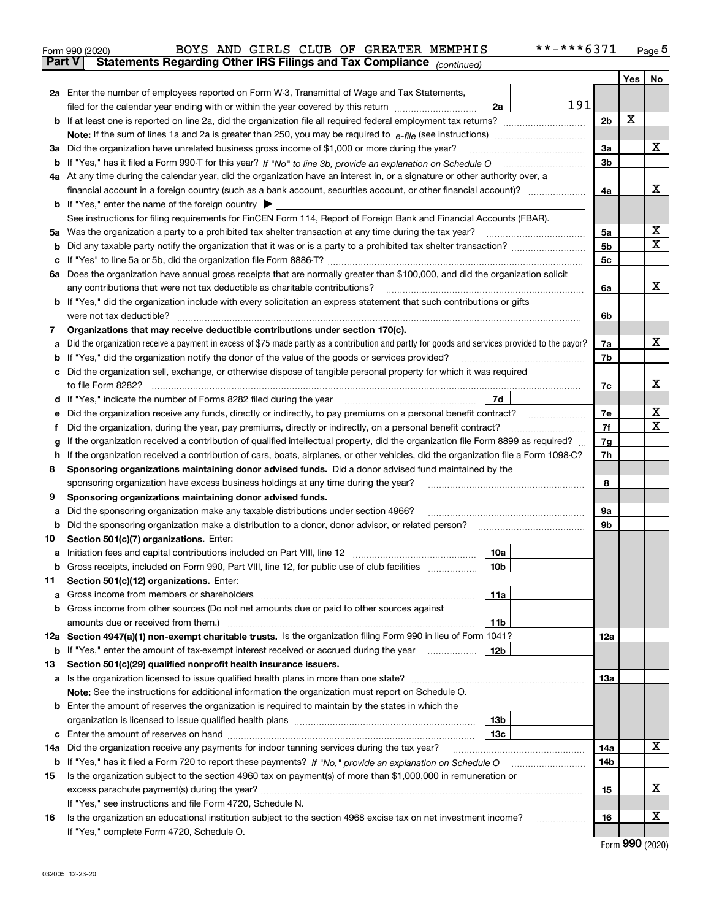Form 990 (2020) BOYS AND GIRLS CLUB OF GREATER MEMPHIS **-***6371 Page 5

**Part V Statements Regarding Other IRS Filings and Tax Compliance** *(continued)*

| | | | | | Yes | No |
|---|---|---|---|---|---|---|
| **2a** | Enter the number of employees reported on Form W-3, Transmittal of Wage and Tax Statements, filed for the calendar year ending with or within the year covered by this return | 2a | 191 | | | |
| **b** | If at least one is reported on line 2a, did the organization file all required federal employment tax returns? | | | 2b | X | |
| | **Note:** If the sum of lines 1a and 2a is greater than 250, you may be required to *e-file* (see instructions) | | | | | |
| **3a** | Did the organization have unrelated business gross income of $1,000 or more during the year? | | | 3a | | X |
| **b** | If "Yes," has it filed a Form 990-T for this year? *If "No" to line 3b, provide an explanation on Schedule O* | | | 3b | | |
| **4a** | At any time during the calendar year, did the organization have an interest in, or a signature or other authority over, a financial account in a foreign country (such as a bank account, securities account, or other financial account)? | | | 4a | | X |
| **b** | If "Yes," enter the name of the foreign country ▶ | | | | | |
| | See instructions for filing requirements for FinCEN Form 114, Report of Foreign Bank and Financial Accounts (FBAR). | | | | | |
| **5a** | Was the organization a party to a prohibited tax shelter transaction at any time during the tax year? | | | 5a | | X |
| **b** | Did any taxable party notify the organization that it was or is a party to a prohibited tax shelter transaction? | | | 5b | | X |
| **c** | If "Yes" to line 5a or 5b, did the organization file Form 8886-T? | | | 5c | | |
| **6a** | Does the organization have annual gross receipts that are normally greater than $100,000, and did the organization solicit any contributions that were not tax deductible as charitable contributions? | | | 6a | | X |
| **b** | If "Yes," did the organization include with every solicitation an express statement that such contributions or gifts were not tax deductible? | | | 6b | | |
| **7** | **Organizations that may receive deductible contributions under section 170(c).** | | | | | |
| **a** | Did the organization receive a payment in excess of $75 made partly as a contribution and partly for goods and services provided to the payor? | | | 7a | | X |
| **b** | If "Yes," did the organization notify the donor of the value of the goods or services provided? | | | 7b | | |
| **c** | Did the organization sell, exchange, or otherwise dispose of tangible personal property for which it was required to file Form 8282? | | | 7c | | X |
| **d** | If "Yes," indicate the number of Forms 8282 filed during the year | 7d | | | | |
| **e** | Did the organization receive any funds, directly or indirectly, to pay premiums on a personal benefit contract? | | | 7e | | X |
| **f** | Did the organization, during the year, pay premiums, directly or indirectly, on a personal benefit contract? | | | 7f | | X |
| **g** | If the organization received a contribution of qualified intellectual property, did the organization file Form 8899 as required? | | | 7g | | |
| **h** | If the organization received a contribution of cars, boats, airplanes, or other vehicles, did the organization file a Form 1098-C? | | | 7h | | |
| **8** | **Sponsoring organizations maintaining donor advised funds.** Did a donor advised fund maintained by the sponsoring organization have excess business holdings at any time during the year? | | | 8 | | |
| **9** | **Sponsoring organizations maintaining donor advised funds.** | | | | | |
| **a** | Did the sponsoring organization make any taxable distributions under section 4966? | | | 9a | | |
| **b** | Did the sponsoring organization make a distribution to a donor, donor advisor, or related person? | | | 9b | | |
| **10** | **Section 501(c)(7) organizations.** Enter: | | | | | |
| **a** | Initiation fees and capital contributions included on Part VIII, line 12 | 10a | | | | |
| **b** | Gross receipts, included on Form 990, Part VIII, line 12, for public use of club facilities | 10b | | | | |
| **11** | **Section 501(c)(12) organizations.** Enter: | | | | | |
| **a** | Gross income from members or shareholders | 11a | | | | |
| **b** | Gross income from other sources (Do not net amounts due or paid to other sources against amounts due or received from them.) | 11b | | | | |
| **12a** | **Section 4947(a)(1) non-exempt charitable trusts.** Is the organization filing Form 990 in lieu of Form 1041? | | | 12a | | |
| **b** | If "Yes," enter the amount of tax-exempt interest received or accrued during the year | 12b | | | | |
| **13** | **Section 501(c)(29) qualified nonprofit health insurance issuers.** | | | | | |
| **a** | Is the organization licensed to issue qualified health plans in more than one state? | | | 13a | | |
| | **Note:** See the instructions for additional information the organization must report on Schedule O. | | | | | |
| **b** | Enter the amount of reserves the organization is required to maintain by the states in which the organization is licensed to issue qualified health plans | 13b | | | | |
| **c** | Enter the amount of reserves on hand | 13c | | | | |
| **14a** | Did the organization receive any payments for indoor tanning services during the tax year? | | | 14a | | X |
| **b** | If "Yes," has it filed a Form 720 to report these payments? *If "No," provide an explanation on Schedule O* | | | 14b | | |
| **15** | Is the organization subject to the section 4960 tax on payment(s) of more than $1,000,000 in remuneration or excess parachute payment(s) during the year? | | | 15 | | X |
| | If "Yes," see instructions and file Form 4720, Schedule N. | | | | | |
| **16** | Is the organization an educational institution subject to the section 4968 excise tax on net investment income? | | | 16 | | X |
| | If "Yes," complete Form 4720, Schedule O. | | | | | |

Form **990** (2020)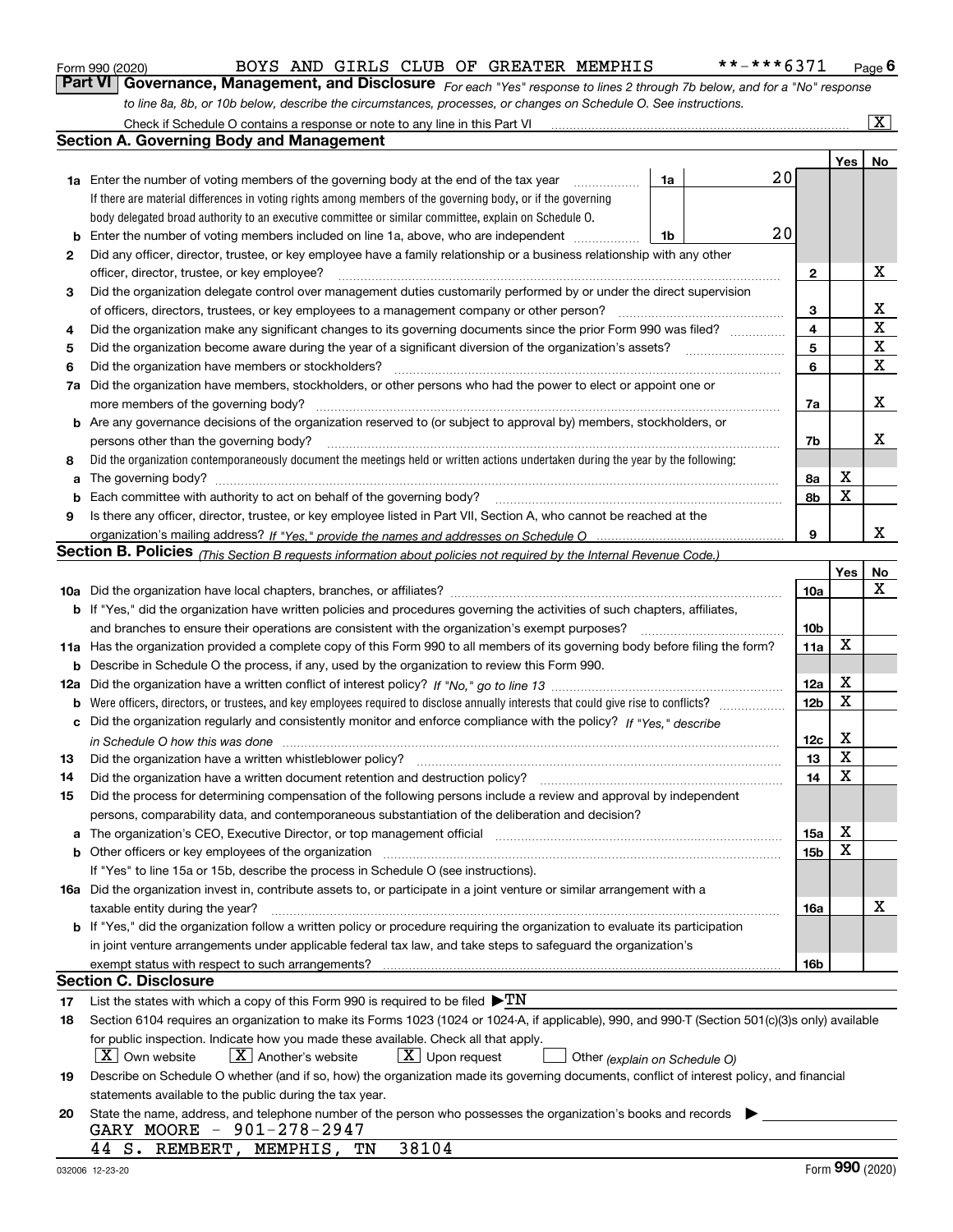Form 990 (2020) BOYS AND GIRLS CLUB OF GREATER MEMPHIS **-***6371 Page 6

**Part VI Governance, Management, and Disclosure** *For each "Yes" response to lines 2 through 7b below, and for a "No" response to line 8a, 8b, or 10b below, describe the circumstances, processes, or changes on Schedule O. See instructions.*

Check if Schedule O contains a response or note to any line in this Part VI [X]

**Section A. Governing Body and Management**

| | | | | | Yes | No |
|---|---|---|---|---|---|---|
| 1a | Enter the number of voting members of the governing body at the end of the tax year. If there are material differences in voting rights among members of the governing body, or if the governing body delegated broad authority to an executive committee or similar committee, explain on Schedule O. | 1a | 20 | | | |
| b | Enter the number of voting members included on line 1a, above, who are independent | 1b | 20 | | | |
| 2 | Did any officer, director, trustee, or key employee have a family relationship or a business relationship with any other officer, director, trustee, or key employee? | | | 2 | | X |
| 3 | Did the organization delegate control over management duties customarily performed by or under the direct supervision of officers, directors, trustees, or key employees to a management company or other person? | | | 3 | | X |
| 4 | Did the organization make any significant changes to its governing documents since the prior Form 990 was filed? | | | 4 | | X |
| 5 | Did the organization become aware during the year of a significant diversion of the organization's assets? | | | 5 | | X |
| 6 | Did the organization have members or stockholders? | | | 6 | | X |
| 7a | Did the organization have members, stockholders, or other persons who had the power to elect or appoint one or more members of the governing body? | | | 7a | | X |
| b | Are any governance decisions of the organization reserved to (or subject to approval by) members, stockholders, or persons other than the governing body? | | | 7b | | X |
| 8 | Did the organization contemporaneously document the meetings held or written actions undertaken during the year by the following: | | | | | |
| a | The governing body? | | | 8a | X | |
| b | Each committee with authority to act on behalf of the governing body? | | | 8b | X | |
| 9 | Is there any officer, director, trustee, or key employee listed in Part VII, Section A, who cannot be reached at the organization's mailing address? *If "Yes," provide the names and addresses on Schedule O* | | | 9 | | X |

**Section B. Policies** *(This Section B requests information about policies not required by the Internal Revenue Code.)*

| | | | Yes | No |
|---|---|---|---|---|
| 10a | Did the organization have local chapters, branches, or affiliates? | 10a | | X |
| b | If "Yes," did the organization have written policies and procedures governing the activities of such chapters, affiliates, and branches to ensure their operations are consistent with the organization's exempt purposes? | 10b | | |
| 11a | Has the organization provided a complete copy of this Form 990 to all members of its governing body before filing the form? | 11a | X | |
| b | Describe in Schedule O the process, if any, used by the organization to review this Form 990. | | | |
| 12a | Did the organization have a written conflict of interest policy? *If "No," go to line 13* | 12a | X | |
| b | Were officers, directors, or trustees, and key employees required to disclose annually interests that could give rise to conflicts? | 12b | X | |
| c | Did the organization regularly and consistently monitor and enforce compliance with the policy? *If "Yes," describe in Schedule O how this was done* | 12c | X | |
| 13 | Did the organization have a written whistleblower policy? | 13 | X | |
| 14 | Did the organization have a written document retention and destruction policy? | 14 | X | |
| 15 | Did the process for determining compensation of the following persons include a review and approval by independent persons, comparability data, and contemporaneous substantiation of the deliberation and decision? | | | |
| a | The organization's CEO, Executive Director, or top management official | 15a | X | |
| b | Other officers or key employees of the organization | 15b | X | |
| | If "Yes" to line 15a or 15b, describe the process in Schedule O (see instructions). | | | |
| 16a | Did the organization invest in, contribute assets to, or participate in a joint venture or similar arrangement with a taxable entity during the year? | 16a | | X |
| b | If "Yes," did the organization follow a written policy or procedure requiring the organization to evaluate its participation in joint venture arrangements under applicable federal tax law, and take steps to safeguard the organization's exempt status with respect to such arrangements? | 16b | | |

**Section C. Disclosure**

17 List the states with which a copy of this Form 990 is required to be filed ▶TN

18 Section 6104 requires an organization to make its Forms 1023 (1024 or 1024-A, if applicable), 990, and 990-T (Section 501(c)(3)s only) available for public inspection. Indicate how you made these available. Check all that apply.

[X] Own website [X] Another's website [X] Upon request [ ] Other *(explain on Schedule O)*

19 Describe on Schedule O whether (and if so, how) the organization made its governing documents, conflict of interest policy, and financial statements available to the public during the tax year.

20 State the name, address, and telephone number of the person who possesses the organization's books and records ▶

GARY MOORE - 901-278-2947
44 S. REMBERT, MEMPHIS, TN 38104

032006 12-23-20 Form **990** (2020)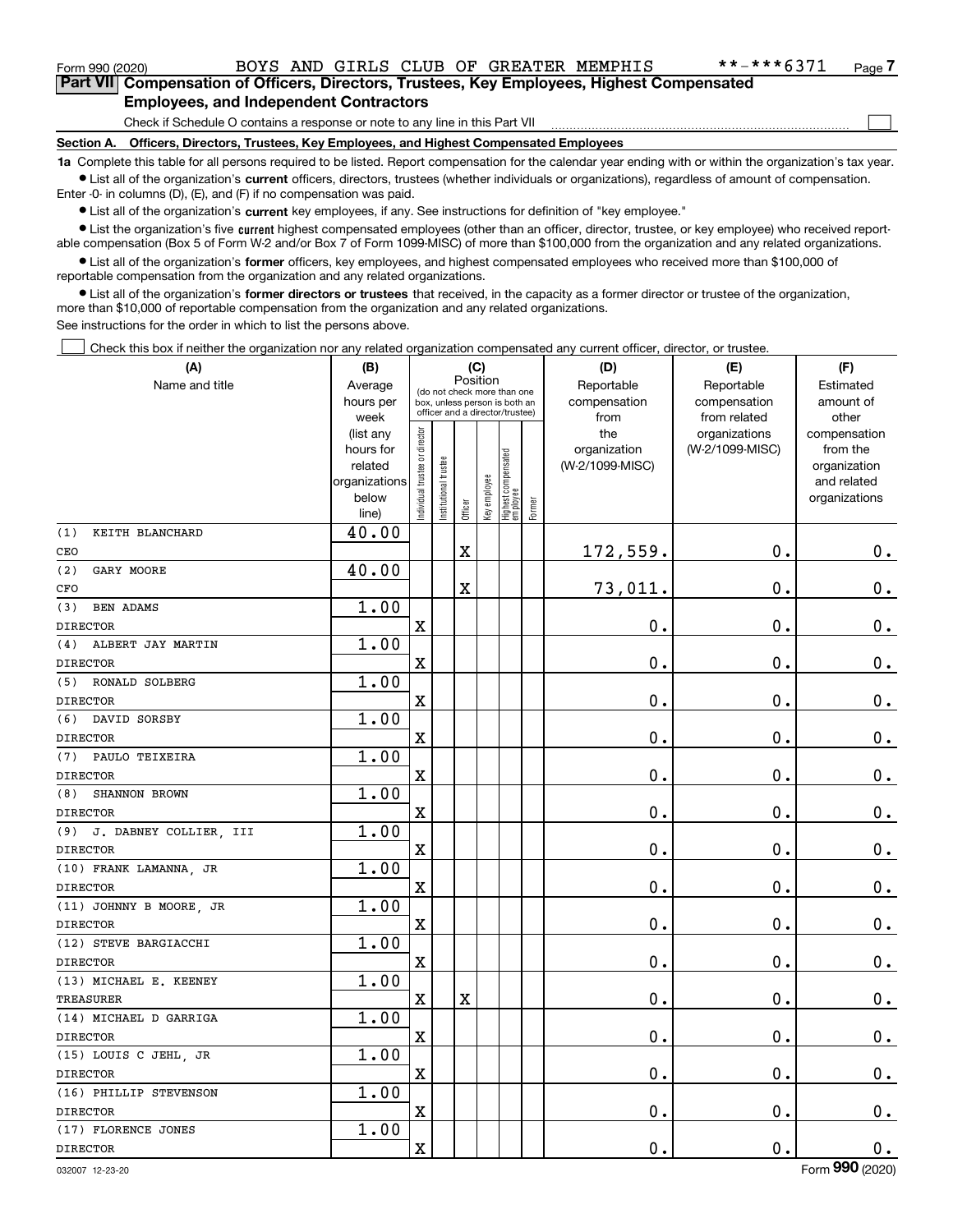Form 990 (2020) BOYS AND GIRLS CLUB OF GREATER MEMPHIS **-***6371 Page 7

**Part VII Compensation of Officers, Directors, Trustees, Key Employees, Highest Compensated Employees, and Independent Contractors**

Check if Schedule O contains a response or note to any line in this Part VII

**Section A. Officers, Directors, Trustees, Key Employees, and Highest Compensated Employees**

**1a** Complete this table for all persons required to be listed. Report compensation for the calendar year ending with or within the organization's tax year.

- List all of the organization's **current** officers, directors, trustees (whether individuals or organizations), regardless of amount of compensation. Enter -0- in columns (D), (E), and (F) if no compensation was paid.
- List all of the organization's **current** key employees, if any. See instructions for definition of "key employee."
- List the organization's five **current** highest compensated employees (other than an officer, director, trustee, or key employee) who received reportable compensation (Box 5 of Form W-2 and/or Box 7 of Form 1099-MISC) of more than $100,000 from the organization and any related organizations.
- List all of the organization's **former** officers, key employees, and highest compensated employees who received more than $100,000 of reportable compensation from the organization and any related organizations.
- List all of the organization's **former directors or trustees** that received, in the capacity as a former director or trustee of the organization, more than $10,000 of reportable compensation from the organization and any related organizations.

See instructions for the order in which to list the persons above.

Check this box if neither the organization nor any related organization compensated any current officer, director, or trustee.

| (A) Name and title | (B) Average hours per week (list any hours for related organizations below line) | (C) Position (do not check more than one box, unless person is both an officer and a director/trustee) | | | | | | (D) Reportable compensation from the organization (W-2/1099-MISC) | (E) Reportable compensation from related organizations (W-2/1099-MISC) | (F) Estimated amount of other compensation from the organization and related organizations |
|---|---|---|---|---|---|---|---|---|---|---|
| | | Individual trustee or director | Institutional trustee | Officer | Key employee | Highest compensated employee | Former | | | |
| (1) KEITH BLANCHARD<br>CEO | 40.00 | | | X | | | | 172,559. | 0. | 0. |
| (2) GARY MOORE<br>CFO | 40.00 | | | X | | | | 73,011. | 0. | 0. |
| (3) BEN ADAMS<br>DIRECTOR | 1.00 | X | | | | | | 0. | 0. | 0. |
| (4) ALBERT JAY MARTIN<br>DIRECTOR | 1.00 | X | | | | | | 0. | 0. | 0. |
| (5) RONALD SOLBERG<br>DIRECTOR | 1.00 | X | | | | | | 0. | 0. | 0. |
| (6) DAVID SORSBY<br>DIRECTOR | 1.00 | X | | | | | | 0. | 0. | 0. |
| (7) PAULO TEIXEIRA<br>DIRECTOR | 1.00 | X | | | | | | 0. | 0. | 0. |
| (8) SHANNON BROWN<br>DIRECTOR | 1.00 | X | | | | | | 0. | 0. | 0. |
| (9) J. DABNEY COLLIER, III<br>DIRECTOR | 1.00 | X | | | | | | 0. | 0. | 0. |
| (10) FRANK LAMANNA, JR<br>DIRECTOR | 1.00 | X | | | | | | 0. | 0. | 0. |
| (11) JOHNNY B MOORE, JR<br>DIRECTOR | 1.00 | X | | | | | | 0. | 0. | 0. |
| (12) STEVE BARGIACCHI<br>DIRECTOR | 1.00 | X | | | | | | 0. | 0. | 0. |
| (13) MICHAEL E. KEENEY<br>TREASURER | 1.00 | X | | X | | | | 0. | 0. | 0. |
| (14) MICHAEL D GARRIGA<br>DIRECTOR | 1.00 | X | | | | | | 0. | 0. | 0. |
| (15) LOUIS C JEHL, JR<br>DIRECTOR | 1.00 | X | | | | | | 0. | 0. | 0. |
| (16) PHILLIP STEVENSON<br>DIRECTOR | 1.00 | X | | | | | | 0. | 0. | 0. |
| (17) FLORENCE JONES<br>DIRECTOR | 1.00 | X | | | | | | 0. | 0. | 0. |

032007 12-23-20 Form 990 (2020)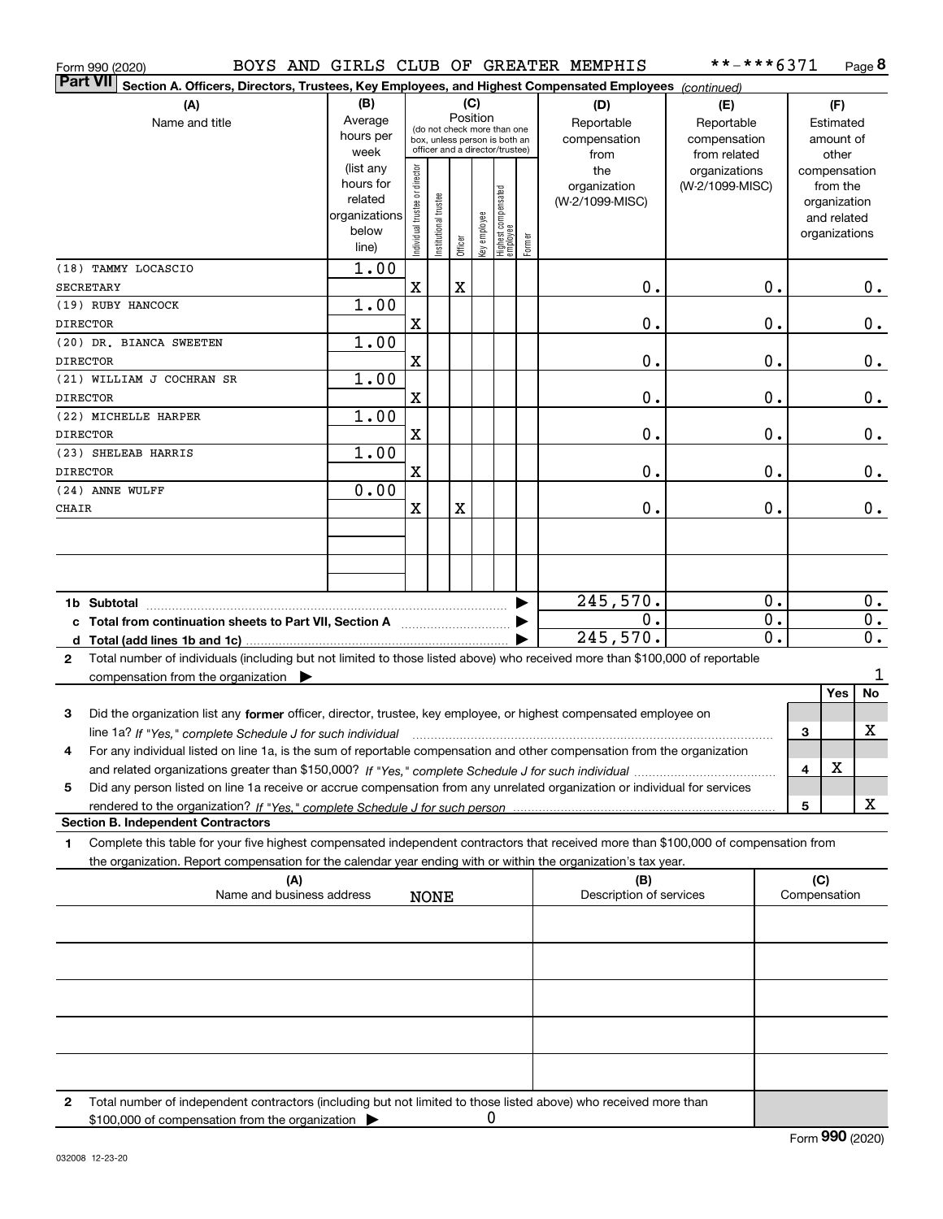Form 990 (2020) BOYS AND GIRLS CLUB OF GREATER MEMPHIS **-***6371 Page 8

**Part VII Section A. Officers, Directors, Trustees, Key Employees, and Highest Compensated Employees** *(continued)*

| (A) Name and title | (B) Average hours per week (list any hours for related organizations below line) | (C) Position: Individual trustee or director | Institutional trustee | Officer | Key employee | Highest compensated employee | Former | (D) Reportable compensation from the organization (W-2/1099-MISC) | (E) Reportable compensation from related organizations (W-2/1099-MISC) | (F) Estimated amount of other compensation from the organization and related organizations |
|---|---|---|---|---|---|---|---|---|---|---|
| (18) TAMMY LOCASCIO SECRETARY | 1.00 | X | | X | | | | 0. | 0. | 0. |
| (19) RUBY HANCOCK DIRECTOR | 1.00 | X | | | | | | 0. | 0. | 0. |
| (20) DR. BIANCA SWEETEN DIRECTOR | 1.00 | X | | | | | | 0. | 0. | 0. |
| (21) WILLIAM J COCHRAN SR DIRECTOR | 1.00 | X | | | | | | 0. | 0. | 0. |
| (22) MICHELLE HARPER DIRECTOR | 1.00 | X | | | | | | 0. | 0. | 0. |
| (23) SHELEAB HARRIS DIRECTOR | 1.00 | X | | | | | | 0. | 0. | 0. |
| (24) ANNE WULFF CHAIR | 0.00 | X | | X | | | | 0. | 0. | 0. |
| | | | | | | | | | | |
| | | | | | | | | | | |
| **1b Subtotal** | | | | | | | | 245,570. | 0. | 0. |
| **c Total from continuation sheets to Part VII, Section A** | | | | | | | | 0. | 0. | 0. |
| **d Total (add lines 1b and 1c)** | | | | | | | | 245,570. | 0. | 0. |

**2** Total number of individuals (including but not limited to those listed above) who received more than $100,000 of reportable compensation from the organization ▶ 1

| | | Yes | No |
|---|---|---|---|
| **3** Did the organization list any **former** officer, director, trustee, key employee, or highest compensated employee on line 1a? *If "Yes," complete Schedule J for such individual* | 3 | | X |
| **4** For any individual listed on line 1a, is the sum of reportable compensation and other compensation from the organization and related organizations greater than $150,000? *If "Yes," complete Schedule J for such individual* | 4 | X | |
| **5** Did any person listed on line 1a receive or accrue compensation from any unrelated organization or individual for services rendered to the organization? *If "Yes," complete Schedule J for such person* | 5 | | X |

**Section B. Independent Contractors**

**1** Complete this table for your five highest compensated independent contractors that received more than $100,000 of compensation from the organization. Report compensation for the calendar year ending with or within the organization's tax year.

| (A) Name and business address | (B) Description of services | (C) Compensation |
|---|---|---|
| NONE | | |
| | | |
| | | |
| | | |
| | | |

**2** Total number of independent contractors (including but not limited to those listed above) who received more than $100,000 of compensation from the organization ▶ 0

Form **990** (2020)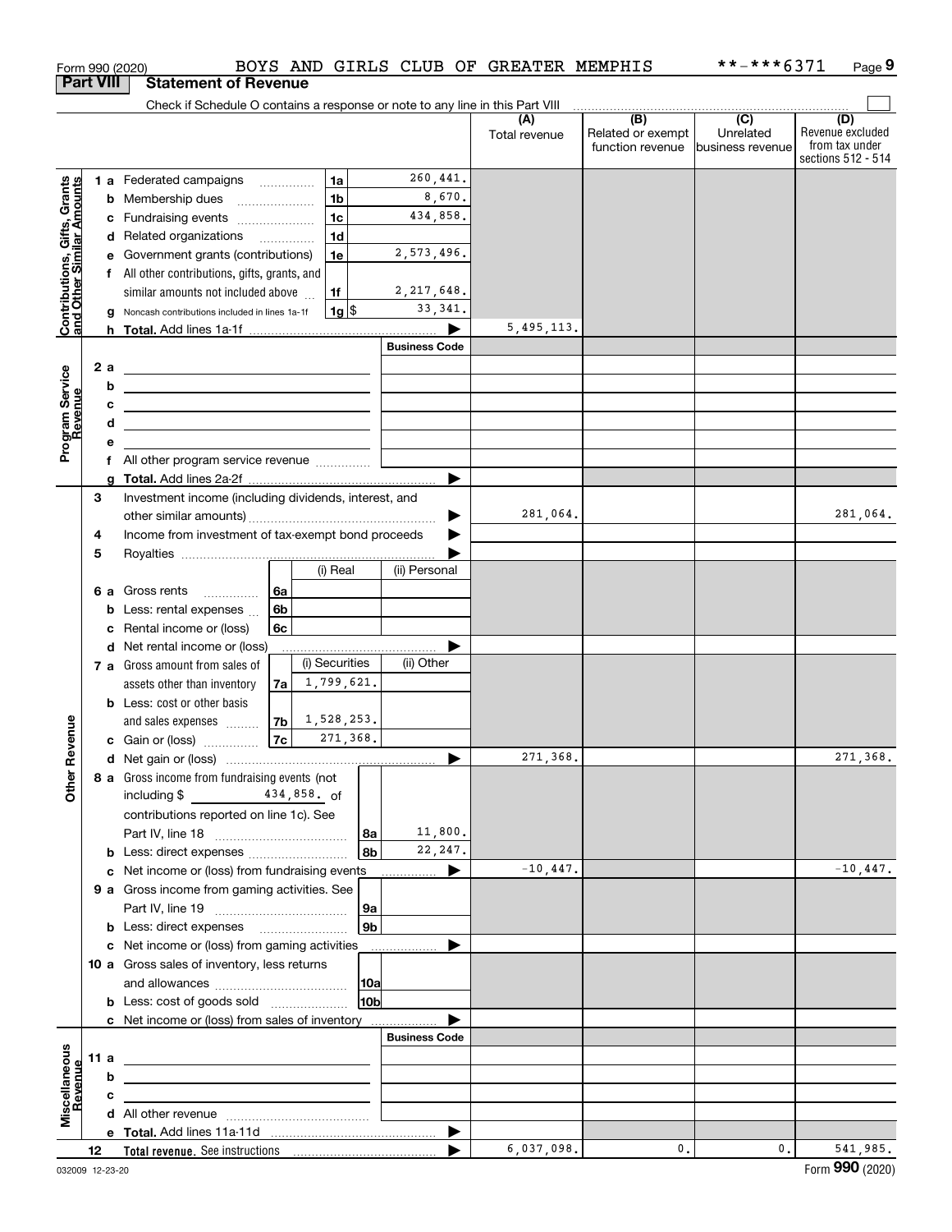Form 990 (2020) BOYS AND GIRLS CLUB OF GREATER MEMPHIS **-***6371 Page 9

**Part VIII Statement of Revenue**

Check if Schedule O contains a response or note to any line in this Part VIII

| | | | | (A) Total revenue | (B) Related or exempt function revenue | (C) Unrelated business revenue | (D) Revenue excluded from tax under sections 512 - 514 |
|---|---|---|---|---|---|---|---|
| **Contributions, Gifts, Grants and Other Similar Amounts** | 1 a Federated campaigns | 1a | 260,441. | | | | |
| | b Membership dues | 1b | 8,670. | | | | |
| | c Fundraising events | 1c | 434,858. | | | | |
| | d Related organizations | 1d | | | | | |
| | e Government grants (contributions) | 1e | 2,573,496. | | | | |
| | f All other contributions, gifts, grants, and similar amounts not included above | 1f | 2,217,648. | | | | |
| | g Noncash contributions included in lines 1a-1f | 1g $ | 33,341. | | | | |
| | h **Total.** Add lines 1a-1f | | | 5,495,113. | | | |
| **Program Service Revenue** | | | Business Code | | | | |
| | 2 a | | | | | | |
| | b | | | | | | |
| | c | | | | | | |
| | d | | | | | | |
| | e | | | | | | |
| | f All other program service revenue | | | | | | |
| | g **Total.** Add lines 2a-2f | | | | | | |
| **Other Revenue** | 3 Investment income (including dividends, interest, and other similar amounts) | | | 281,064. | | | 281,064. |
| | 4 Income from investment of tax-exempt bond proceeds | | | | | | |
| | 5 Royalties | | | | | | |
| | | (i) Real | (ii) Personal | | | | |
| | 6 a Gross rents (6a) | | | | | | |
| | b Less: rental expenses (6b) | | | | | | |
| | c Rental income or (loss) (6c) | | | | | | |
| | d Net rental income or (loss) | | | | | | |
| | | (i) Securities | (ii) Other | | | | |
| | 7 a Gross amount from sales of assets other than inventory (7a) | 1,799,621. | | | | | |
| | b Less: cost or other basis and sales expenses (7b) | 1,528,253. | | | | | |
| | c Gain or (loss) (7c) | 271,368. | | | | | |
| | d Net gain or (loss) | | | 271,368. | | | 271,368. |
| | 8 a Gross income from fundraising events (not including $ 434,858. of contributions reported on line 1c). See Part IV, line 18 | 8a | 11,800. | | | | |
| | b Less: direct expenses | 8b | 22,247. | | | | |
| | c Net income or (loss) from fundraising events | | | -10,447. | | | -10,447. |
| | 9 a Gross income from gaming activities. See Part IV, line 19 | 9a | | | | | |
| | b Less: direct expenses | 9b | | | | | |
| | c Net income or (loss) from gaming activities | | | | | | |
| | 10 a Gross sales of inventory, less returns and allowances | 10a | | | | | |
| | b Less: cost of goods sold | 10b | | | | | |
| | c Net income or (loss) from sales of inventory | | | | | | |
| **Miscellaneous Revenue** | | | Business Code | | | | |
| | 11 a | | | | | | |
| | b | | | | | | |
| | c | | | | | | |
| | d All other revenue | | | | | | |
| | e **Total.** Add lines 11a-11d | | | | | | |
| | 12 **Total revenue.** See instructions | | | 6,037,098. | 0. | 0. | 541,985. |

032009 12-23-20 Form **990** (2020)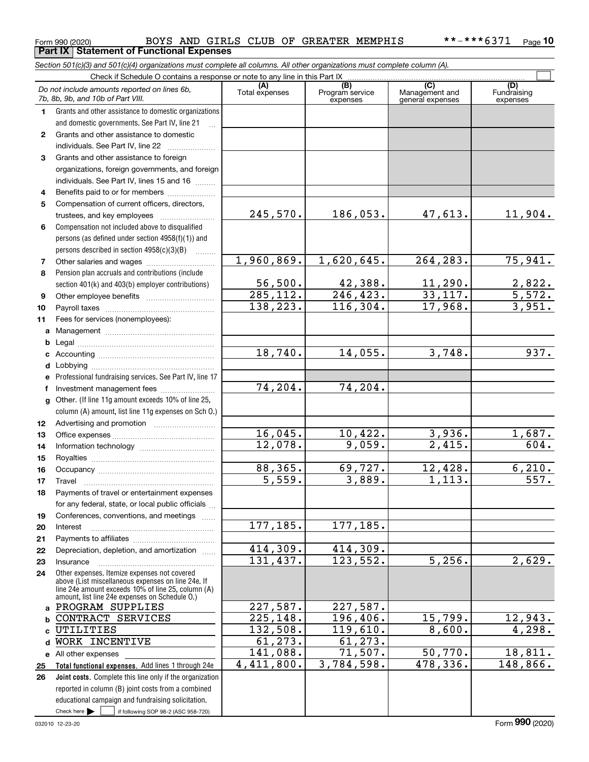Form 990 (2020) BOYS AND GIRLS CLUB OF GREATER MEMPHIS **-***6371 Page 10

**Part IX Statement of Functional Expenses**

*Section 501(c)(3) and 501(c)(4) organizations must complete all columns. All other organizations must complete column (A).*

Check if Schedule O contains a response or note to any line in this Part IX

| | *Do not include amounts reported on lines 6b, 7b, 8b, 9b, and 10b of Part VIII.* | (A) Total expenses | (B) Program service expenses | (C) Management and general expenses | (D) Fundraising expenses |
|---|---|---|---|---|---|
| 1 | Grants and other assistance to domestic organizations and domestic governments. See Part IV, line 21 | | | | |
| 2 | Grants and other assistance to domestic individuals. See Part IV, line 22 | | | | |
| 3 | Grants and other assistance to foreign organizations, foreign governments, and foreign individuals. See Part IV, lines 15 and 16 | | | | |
| 4 | Benefits paid to or for members | | | | |
| 5 | Compensation of current officers, directors, trustees, and key employees | 245,570. | 186,053. | 47,613. | 11,904. |
| 6 | Compensation not included above to disqualified persons (as defined under section 4958(f)(1)) and persons described in section 4958(c)(3)(B) | | | | |
| 7 | Other salaries and wages | 1,960,869. | 1,620,645. | 264,283. | 75,941. |
| 8 | Pension plan accruals and contributions (include section 401(k) and 403(b) employer contributions) | 56,500. | 42,388. | 11,290. | 2,822. |
| 9 | Other employee benefits | 285,112. | 246,423. | 33,117. | 5,572. |
| 10 | Payroll taxes | 138,223. | 116,304. | 17,968. | 3,951. |
| 11 | Fees for services (nonemployees): | | | | |
| a | Management | | | | |
| b | Legal | | | | |
| c | Accounting | 18,740. | 14,055. | 3,748. | 937. |
| d | Lobbying | | | | |
| e | Professional fundraising services. See Part IV, line 17 | | | | |
| f | Investment management fees | 74,204. | 74,204. | | |
| g | Other. (If line 11g amount exceeds 10% of line 25, column (A) amount, list line 11g expenses on Sch O.) | | | | |
| 12 | Advertising and promotion | | | | |
| 13 | Office expenses | 16,045. | 10,422. | 3,936. | 1,687. |
| 14 | Information technology | 12,078. | 9,059. | 2,415. | 604. |
| 15 | Royalties | | | | |
| 16 | Occupancy | 88,365. | 69,727. | 12,428. | 6,210. |
| 17 | Travel | 5,559. | 3,889. | 1,113. | 557. |
| 18 | Payments of travel or entertainment expenses for any federal, state, or local public officials | | | | |
| 19 | Conferences, conventions, and meetings | | | | |
| 20 | Interest | 177,185. | 177,185. | | |
| 21 | Payments to affiliates | | | | |
| 22 | Depreciation, depletion, and amortization | 414,309. | 414,309. | | |
| 23 | Insurance | 131,437. | 123,552. | 5,256. | 2,629. |
| 24 | Other expenses. Itemize expenses not covered above (List miscellaneous expenses on line 24e. If line 24e amount exceeds 10% of line 25, column (A) amount, list line 24e expenses on Schedule O.) | | | | |
| a | PROGRAM SUPPLIES | 227,587. | 227,587. | | |
| b | CONTRACT SERVICES | 225,148. | 196,406. | 15,799. | 12,943. |
| c | UTILITIES | 132,508. | 119,610. | 8,600. | 4,298. |
| d | WORK INCENTIVE | 61,273. | 61,273. | | |
| e | All other expenses | 141,088. | 71,507. | 50,770. | 18,811. |
| 25 | **Total functional expenses.** Add lines 1 through 24e | 4,411,800. | 3,784,598. | 478,336. | 148,866. |
| 26 | **Joint costs.** Complete this line only if the organization reported in column (B) joint costs from a combined educational campaign and fundraising solicitation. Check here ☐ if following SOP 98-2 (ASC 958-720) | | | | |

032010 12-23-20 Form **990** (2020)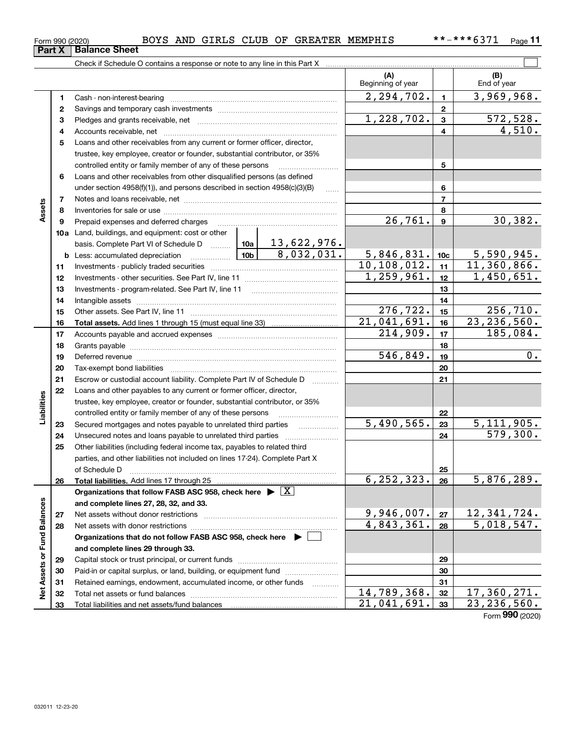Form 990 (2020) BOYS AND GIRLS CLUB OF GREATER MEMPHIS **-***6371 Page 11

## Part X Balance Sheet

Check if Schedule O contains a response or note to any line in this Part X

| | | | | (A) Beginning of year | | (B) End of year |
|---|---|---|---|---|---|---|
| Assets | 1 | Cash - non-interest-bearing | | 2,294,702. | 1 | 3,969,968. |
| | 2 | Savings and temporary cash investments | | | 2 | |
| | 3 | Pledges and grants receivable, net | | 1,228,702. | 3 | 572,528. |
| | 4 | Accounts receivable, net | | | 4 | 4,510. |
| | 5 | Loans and other receivables from any current or former officer, director, trustee, key employee, creator or founder, substantial contributor, or 35% controlled entity or family member of any of these persons | | | 5 | |
| | 6 | Loans and other receivables from other disqualified persons (as defined under section 4958(f)(1)), and persons described in section 4958(c)(3)(B) | | | 6 | |
| | 7 | Notes and loans receivable, net | | | 7 | |
| | 8 | Inventories for sale or use | | | 8 | |
| | 9 | Prepaid expenses and deferred charges | | 26,761. | 9 | 30,382. |
| | 10a | Land, buildings, and equipment: cost or other basis. Complete Part VI of Schedule D | 10a 13,622,976. | | | |
| | b | Less: accumulated depreciation | 10b 8,032,031. | 5,846,831. | 10c | 5,590,945. |
| | 11 | Investments - publicly traded securities | | 10,108,012. | 11 | 11,360,866. |
| | 12 | Investments - other securities. See Part IV, line 11 | | 1,259,961. | 12 | 1,450,651. |
| | 13 | Investments - program-related. See Part IV, line 11 | | | 13 | |
| | 14 | Intangible assets | | | 14 | |
| | 15 | Other assets. See Part IV, line 11 | | 276,722. | 15 | 256,710. |
| | 16 | **Total assets.** Add lines 1 through 15 (must equal line 33) | | 21,041,691. | 16 | 23,236,560. |
| Liabilities | 17 | Accounts payable and accrued expenses | | 214,909. | 17 | 185,084. |
| | 18 | Grants payable | | | 18 | |
| | 19 | Deferred revenue | | 546,849. | 19 | 0. |
| | 20 | Tax-exempt bond liabilities | | | 20 | |
| | 21 | Escrow or custodial account liability. Complete Part IV of Schedule D | | | 21 | |
| | 22 | Loans and other payables to any current or former officer, director, trustee, key employee, creator or founder, substantial contributor, or 35% controlled entity or family member of any of these persons | | | 22 | |
| | 23 | Secured mortgages and notes payable to unrelated third parties | | 5,490,565. | 23 | 5,111,905. |
| | 24 | Unsecured notes and loans payable to unrelated third parties | | | 24 | 579,300. |
| | 25 | Other liabilities (including federal income tax, payables to related third parties, and other liabilities not included on lines 17-24). Complete Part X of Schedule D | | | 25 | |
| | 26 | **Total liabilities.** Add lines 17 through 25 | | 6,252,323. | 26 | 5,876,289. |
| Net Assets or Fund Balances | | **Organizations that follow FASB ASC 958, check here** ▶ [X] **and complete lines 27, 28, 32, and 33.** | | | | |
| | 27 | Net assets without donor restrictions | | 9,946,007. | 27 | 12,341,724. |
| | 28 | Net assets with donor restrictions | | 4,843,361. | 28 | 5,018,547. |
| | | **Organizations that do not follow FASB ASC 958, check here** ▶ [ ] **and complete lines 29 through 33.** | | | | |
| | 29 | Capital stock or trust principal, or current funds | | | 29 | |
| | 30 | Paid-in or capital surplus, or land, building, or equipment fund | | | 30 | |
| | 31 | Retained earnings, endowment, accumulated income, or other funds | | | 31 | |
| | 32 | Total net assets or fund balances | | 14,789,368. | 32 | 17,360,271. |
| | 33 | Total liabilities and net assets/fund balances | | 21,041,691. | 33 | 23,236,560. |

Form **990** (2020)

032011 12-23-20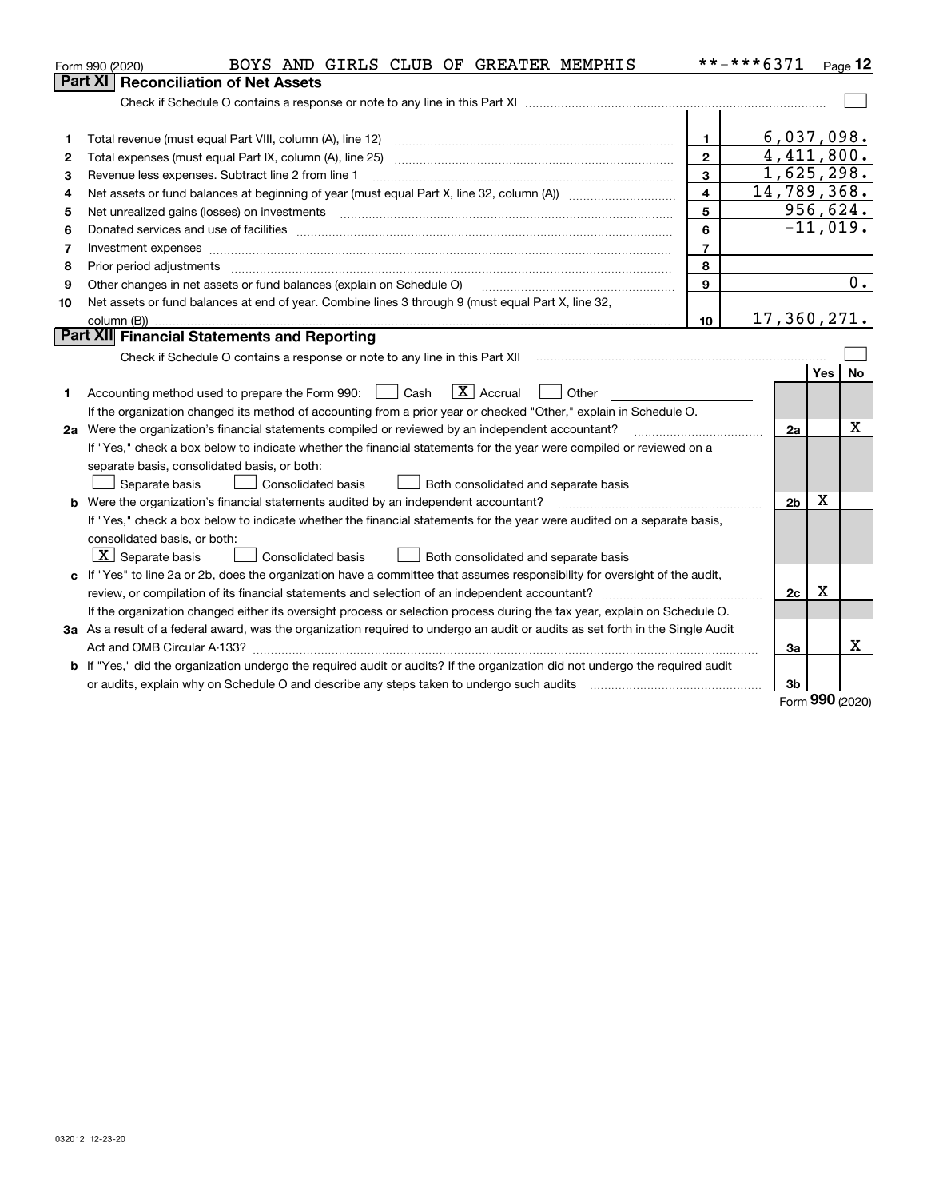Form 990 (2020) BOYS AND GIRLS CLUB OF GREATER MEMPHIS **-***6371 Page 12

## Part XI Reconciliation of Net Assets

Check if Schedule O contains a response or note to any line in this Part XI ☐

| | | | |
|---|---|---|---|
| 1 | Total revenue (must equal Part VIII, column (A), line 12) | 1 | 6,037,098. |
| 2 | Total expenses (must equal Part IX, column (A), line 25) | 2 | 4,411,800. |
| 3 | Revenue less expenses. Subtract line 2 from line 1 | 3 | 1,625,298. |
| 4 | Net assets or fund balances at beginning of year (must equal Part X, line 32, column (A)) | 4 | 14,789,368. |
| 5 | Net unrealized gains (losses) on investments | 5 | 956,624. |
| 6 | Donated services and use of facilities | 6 | -11,019. |
| 7 | Investment expenses | 7 | |
| 8 | Prior period adjustments | 8 | |
| 9 | Other changes in net assets or fund balances (explain on Schedule O) | 9 | 0. |
| 10 | Net assets or fund balances at end of year. Combine lines 3 through 9 (must equal Part X, line 32, column (B)) | 10 | 17,360,271. |

## Part XII Financial Statements and Reporting

Check if Schedule O contains a response or note to any line in this Part XII ☐

| | | | Yes | No |
|---|---|---|---|---|
| 1 | Accounting method used to prepare the Form 990: ☐ Cash ☒ Accrual ☐ Other<br>If the organization changed its method of accounting from a prior year or checked "Other," explain in Schedule O. | | | |
| 2a | Were the organization's financial statements compiled or reviewed by an independent accountant?<br>If "Yes," check a box below to indicate whether the financial statements for the year were compiled or reviewed on a separate basis, consolidated basis, or both:<br>☐ Separate basis ☐ Consolidated basis ☐ Both consolidated and separate basis | 2a | | X |
| b | Were the organization's financial statements audited by an independent accountant?<br>If "Yes," check a box below to indicate whether the financial statements for the year were audited on a separate basis, consolidated basis, or both:<br>☒ Separate basis ☐ Consolidated basis ☐ Both consolidated and separate basis | 2b | X | |
| c | If "Yes" to line 2a or 2b, does the organization have a committee that assumes responsibility for oversight of the audit, review, or compilation of its financial statements and selection of an independent accountant?<br>If the organization changed either its oversight process or selection process during the tax year, explain on Schedule O. | 2c | X | |
| 3a | As a result of a federal award, was the organization required to undergo an audit or audits as set forth in the Single Audit Act and OMB Circular A-133? | 3a | | X |
| b | If "Yes," did the organization undergo the required audit or audits? If the organization did not undergo the required audit or audits, explain why on Schedule O and describe any steps taken to undergo such audits | 3b | | |

Form 990 (2020)

032012 12-23-20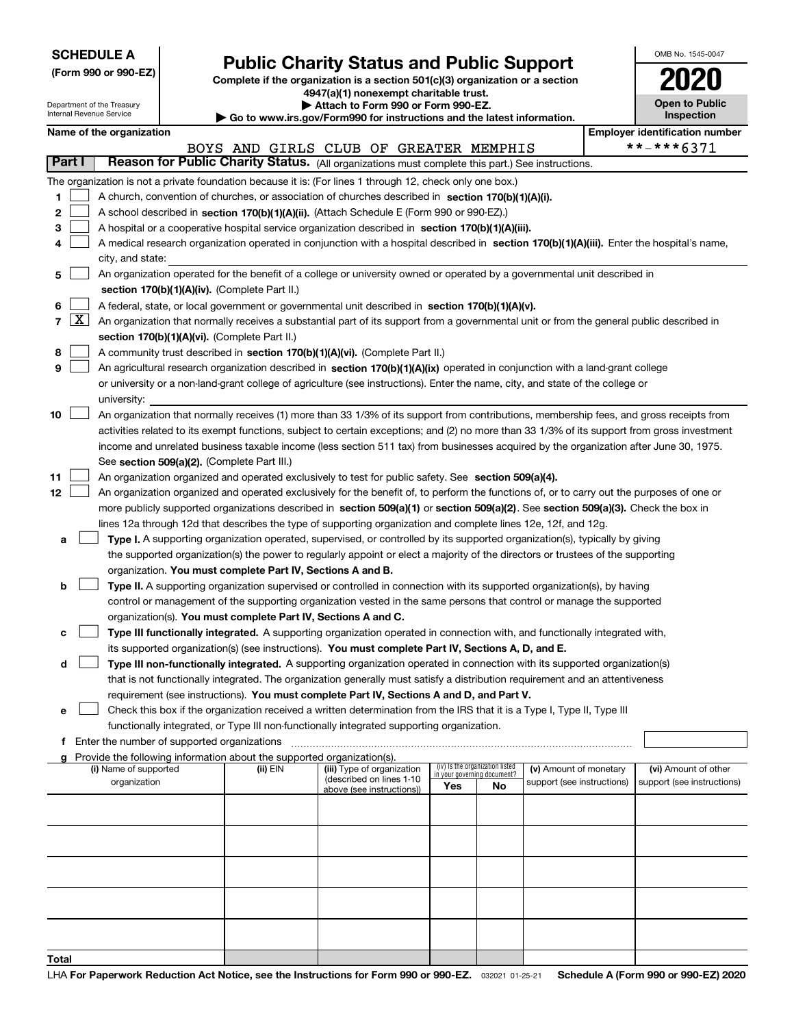**SCHEDULE A**
**(Form 990 or 990-EZ)**

Department of the Treasury
Internal Revenue Service

# Public Charity Status and Public Support

**Complete if the organization is a section 501(c)(3) organization or a section 4947(a)(1) nonexempt charitable trust.**
**▶ Attach to Form 990 or Form 990-EZ.**
**▶ Go to www.irs.gov/Form990 for instructions and the latest information.**

OMB No. 1545-0047

**2020**

**Open to Public Inspection**

**Name of the organization**
BOYS AND GIRLS CLUB OF GREATER MEMPHIS

**Employer identification number**
**-***6371

**Part I** **Reason for Public Charity Status.** (All organizations must complete this part.) See instructions.

The organization is not a private foundation because it is: (For lines 1 through 12, check only one box.)

1 ☐ A church, convention of churches, or association of churches described in **section 170(b)(1)(A)(i).**

2 ☐ A school described in **section 170(b)(1)(A)(ii).** (Attach Schedule E (Form 990 or 990-EZ).)

3 ☐ A hospital or a cooperative hospital service organization described in **section 170(b)(1)(A)(iii).**

4 ☐ A medical research organization operated in conjunction with a hospital described in **section 170(b)(1)(A)(iii).** Enter the hospital's name, city, and state:

5 ☐ An organization operated for the benefit of a college or university owned or operated by a governmental unit described in **section 170(b)(1)(A)(iv).** (Complete Part II.)

6 ☐ A federal, state, or local government or governmental unit described in **section 170(b)(1)(A)(v).**

7 ☒ An organization that normally receives a substantial part of its support from a governmental unit or from the general public described in **section 170(b)(1)(A)(vi).** (Complete Part II.)

8 ☐ A community trust described in **section 170(b)(1)(A)(vi).** (Complete Part II.)

9 ☐ An agricultural research organization described in **section 170(b)(1)(A)(ix)** operated in conjunction with a land-grant college or university or a non-land-grant college of agriculture (see instructions). Enter the name, city, and state of the college or university:

10 ☐ An organization that normally receives (1) more than 33 1/3% of its support from contributions, membership fees, and gross receipts from activities related to its exempt functions, subject to certain exceptions; and (2) no more than 33 1/3% of its support from gross investment income and unrelated business taxable income (less section 511 tax) from businesses acquired by the organization after June 30, 1975. See **section 509(a)(2).** (Complete Part III.)

11 ☐ An organization organized and operated exclusively to test for public safety. See **section 509(a)(4).**

12 ☐ An organization organized and operated exclusively for the benefit of, to perform the functions of, or to carry out the purposes of one or more publicly supported organizations described in **section 509(a)(1)** or **section 509(a)(2)**. See **section 509(a)(3).** Check the box in lines 12a through 12d that describes the type of supporting organization and complete lines 12e, 12f, and 12g.

a ☐ **Type I.** A supporting organization operated, supervised, or controlled by its supported organization(s), typically by giving the supported organization(s) the power to regularly appoint or elect a majority of the directors or trustees of the supporting organization. **You must complete Part IV, Sections A and B.**

b ☐ **Type II.** A supporting organization supervised or controlled in connection with its supported organization(s), by having control or management of the supporting organization vested in the same persons that control or manage the supported organization(s). **You must complete Part IV, Sections A and C.**

c ☐ **Type III functionally integrated.** A supporting organization operated in connection with, and functionally integrated with, its supported organization(s) (see instructions). **You must complete Part IV, Sections A, D, and E.**

d ☐ **Type III non-functionally integrated.** A supporting organization operated in connection with its supported organization(s) that is not functionally integrated. The organization generally must satisfy a distribution requirement and an attentiveness requirement (see instructions). **You must complete Part IV, Sections A and D, and Part V.**

e ☐ Check this box if the organization received a written determination from the IRS that it is a Type I, Type II, Type III functionally integrated, or Type III non-functionally integrated supporting organization.

f Enter the number of supported organizations

g Provide the following information about the supported organization(s).

| (i) Name of supported organization | (ii) EIN | (iii) Type of organization (described on lines 1-10 above (see instructions)) | (iv) Is the organization listed in your governing document? Yes | No | (v) Amount of monetary support (see instructions) | (vi) Amount of other support (see instructions) |
|---|---|---|---|---|---|---|
| | | | | | | |
| | | | | | | |
| | | | | | | |
| | | | | | | |
| | | | | | | |
| **Total** | | | | | | |

LHA **For Paperwork Reduction Act Notice, see the Instructions for Form 990 or 990-EZ.** 032021 01-25-21 **Schedule A (Form 990 or 990-EZ) 2020**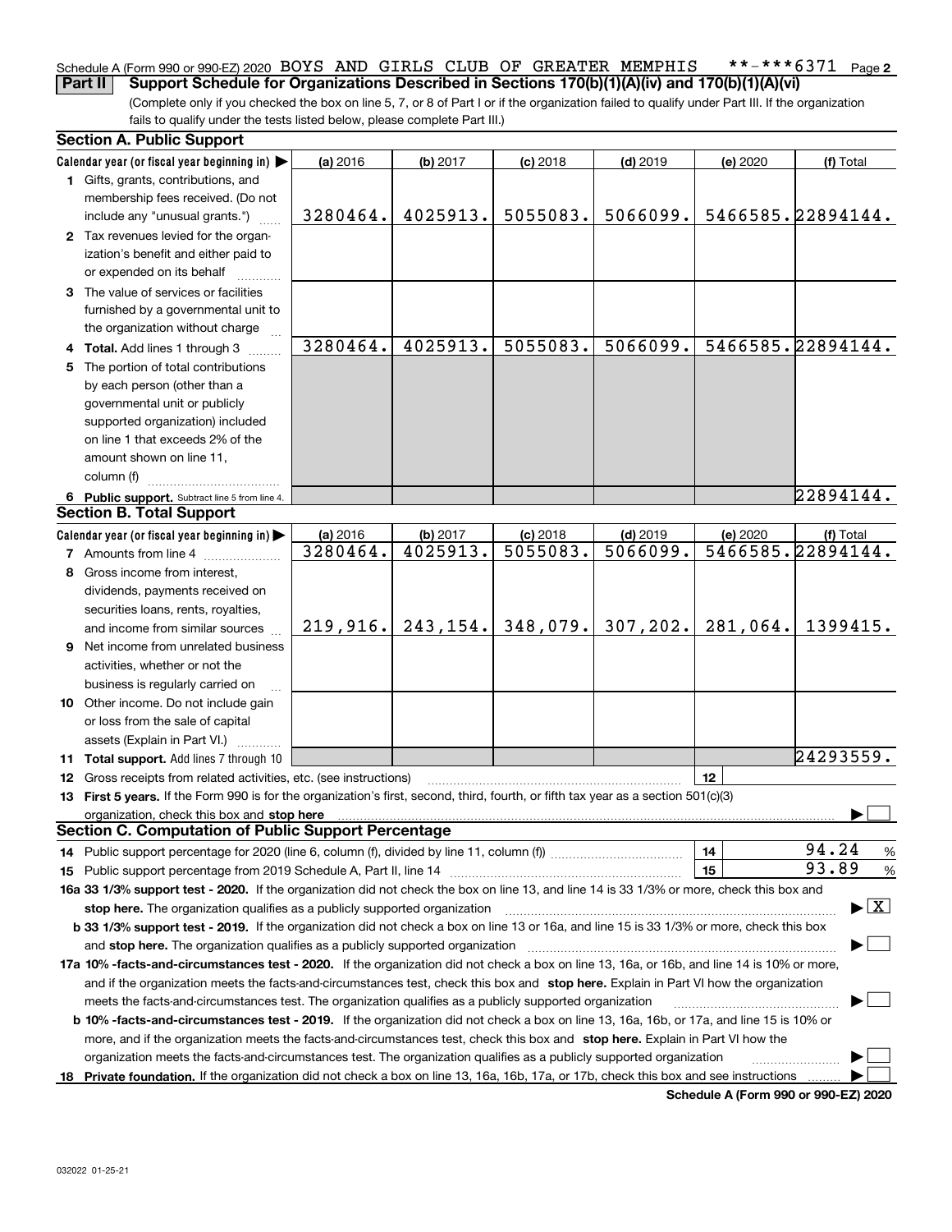Schedule A (Form 990 or 990-EZ) 2020 BOYS AND GIRLS CLUB OF GREATER MEMPHIS **-***6371 Page 2

**Part II Support Schedule for Organizations Described in Sections 170(b)(1)(A)(iv) and 170(b)(1)(A)(vi)**

(Complete only if you checked the box on line 5, 7, or 8 of Part I or if the organization failed to qualify under Part III. If the organization fails to qualify under the tests listed below, please complete Part III.)

## Section A. Public Support

| Calendar year (or fiscal year beginning in) ▶ | (a) 2016 | (b) 2017 | (c) 2018 | (d) 2019 | (e) 2020 | (f) Total |
|---|---|---|---|---|---|---|
| **1** Gifts, grants, contributions, and membership fees received. (Do not include any "unusual grants.") | 3280464. | 4025913. | 5055083. | 5066099. | 5466585. | 22894144. |
| **2** Tax revenues levied for the organization's benefit and either paid to or expended on its behalf | | | | | | |
| **3** The value of services or facilities furnished by a governmental unit to the organization without charge | | | | | | |
| **4 Total.** Add lines 1 through 3 | 3280464. | 4025913. | 5055083. | 5066099. | 5466585. | 22894144. |
| **5** The portion of total contributions by each person (other than a governmental unit or publicly supported organization) included on line 1 that exceeds 2% of the amount shown on line 11, column (f) | | | | | | |
| **6 Public support.** Subtract line 5 from line 4. | | | | | | 22894144. |

## Section B. Total Support

| Calendar year (or fiscal year beginning in) ▶ | (a) 2016 | (b) 2017 | (c) 2018 | (d) 2019 | (e) 2020 | (f) Total |
|---|---|---|---|---|---|---|
| **7** Amounts from line 4 | 3280464. | 4025913. | 5055083. | 5066099. | 5466585. | 22894144. |
| **8** Gross income from interest, dividends, payments received on securities loans, rents, royalties, and income from similar sources | 219,916. | 243,154. | 348,079. | 307,202. | 281,064. | 1399415. |
| **9** Net income from unrelated business activities, whether or not the business is regularly carried on | | | | | | |
| **10** Other income. Do not include gain or loss from the sale of capital assets (Explain in Part VI.) | | | | | | |
| **11 Total support.** Add lines 7 through 10 | | | | | | 24293559. |

**12** Gross receipts from related activities, etc. (see instructions) | 12 |

**13 First 5 years.** If the Form 990 is for the organization's first, second, third, fourth, or fifth tax year as a section 501(c)(3) organization, check this box and **stop here** ▶ ☐

## Section C. Computation of Public Support Percentage

**14** Public support percentage for 2020 (line 6, column (f), divided by line 11, column (f)) | 14 | 94.24 %

**15** Public support percentage from 2019 Schedule A, Part II, line 14 | 15 | 93.89 %

**16a 33 1/3% support test - 2020.** If the organization did not check the box on line 13, and line 14 is 33 1/3% or more, check this box and **stop here.** The organization qualifies as a publicly supported organization ▶ ☒

**b 33 1/3% support test - 2019.** If the organization did not check a box on line 13 or 16a, and line 15 is 33 1/3% or more, check this box and **stop here.** The organization qualifies as a publicly supported organization ▶ ☐

**17a 10% -facts-and-circumstances test - 2020.** If the organization did not check a box on line 13, 16a, or 16b, and line 14 is 10% or more, and if the organization meets the facts-and-circumstances test, check this box and **stop here.** Explain in Part VI how the organization meets the facts-and-circumstances test. The organization qualifies as a publicly supported organization ▶ ☐

**b 10% -facts-and-circumstances test - 2019.** If the organization did not check a box on line 13, 16a, 16b, or 17a, and line 15 is 10% or more, and if the organization meets the facts-and-circumstances test, check this box and **stop here.** Explain in Part VI how the organization meets the facts-and-circumstances test. The organization qualifies as a publicly supported organization ▶ ☐

**18 Private foundation.** If the organization did not check a box on line 13, 16a, 16b, 17a, or 17b, check this box and see instructions ▶ ☐

**Schedule A (Form 990 or 990-EZ) 2020**

032022 01-25-21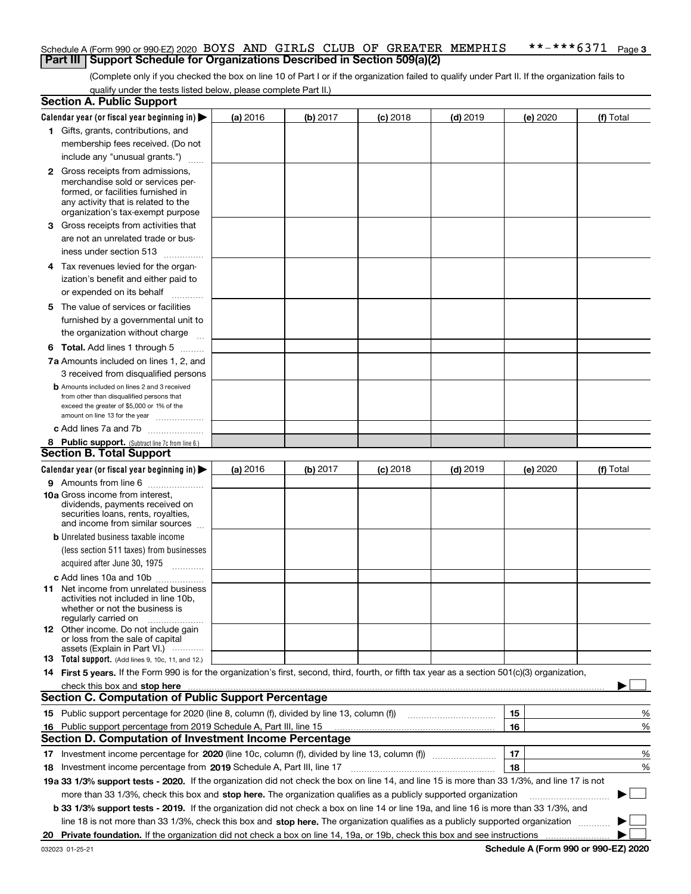Schedule A (Form 990 or 990-EZ) 2020 BOYS AND GIRLS CLUB OF GREATER MEMPHIS **-***6371 Page 3

## Part III Support Schedule for Organizations Described in Section 509(a)(2)

(Complete only if you checked the box on line 10 of Part I or if the organization failed to qualify under Part II. If the organization fails to qualify under the tests listed below, please complete Part II.)

### Section A. Public Support

| Calendar year (or fiscal year beginning in) ▶ | (a) 2016 | (b) 2017 | (c) 2018 | (d) 2019 | (e) 2020 | (f) Total |
|---|---|---|---|---|---|---|
| **1** Gifts, grants, contributions, and membership fees received. (Do not include any "unusual grants.") | | | | | | |
| **2** Gross receipts from admissions, merchandise sold or services performed, or facilities furnished in any activity that is related to the organization's tax-exempt purpose | | | | | | |
| **3** Gross receipts from activities that are not an unrelated trade or business under section 513 | | | | | | |
| **4** Tax revenues levied for the organization's benefit and either paid to or expended on its behalf | | | | | | |
| **5** The value of services or facilities furnished by a governmental unit to the organization without charge | | | | | | |
| **6 Total.** Add lines 1 through 5 | | | | | | |
| **7a** Amounts included on lines 1, 2, and 3 received from disqualified persons | | | | | | |
| **b** Amounts included on lines 2 and 3 received from other than disqualified persons that exceed the greater of $5,000 or 1% of the amount on line 13 for the year | | | | | | |
| **c** Add lines 7a and 7b | | | | | | |
| **8 Public support.** (Subtract line 7c from line 6.) | | | | | | |

### Section B. Total Support

| Calendar year (or fiscal year beginning in) ▶ | (a) 2016 | (b) 2017 | (c) 2018 | (d) 2019 | (e) 2020 | (f) Total |
|---|---|---|---|---|---|---|
| **9** Amounts from line 6 | | | | | | |
| **10a** Gross income from interest, dividends, payments received on securities loans, rents, royalties, and income from similar sources | | | | | | |
| **b** Unrelated business taxable income (less section 511 taxes) from businesses acquired after June 30, 1975 | | | | | | |
| **c** Add lines 10a and 10b | | | | | | |
| **11** Net income from unrelated business activities not included in line 10b, whether or not the business is regularly carried on | | | | | | |
| **12** Other income. Do not include gain or loss from the sale of capital assets (Explain in Part VI.) | | | | | | |
| **13 Total support.** (Add lines 9, 10c, 11, and 12.) | | | | | | |

**14 First 5 years.** If the Form 990 is for the organization's first, second, third, fourth, or fifth tax year as a section 501(c)(3) organization, check this box and **stop here** ▶ ☐

### Section C. Computation of Public Support Percentage

| | | | |
|---|---|---|---|
| **15** Public support percentage for 2020 (line 8, column (f), divided by line 13, column (f)) | 15 | | % |
| **16** Public support percentage from 2019 Schedule A, Part III, line 15 | 16 | | % |

### Section D. Computation of Investment Income Percentage

| | | | |
|---|---|---|---|
| **17** Investment income percentage for **2020** (line 10c, column (f), divided by line 13, column (f)) | 17 | | % |
| **18** Investment income percentage from **2019** Schedule A, Part III, line 17 | 18 | | % |

**19a 33 1/3% support tests - 2020.** If the organization did not check the box on line 14, and line 15 is more than 33 1/3%, and line 17 is not more than 33 1/3%, check this box and **stop here.** The organization qualifies as a publicly supported organization ▶ ☐

**b 33 1/3% support tests - 2019.** If the organization did not check a box on line 14 or line 19a, and line 16 is more than 33 1/3%, and line 18 is not more than 33 1/3%, check this box and **stop here.** The organization qualifies as a publicly supported organization ▶ ☐

**20 Private foundation.** If the organization did not check a box on line 14, 19a, or 19b, check this box and see instructions ▶ ☐

032023 01-25-21 **Schedule A (Form 990 or 990-EZ) 2020**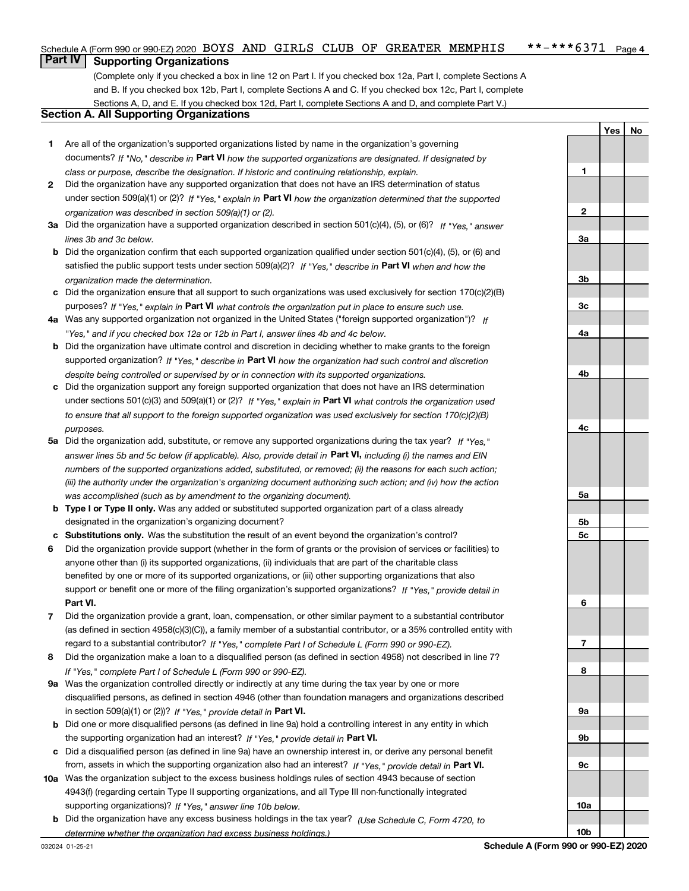Schedule A (Form 990 or 990-EZ) 2020 BOYS AND GIRLS CLUB OF GREATER MEMPHIS **-***6371 Page 4

## Part IV Supporting Organizations

(Complete only if you checked a box in line 12 on Part I. If you checked box 12a, Part I, complete Sections A and B. If you checked box 12b, Part I, complete Sections A and C. If you checked box 12c, Part I, complete Sections A, D, and E. If you checked box 12d, Part I, complete Sections A and D, and complete Part V.)

### Section A. All Supporting Organizations

| | | | Yes | No |
|---|---|---|---|---|
| **1** | Are all of the organization's supported organizations listed by name in the organization's governing documents? *If "No," describe in* **Part VI** *how the supported organizations are designated. If designated by class or purpose, describe the designation. If historic and continuing relationship, explain.* | **1** | | |
| **2** | Did the organization have any supported organization that does not have an IRS determination of status under section 509(a)(1) or (2)? *If "Yes," explain in* **Part VI** *how the organization determined that the supported organization was described in section 509(a)(1) or (2).* | **2** | | |
| **3a** | Did the organization have a supported organization described in section 501(c)(4), (5), or (6)? *If "Yes," answer lines 3b and 3c below.* | **3a** | | |
| **b** | Did the organization confirm that each supported organization qualified under section 501(c)(4), (5), or (6) and satisfied the public support tests under section 509(a)(2)? *If "Yes," describe in* **Part VI** *when and how the organization made the determination.* | **3b** | | |
| **c** | Did the organization ensure that all support to such organizations was used exclusively for section 170(c)(2)(B) purposes? *If "Yes," explain in* **Part VI** *what controls the organization put in place to ensure such use.* | **3c** | | |
| **4a** | Was any supported organization not organized in the United States ("foreign supported organization")? *If "Yes," and if you checked box 12a or 12b in Part I, answer lines 4b and 4c below.* | **4a** | | |
| **b** | Did the organization have ultimate control and discretion in deciding whether to make grants to the foreign supported organization? *If "Yes," describe in* **Part VI** *how the organization had such control and discretion despite being controlled or supervised by or in connection with its supported organizations.* | **4b** | | |
| **c** | Did the organization support any foreign supported organization that does not have an IRS determination under sections 501(c)(3) and 509(a)(1) or (2)? *If "Yes," explain in* **Part VI** *what controls the organization used to ensure that all support to the foreign supported organization was used exclusively for section 170(c)(2)(B) purposes.* | **4c** | | |
| **5a** | Did the organization add, substitute, or remove any supported organizations during the tax year? *If "Yes," answer lines 5b and 5c below (if applicable). Also, provide detail in* **Part VI,** *including (i) the names and EIN numbers of the supported organizations added, substituted, or removed; (ii) the reasons for each such action; (iii) the authority under the organization's organizing document authorizing such action; and (iv) how the action was accomplished (such as by amendment to the organizing document).* | **5a** | | |
| **b** | **Type I or Type II only.** Was any added or substituted supported organization part of a class already designated in the organization's organizing document? | **5b** | | |
| **c** | **Substitutions only.** Was the substitution the result of an event beyond the organization's control? | **5c** | | |
| **6** | Did the organization provide support (whether in the form of grants or the provision of services or facilities) to anyone other than (i) its supported organizations, (ii) individuals that are part of the charitable class benefited by one or more of its supported organizations, or (iii) other supporting organizations that also support or benefit one or more of the filing organization's supported organizations? *If "Yes," provide detail in* **Part VI.** | **6** | | |
| **7** | Did the organization provide a grant, loan, compensation, or other similar payment to a substantial contributor (as defined in section 4958(c)(3)(C)), a family member of a substantial contributor, or a 35% controlled entity with regard to a substantial contributor? *If "Yes," complete Part I of Schedule L (Form 990 or 990-EZ).* | **7** | | |
| **8** | Did the organization make a loan to a disqualified person (as defined in section 4958) not described in line 7? *If "Yes," complete Part I of Schedule L (Form 990 or 990-EZ).* | **8** | | |
| **9a** | Was the organization controlled directly or indirectly at any time during the tax year by one or more disqualified persons, as defined in section 4946 (other than foundation managers and organizations described in section 509(a)(1) or (2))? *If "Yes," provide detail in* **Part VI.** | **9a** | | |
| **b** | Did one or more disqualified persons (as defined in line 9a) hold a controlling interest in any entity in which the supporting organization had an interest? *If "Yes," provide detail in* **Part VI.** | **9b** | | |
| **c** | Did a disqualified person (as defined in line 9a) have an ownership interest in, or derive any personal benefit from, assets in which the supporting organization also had an interest? *If "Yes," provide detail in* **Part VI.** | **9c** | | |
| **10a** | Was the organization subject to the excess business holdings rules of section 4943 because of section 4943(f) (regarding certain Type II supporting organizations, and all Type III non-functionally integrated supporting organizations)? *If "Yes," answer line 10b below.* | **10a** | | |
| **b** | Did the organization have any excess business holdings in the tax year? *(Use Schedule C, Form 4720, to determine whether the organization had excess business holdings.)* | **10b** | | |

032024 01-25-21 **Schedule A (Form 990 or 990-EZ) 2020**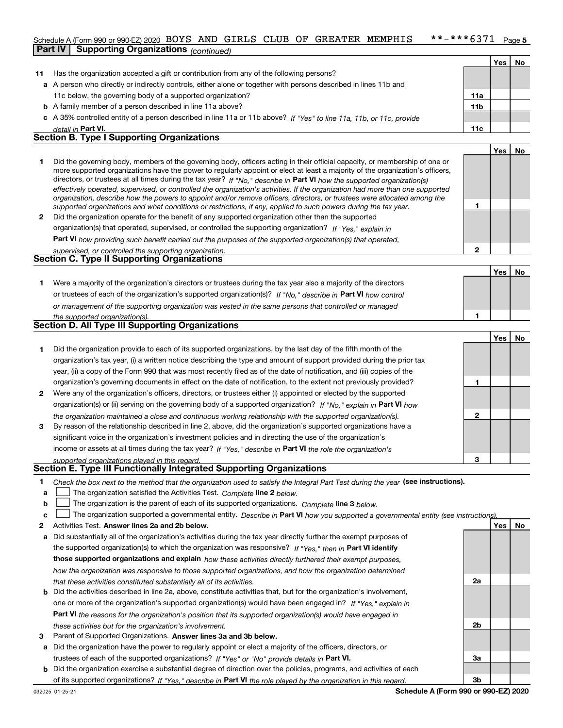Schedule A (Form 990 or 990-EZ) 2020 BOYS AND GIRLS CLUB OF GREATER MEMPHIS **-***6371

## Part IV Supporting Organizations *(continued)*

| | | | Yes | No |
|---|---|---|---|---|
| **11** | Has the organization accepted a gift or contribution from any of the following persons? | | | |
| **a** | A person who directly or indirectly controls, either alone or together with persons described in lines 11b and 11c below, the governing body of a supported organization? | **11a** | | |
| **b** | A family member of a person described in line 11a above? | **11b** | | |
| **c** | A 35% controlled entity of a person described in line 11a or 11b above? *If "Yes" to line 11a, 11b, or 11c, provide detail in* **Part VI.** | **11c** | | |

### Section B. Type I Supporting Organizations

| | | | Yes | No |
|---|---|---|---|---|
| **1** | Did the governing body, members of the governing body, officers acting in their official capacity, or membership of one or more supported organizations have the power to regularly appoint or elect at least a majority of the organization's officers, directors, or trustees at all times during the tax year? *If "No," describe in* **Part VI** *how the supported organization(s) effectively operated, supervised, or controlled the organization's activities. If the organization had more than one supported organization, describe how the powers to appoint and/or remove officers, directors, or trustees were allocated among the supported organizations and what conditions or restrictions, if any, applied to such powers during the tax year.* | **1** | | |
| **2** | Did the organization operate for the benefit of any supported organization other than the supported organization(s) that operated, supervised, or controlled the supporting organization? *If "Yes," explain in* **Part VI** *how providing such benefit carried out the purposes of the supported organization(s) that operated, supervised, or controlled the supporting organization.* | **2** | | |

### Section C. Type II Supporting Organizations

| | | | Yes | No |
|---|---|---|---|---|
| **1** | Were a majority of the organization's directors or trustees during the tax year also a majority of the directors or trustees of each of the organization's supported organization(s)? *If "No," describe in* **Part VI** *how control or management of the supporting organization was vested in the same persons that controlled or managed the supported organization(s).* | **1** | | |

### Section D. All Type III Supporting Organizations

| | | | Yes | No |
|---|---|---|---|---|
| **1** | Did the organization provide to each of its supported organizations, by the last day of the fifth month of the organization's tax year, (i) a written notice describing the type and amount of support provided during the prior tax year, (ii) a copy of the Form 990 that was most recently filed as of the date of notification, and (iii) copies of the organization's governing documents in effect on the date of notification, to the extent not previously provided? | **1** | | |
| **2** | Were any of the organization's officers, directors, or trustees either (i) appointed or elected by the supported organization(s) or (ii) serving on the governing body of a supported organization? *If "No," explain in* **Part VI** *how the organization maintained a close and continuous working relationship with the supported organization(s).* | **2** | | |
| **3** | By reason of the relationship described in line 2, above, did the organization's supported organizations have a significant voice in the organization's investment policies and in directing the use of the organization's income or assets at all times during the tax year? *If "Yes," describe in* **Part VI** *the role the organization's supported organizations played in this regard.* | **3** | | |

### Section E. Type III Functionally Integrated Supporting Organizations

**1** *Check the box next to the method that the organization used to satisfy the Integral Part Test during the year* **(see instructions).**

- **a** ☐ The organization satisfied the Activities Test. *Complete* **line 2** *below.*
- **b** ☐ The organization is the parent of each of its supported organizations. *Complete* **line 3** *below.*
- **c** ☐ The organization supported a governmental entity. *Describe in* **Part VI** *how you supported a governmental entity (see instructions).*

| | | | Yes | No |
|---|---|---|---|---|
| **2** | Activities Test. **Answer lines 2a and 2b below.** | | | |
| **a** | Did substantially all of the organization's activities during the tax year directly further the exempt purposes of the supported organization(s) to which the organization was responsive? *If "Yes," then in* **Part VI identify those supported organizations and explain** *how these activities directly furthered their exempt purposes, how the organization was responsive to those supported organizations, and how the organization determined that these activities constituted substantially all of its activities.* | **2a** | | |
| **b** | Did the activities described in line 2a, above, constitute activities that, but for the organization's involvement, one or more of the organization's supported organization(s) would have been engaged in? *If "Yes," explain in* **Part VI** *the reasons for the organization's position that its supported organization(s) would have engaged in these activities but for the organization's involvement.* | **2b** | | |
| **3** | Parent of Supported Organizations. **Answer lines 3a and 3b below.** | | | |
| **a** | Did the organization have the power to regularly appoint or elect a majority of the officers, directors, or trustees of each of the supported organizations? *If "Yes" or "No" provide details in* **Part VI.** | **3a** | | |
| **b** | Did the organization exercise a substantial degree of direction over the policies, programs, and activities of each of its supported organizations? *If "Yes," describe in* **Part VI** *the role played by the organization in this regard.* | **3b** | | |

032025 01-25-21 **Schedule A (Form 990 or 990-EZ) 2020**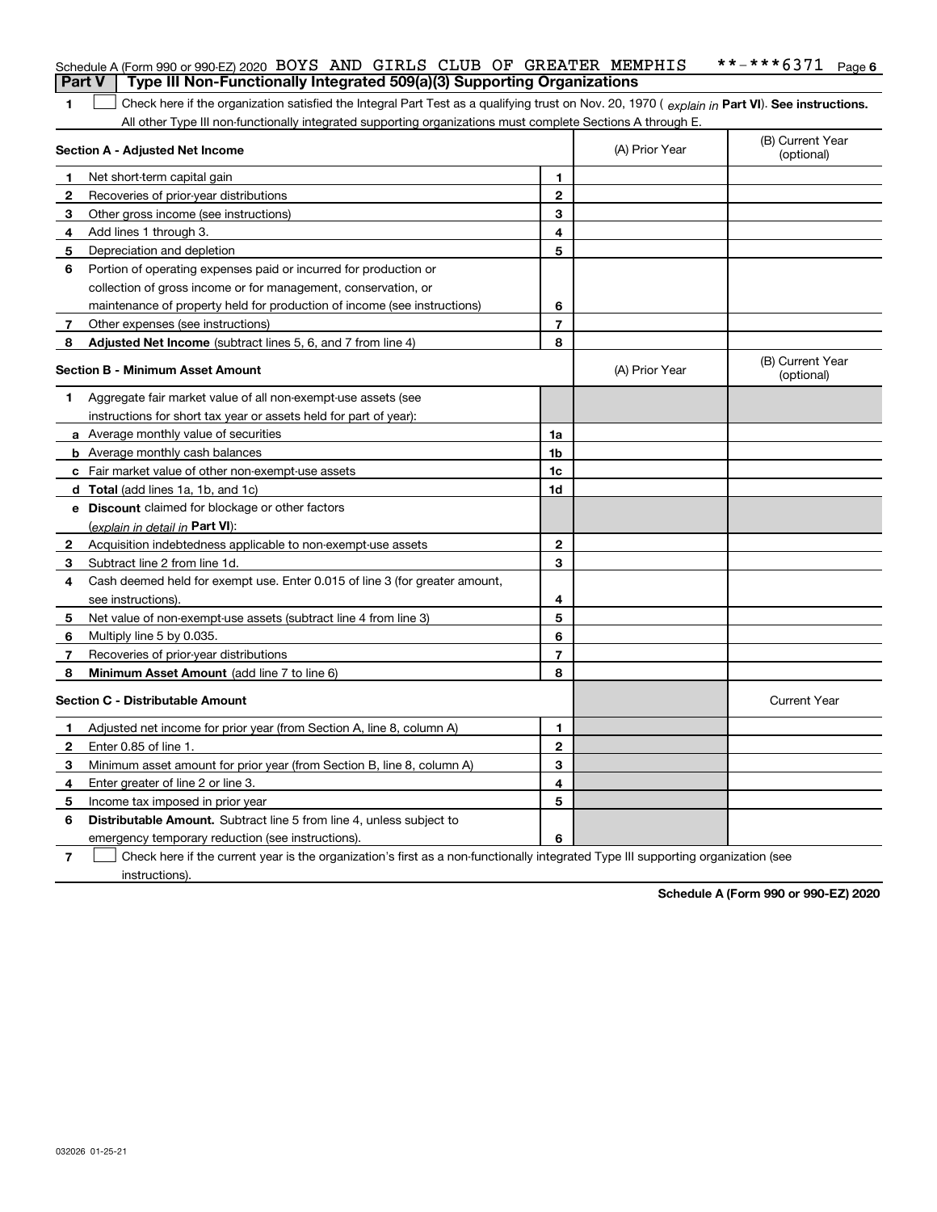Schedule A (Form 990 or 990-EZ) 2020 BOYS AND GIRLS CLUB OF GREATER MEMPHIS **-***6371 Page 6

**Part V | Type III Non-Functionally Integrated 509(a)(3) Supporting Organizations**

1 ☐ Check here if the organization satisfied the Integral Part Test as a qualifying trust on Nov. 20, 1970 ( *explain in* **Part VI**). **See instructions.** All other Type III non-functionally integrated supporting organizations must complete Sections A through E.

| **Section A - Adjusted Net Income** | | (A) Prior Year | (B) Current Year (optional) |
|---|---|---|---|
| **1** Net short-term capital gain | **1** | | |
| **2** Recoveries of prior-year distributions | **2** | | |
| **3** Other gross income (see instructions) | **3** | | |
| **4** Add lines 1 through 3. | **4** | | |
| **5** Depreciation and depletion | **5** | | |
| **6** Portion of operating expenses paid or incurred for production or collection of gross income or for management, conservation, or maintenance of property held for production of income (see instructions) | **6** | | |
| **7** Other expenses (see instructions) | **7** | | |
| **8** **Adjusted Net Income** (subtract lines 5, 6, and 7 from line 4) | **8** | | |

| **Section B - Minimum Asset Amount** | | (A) Prior Year | (B) Current Year (optional) |
|---|---|---|---|
| **1** Aggregate fair market value of all non-exempt-use assets (see instructions for short tax year or assets held for part of year): | | | |
| **a** Average monthly value of securities | **1a** | | |
| **b** Average monthly cash balances | **1b** | | |
| **c** Fair market value of other non-exempt-use assets | **1c** | | |
| **d** **Total** (add lines 1a, 1b, and 1c) | **1d** | | |
| **e** **Discount** claimed for blockage or other factors (*explain in detail in* **Part VI**): | | | |
| **2** Acquisition indebtedness applicable to non-exempt-use assets | **2** | | |
| **3** Subtract line 2 from line 1d. | **3** | | |
| **4** Cash deemed held for exempt use. Enter 0.015 of line 3 (for greater amount, see instructions). | **4** | | |
| **5** Net value of non-exempt-use assets (subtract line 4 from line 3) | **5** | | |
| **6** Multiply line 5 by 0.035. | **6** | | |
| **7** Recoveries of prior-year distributions | **7** | | |
| **8** **Minimum Asset Amount** (add line 7 to line 6) | **8** | | |

| **Section C - Distributable Amount** | | | Current Year |
|---|---|---|---|
| **1** Adjusted net income for prior year (from Section A, line 8, column A) | **1** | | |
| **2** Enter 0.85 of line 1. | **2** | | |
| **3** Minimum asset amount for prior year (from Section B, line 8, column A) | **3** | | |
| **4** Enter greater of line 2 or line 3. | **4** | | |
| **5** Income tax imposed in prior year | **5** | | |
| **6** **Distributable Amount.** Subtract line 5 from line 4, unless subject to emergency temporary reduction (see instructions). | **6** | | |

7 ☐ Check here if the current year is the organization's first as a non-functionally integrated Type III supporting organization (see instructions).

**Schedule A (Form 990 or 990-EZ) 2020**

032026 01-25-21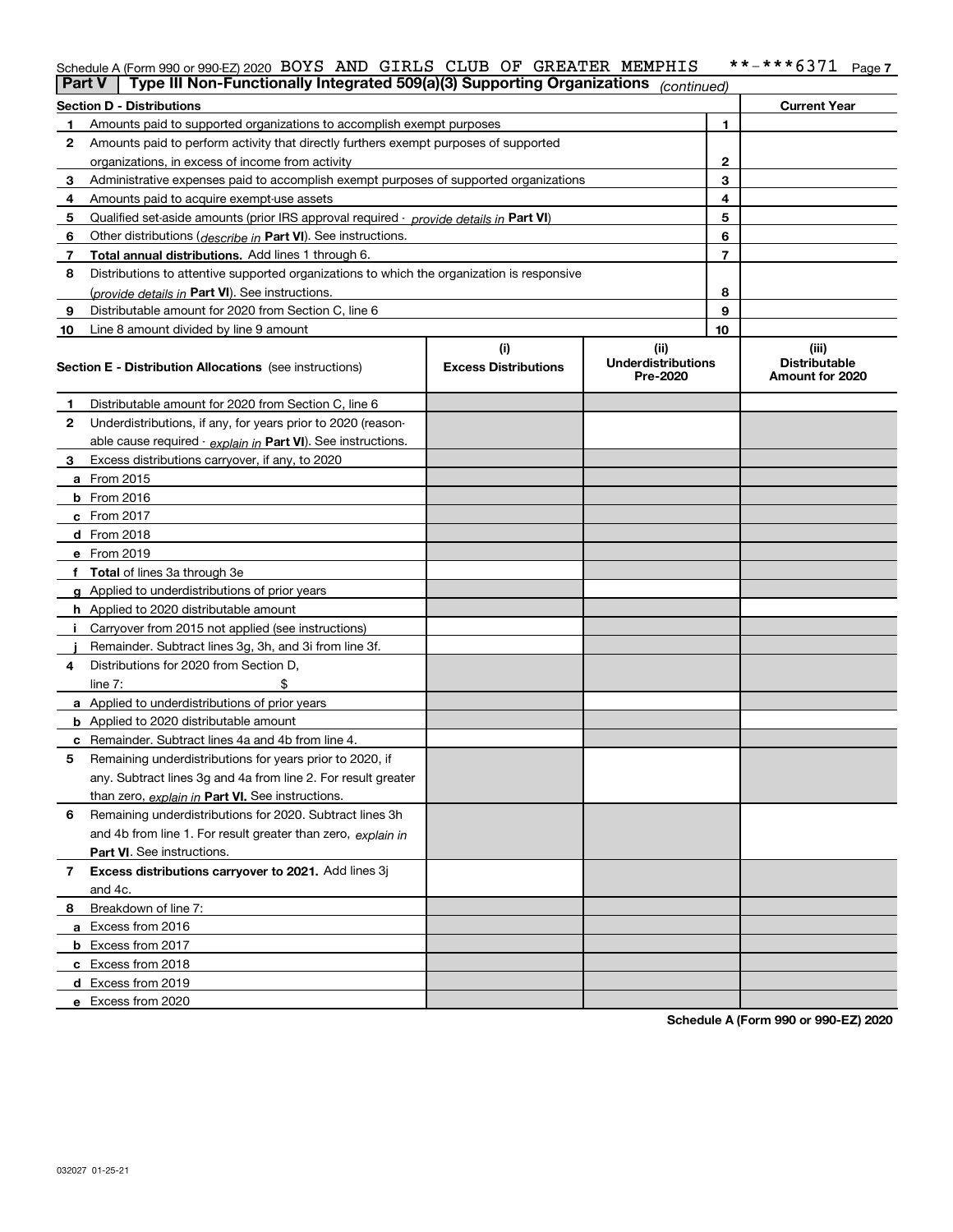Schedule A (Form 990 or 990-EZ) 2020 BOYS AND GIRLS CLUB OF GREATER MEMPHIS **-***6371 Page 7

## Part V | Type III Non-Functionally Integrated 509(a)(3) Supporting Organizations *(continued)*

| Section D - Distributions | | | Current Year |
|---|---|---|---|
| 1 | Amounts paid to supported organizations to accomplish exempt purposes | 1 | |
| 2 | Amounts paid to perform activity that directly furthers exempt purposes of supported organizations, in excess of income from activity | 2 | |
| 3 | Administrative expenses paid to accomplish exempt purposes of supported organizations | 3 | |
| 4 | Amounts paid to acquire exempt-use assets | 4 | |
| 5 | Qualified set-aside amounts (prior IRS approval required - *provide details in* **Part VI**) | 5 | |
| 6 | Other distributions (*describe in* **Part VI**). See instructions. | 6 | |
| 7 | **Total annual distributions.** Add lines 1 through 6. | 7 | |
| 8 | Distributions to attentive supported organizations to which the organization is responsive (*provide details in* **Part VI**). See instructions. | 8 | |
| 9 | Distributable amount for 2020 from Section C, line 6 | 9 | |
| 10 | Line 8 amount divided by line 9 amount | 10 | |

| | Section E - Distribution Allocations (see instructions) | (i) Excess Distributions | (ii) Underdistributions Pre-2020 | (iii) Distributable Amount for 2020 |
|---|---|---|---|---|
| 1 | Distributable amount for 2020 from Section C, line 6 | | | |
| 2 | Underdistributions, if any, for years prior to 2020 (reasonable cause required - *explain in* **Part VI**). See instructions. | | | |
| 3 | Excess distributions carryover, if any, to 2020 | | | |
| a | From 2015 | | | |
| b | From 2016 | | | |
| c | From 2017 | | | |
| d | From 2018 | | | |
| e | From 2019 | | | |
| f | **Total** of lines 3a through 3e | | | |
| g | Applied to underdistributions of prior years | | | |
| h | Applied to 2020 distributable amount | | | |
| i | Carryover from 2015 not applied (see instructions) | | | |
| j | Remainder. Subtract lines 3g, 3h, and 3i from line 3f. | | | |
| 4 | Distributions for 2020 from Section D, line 7: $ | | | |
| a | Applied to underdistributions of prior years | | | |
| b | Applied to 2020 distributable amount | | | |
| c | Remainder. Subtract lines 4a and 4b from line 4. | | | |
| 5 | Remaining underdistributions for years prior to 2020, if any. Subtract lines 3g and 4a from line 2. For result greater than zero, *explain in* **Part VI.** See instructions. | | | |
| 6 | Remaining underdistributions for 2020. Subtract lines 3h and 4b from line 1. For result greater than zero, *explain in* **Part VI**. See instructions. | | | |
| 7 | **Excess distributions carryover to 2021.** Add lines 3j and 4c. | | | |
| 8 | Breakdown of line 7: | | | |
| a | Excess from 2016 | | | |
| b | Excess from 2017 | | | |
| c | Excess from 2018 | | | |
| d | Excess from 2019 | | | |
| e | Excess from 2020 | | | |

**Schedule A (Form 990 or 990-EZ) 2020**

032027 01-25-21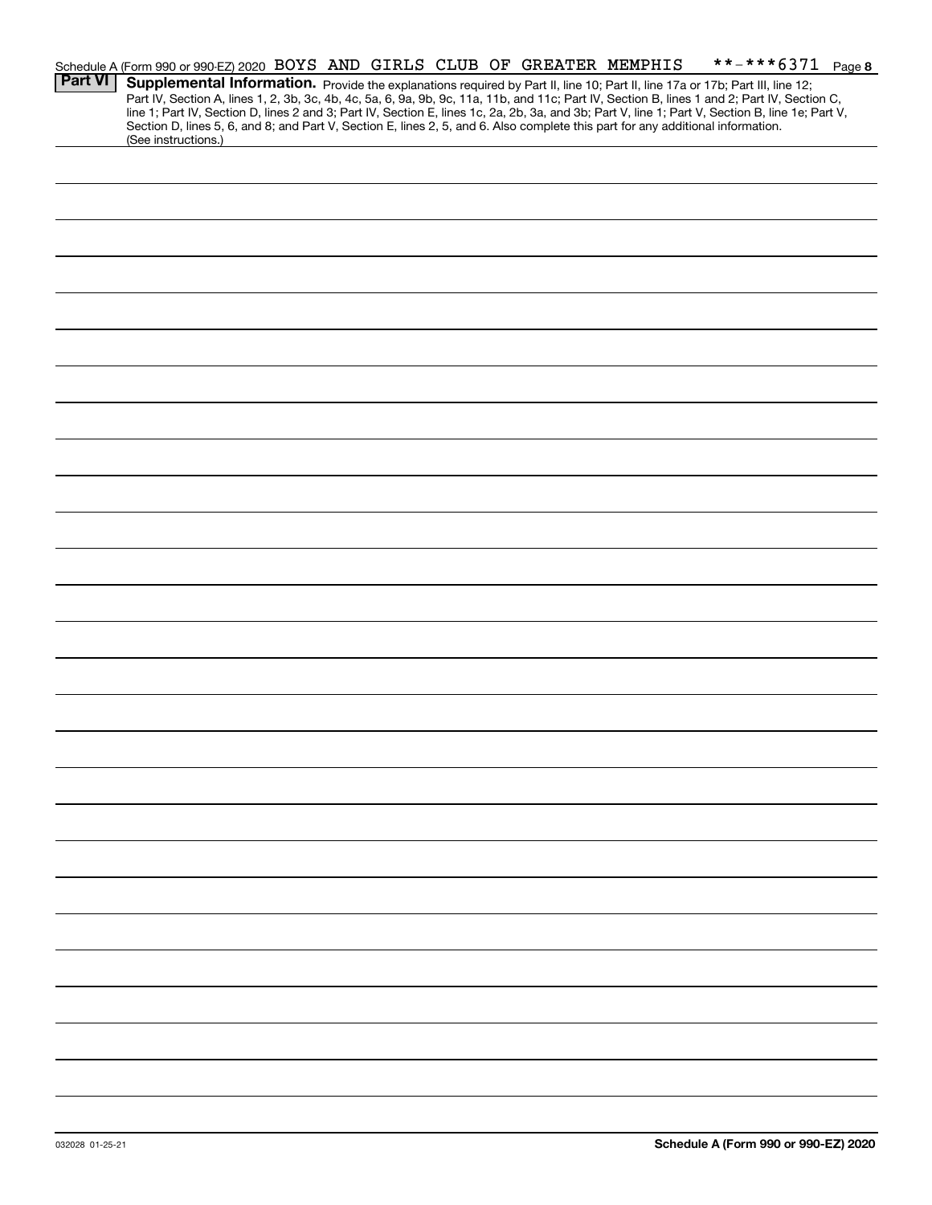Schedule A (Form 990 or 990-EZ) 2020 BOYS AND GIRLS CLUB OF GREATER MEMPHIS **-***6371 Page 8

**Part VI** **Supplemental Information.** Provide the explanations required by Part II, line 10; Part II, line 17a or 17b; Part III, line 12; Part IV, Section A, lines 1, 2, 3b, 3c, 4b, 4c, 5a, 6, 9a, 9b, 9c, 11a, 11b, and 11c; Part IV, Section B, lines 1 and 2; Part IV, Section C, line 1; Part IV, Section D, lines 2 and 3; Part IV, Section E, lines 1c, 2a, 2b, 3a, and 3b; Part V, line 1; Part V, Section B, line 1e; Part V, Section D, lines 5, 6, and 8; and Part V, Section E, lines 2, 5, and 6. Also complete this part for any additional information. (See instructions.)

032028 01-25-21

**Schedule A (Form 990 or 990-EZ) 2020**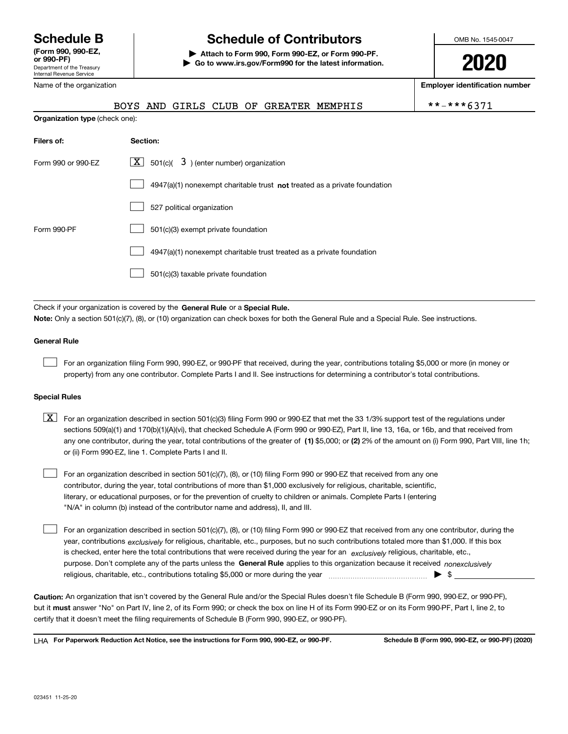**Schedule B**
**(Form 990, 990-EZ, or 990-PF)**
Department of the Treasury
Internal Revenue Service

# Schedule of Contributors

▶ **Attach to Form 990, Form 990-EZ, or Form 990-PF.**
▶ **Go to www.irs.gov/Form990 for the latest information.**

OMB No. 1545-0047

**2020**

Name of the organization: BOYS AND GIRLS CLUB OF GREATER MEMPHIS

**Employer identification number:** **-***6371

**Organization type** (check one):

| **Filers of:** | **Section:** |
| --- | --- |
| Form 990 or 990-EZ | [X] 501(c)( 3 ) (enter number) organization |
| | [ ] 4947(a)(1) nonexempt charitable trust **not** treated as a private foundation |
| | [ ] 527 political organization |
| Form 990-PF | [ ] 501(c)(3) exempt private foundation |
| | [ ] 4947(a)(1) nonexempt charitable trust treated as a private foundation |
| | [ ] 501(c)(3) taxable private foundation |

Check if your organization is covered by the **General Rule** or a **Special Rule.**

**Note:** Only a section 501(c)(7), (8), or (10) organization can check boxes for both the General Rule and a Special Rule. See instructions.

### General Rule

[ ] For an organization filing Form 990, 990-EZ, or 990-PF that received, during the year, contributions totaling $5,000 or more (in money or property) from any one contributor. Complete Parts I and II. See instructions for determining a contributor's total contributions.

### Special Rules

[X] For an organization described in section 501(c)(3) filing Form 990 or 990-EZ that met the 33 1/3% support test of the regulations under sections 509(a)(1) and 170(b)(1)(A)(vi), that checked Schedule A (Form 990 or 990-EZ), Part II, line 13, 16a, or 16b, and that received from any one contributor, during the year, total contributions of the greater of **(1)** $5,000; or **(2)** 2% of the amount on (i) Form 990, Part VIII, line 1h; or (ii) Form 990-EZ, line 1. Complete Parts I and II.

[ ] For an organization described in section 501(c)(7), (8), or (10) filing Form 990 or 990-EZ that received from any one contributor, during the year, total contributions of more than $1,000 exclusively for religious, charitable, scientific, literary, or educational purposes, or for the prevention of cruelty to children or animals. Complete Parts I (entering "N/A" in column (b) instead of the contributor name and address), II, and III.

[ ] For an organization described in section 501(c)(7), (8), or (10) filing Form 990 or 990-EZ that received from any one contributor, during the year, contributions *exclusively* for religious, charitable, etc., purposes, but no such contributions totaled more than $1,000. If this box is checked, enter here the total contributions that were received during the year for an *exclusively* religious, charitable, etc., purpose. Don't complete any of the parts unless the **General Rule** applies to this organization because it received *nonexclusively* religious, charitable, etc., contributions totaling $5,000 or more during the year ▶ $

**Caution:** An organization that isn't covered by the General Rule and/or the Special Rules doesn't file Schedule B (Form 990, 990-EZ, or 990-PF), but it **must** answer "No" on Part IV, line 2, of its Form 990; or check the box on line H of its Form 990-EZ or on its Form 990-PF, Part I, line 2, to certify that it doesn't meet the filing requirements of Schedule B (Form 990, 990-EZ, or 990-PF).

LHA **For Paperwork Reduction Act Notice, see the instructions for Form 990, 990-EZ, or 990-PF.** **Schedule B (Form 990, 990-EZ, or 990-PF) (2020)**

023451 11-25-20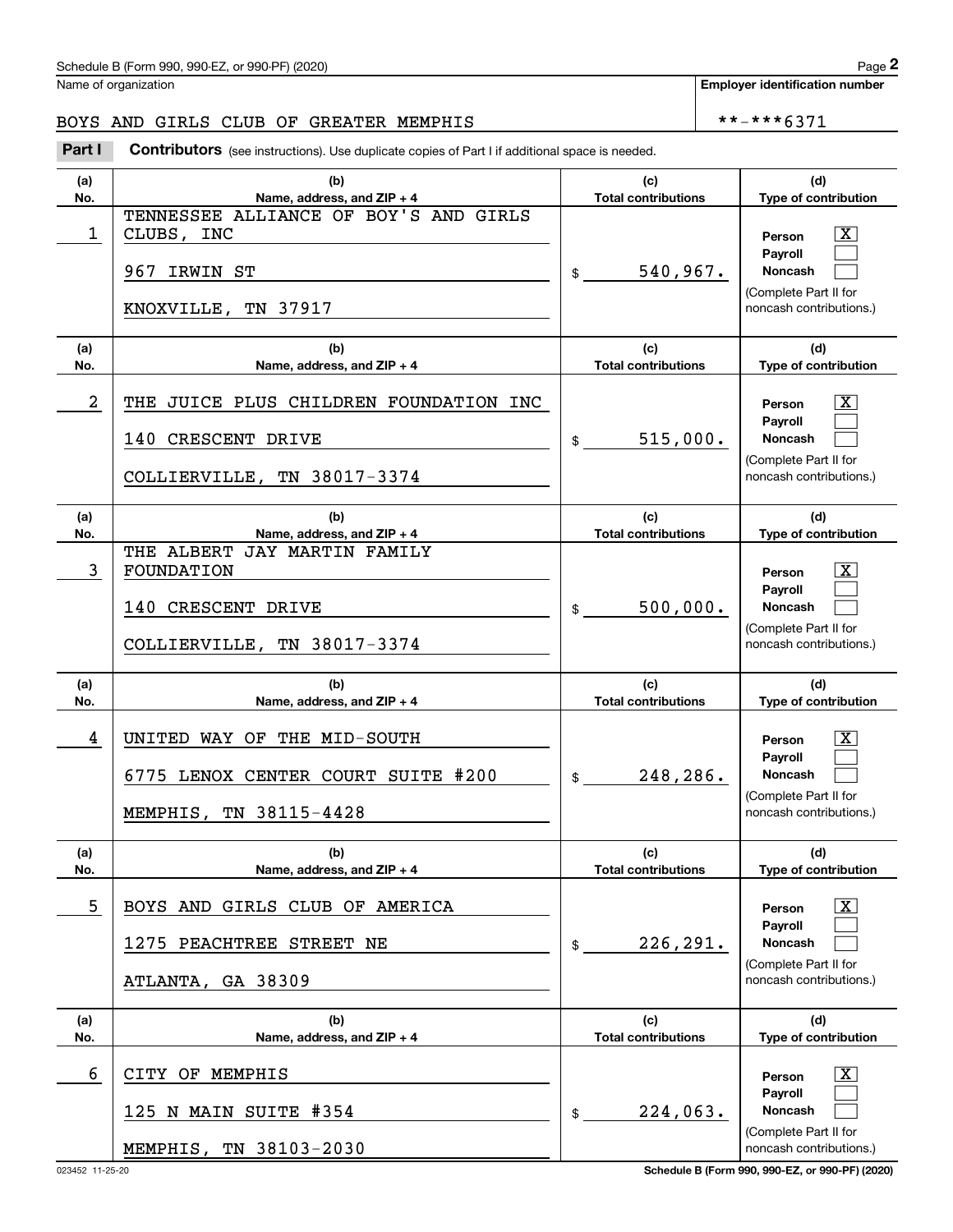Name of organization

**Employer identification number**

BOYS AND GIRLS CLUB OF GREATER MEMPHIS

**-***6371

**Part I** **Contributors** (see instructions). Use duplicate copies of Part I if additional space is needed.

| (a) No. | (b) Name, address, and ZIP + 4 | (c) Total contributions | (d) Type of contribution |
|---|---|---|---|
| 1 | TENNESSEE ALLIANCE OF BOY'S AND GIRLS CLUBS, INC<br>967 IRWIN ST<br>KNOXVILLE, TN 37917 | $ 540,967. | Person [X]<br>Payroll [ ]<br>Noncash [ ]<br>(Complete Part II for noncash contributions.) |
| 2 | THE JUICE PLUS CHILDREN FOUNDATION INC<br>140 CRESCENT DRIVE<br>COLLIERVILLE, TN 38017-3374 | $ 515,000. | Person [X]<br>Payroll [ ]<br>Noncash [ ]<br>(Complete Part II for noncash contributions.) |
| 3 | THE ALBERT JAY MARTIN FAMILY FOUNDATION<br>140 CRESCENT DRIVE<br>COLLIERVILLE, TN 38017-3374 | $ 500,000. | Person [X]<br>Payroll [ ]<br>Noncash [ ]<br>(Complete Part II for noncash contributions.) |
| 4 | UNITED WAY OF THE MID-SOUTH<br>6775 LENOX CENTER COURT SUITE #200<br>MEMPHIS, TN 38115-4428 | $ 248,286. | Person [X]<br>Payroll [ ]<br>Noncash [ ]<br>(Complete Part II for noncash contributions.) |
| 5 | BOYS AND GIRLS CLUB OF AMERICA<br>1275 PEACHTREE STREET NE<br>ATLANTA, GA 38309 | $ 226,291. | Person [X]<br>Payroll [ ]<br>Noncash [ ]<br>(Complete Part II for noncash contributions.) |
| 6 | CITY OF MEMPHIS<br>125 N MAIN SUITE #354<br>MEMPHIS, TN 38103-2030 | $ 224,063. | Person [X]<br>Payroll [ ]<br>Noncash [ ]<br>(Complete Part II for noncash contributions.) |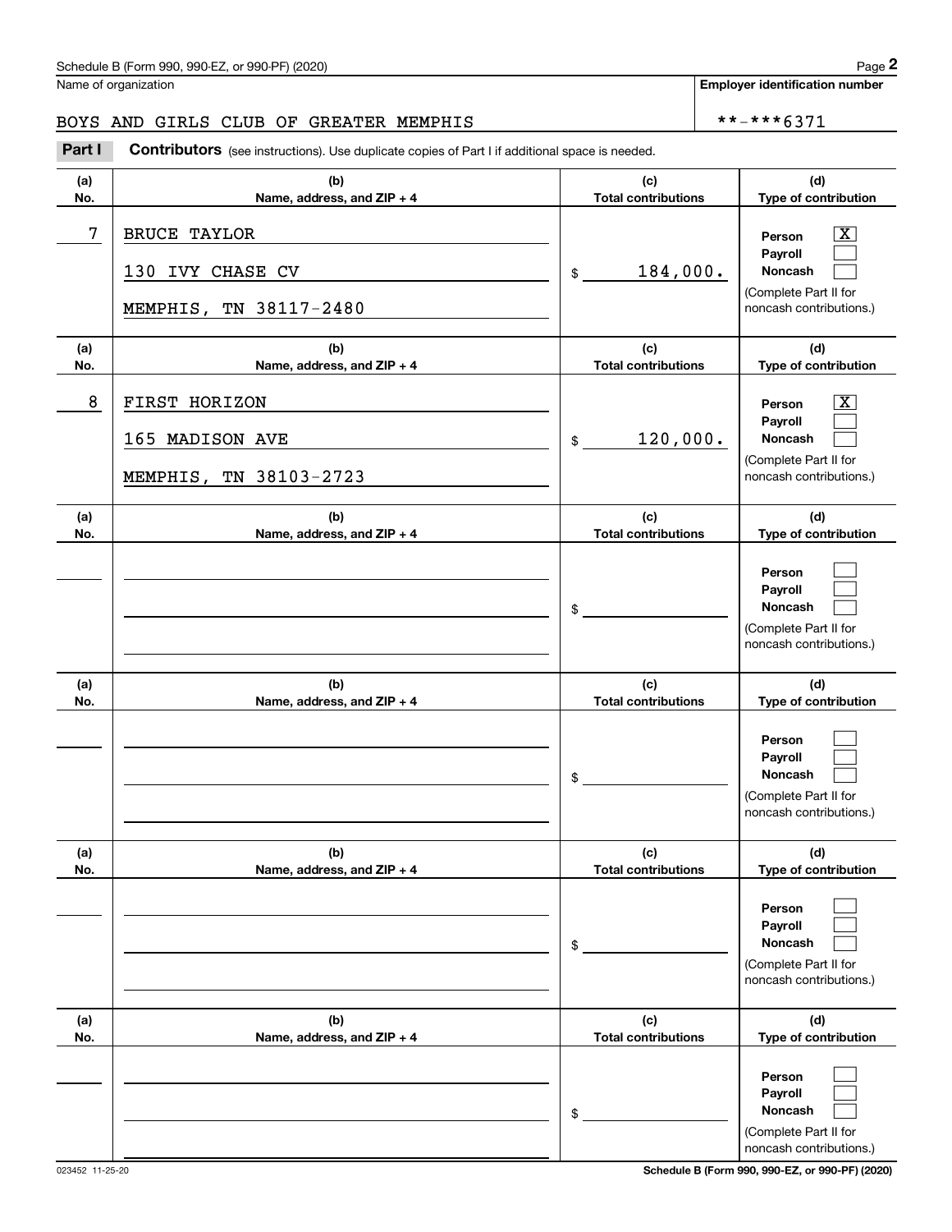Schedule B (Form 990, 990-EZ, or 990-PF) (2020)

Name of organization: BOYS AND GIRLS CLUB OF GREATER MEMPHIS

Employer identification number: **-***6371

**Part I** **Contributors** (see instructions). Use duplicate copies of Part I if additional space is needed.

| (a) No. | (b) Name, address, and ZIP + 4 | (c) Total contributions | (d) Type of contribution |
|---|---|---|---|
| 7 | BRUCE TAYLOR<br>130 IVY CHASE CV<br>MEMPHIS, TN 38117-2480 | $ 184,000. | Person [X]<br>Payroll [ ]<br>Noncash [ ]<br>(Complete Part II for noncash contributions.) |
| 8 | FIRST HORIZON<br>165 MADISON AVE<br>MEMPHIS, TN 38103-2723 | $ 120,000. | Person [X]<br>Payroll [ ]<br>Noncash [ ]<br>(Complete Part II for noncash contributions.) |
| | | $ | Person [ ]<br>Payroll [ ]<br>Noncash [ ]<br>(Complete Part II for noncash contributions.) |
| | | $ | Person [ ]<br>Payroll [ ]<br>Noncash [ ]<br>(Complete Part II for noncash contributions.) |
| | | $ | Person [ ]<br>Payroll [ ]<br>Noncash [ ]<br>(Complete Part II for noncash contributions.) |
| | | $ | Person [ ]<br>Payroll [ ]<br>Noncash [ ]<br>(Complete Part II for noncash contributions.) |

023452 11-25-20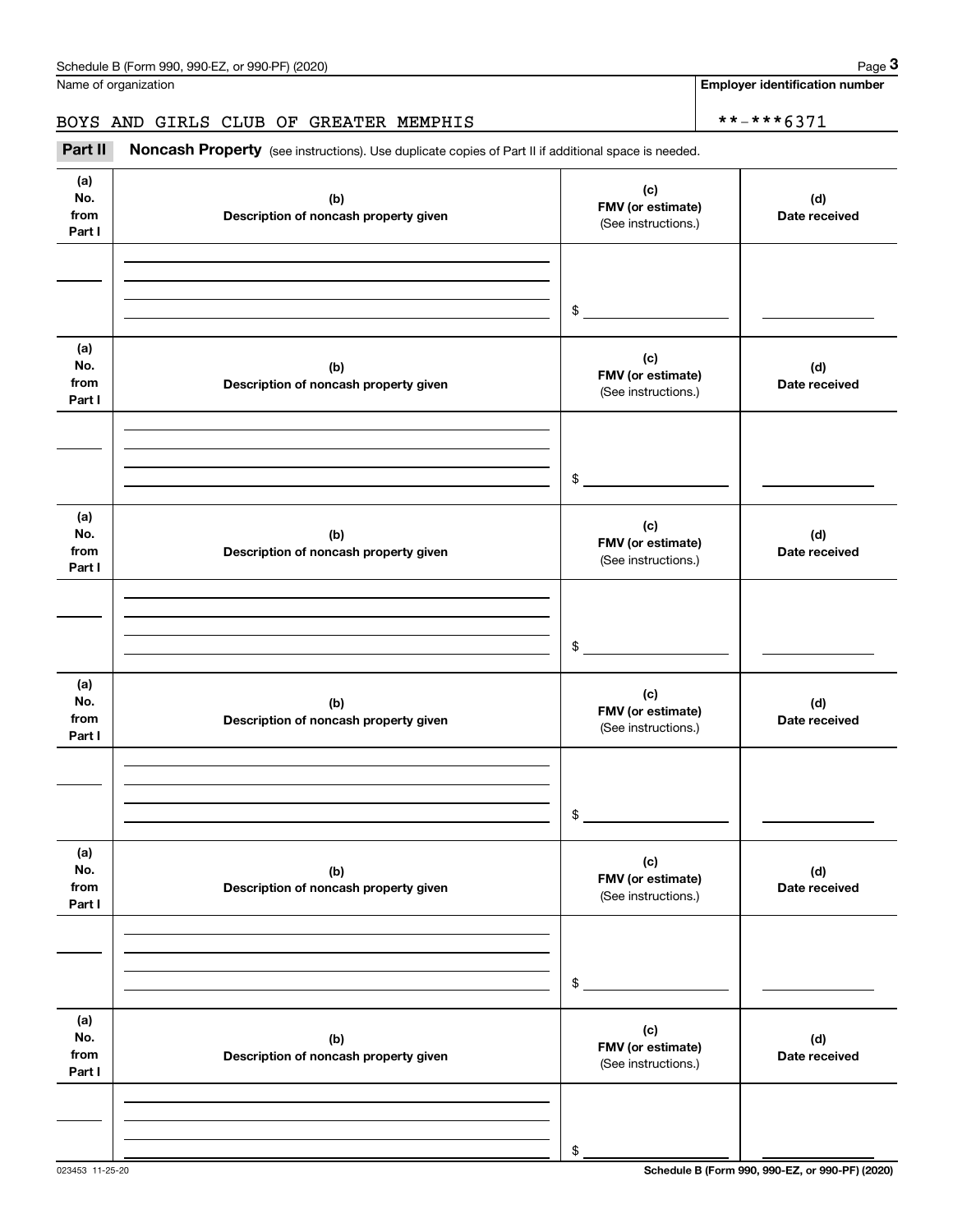Name of organization | Employer identification number

BOYS AND GIRLS CLUB OF GREATER MEMPHIS | **-***6371

**Part II** **Noncash Property** (see instructions). Use duplicate copies of Part II if additional space is needed.

| (a) No. from Part I | (b) Description of noncash property given | (c) FMV (or estimate) (See instructions.) | (d) Date received |
|---|---|---|---|
| | | $ | |

| (a) No. from Part I | (b) Description of noncash property given | (c) FMV (or estimate) (See instructions.) | (d) Date received |
|---|---|---|---|
| | | $ | |

| (a) No. from Part I | (b) Description of noncash property given | (c) FMV (or estimate) (See instructions.) | (d) Date received |
|---|---|---|---|
| | | $ | |

| (a) No. from Part I | (b) Description of noncash property given | (c) FMV (or estimate) (See instructions.) | (d) Date received |
|---|---|---|---|
| | | $ | |

| (a) No. from Part I | (b) Description of noncash property given | (c) FMV (or estimate) (See instructions.) | (d) Date received |
|---|---|---|---|
| | | $ | |

| (a) No. from Part I | (b) Description of noncash property given | (c) FMV (or estimate) (See instructions.) | (d) Date received |
|---|---|---|---|
| | | $ | |

023453 11-25-20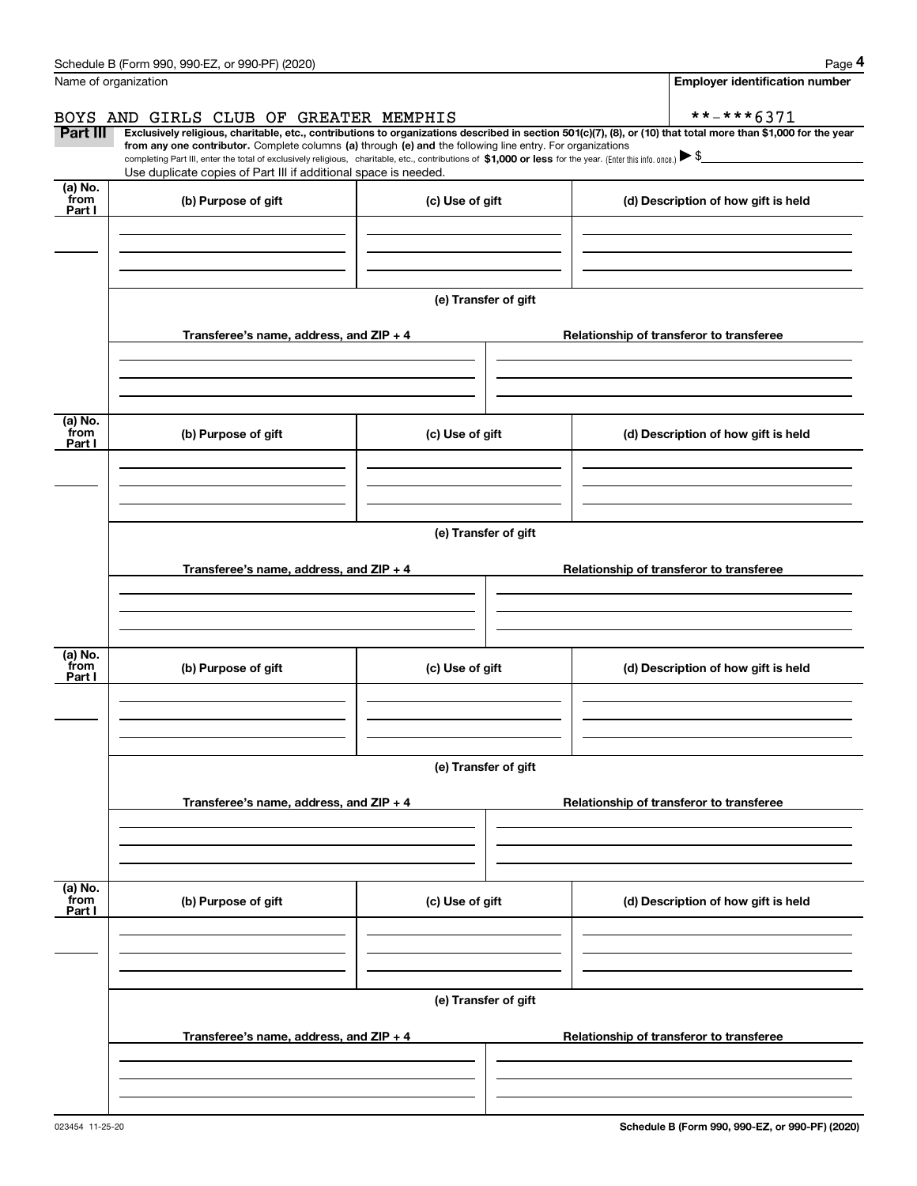Name of organization

BOYS AND GIRLS CLUB OF GREATER MEMPHIS

**Employer identification number**

**-***6371

**Part III** **Exclusively religious, charitable, etc., contributions to organizations described in section 501(c)(7), (8), or (10) that total more than $1,000 for the year from any one contributor.** Complete columns **(a)** through **(e) and** the following line entry. For organizations completing Part III, enter the total of exclusively religious, charitable, etc., contributions of **$1,000 or less** for the year. (Enter this info. once.) ▶ $

Use duplicate copies of Part III if additional space is needed.

| (a) No. from Part I | (b) Purpose of gift | (c) Use of gift | (d) Description of how gift is held |
|---|---|---|---|
| | | | |

**(e) Transfer of gift**

| Transferee's name, address, and ZIP + 4 | Relationship of transferor to transferee |
|---|---|
| | |

| (a) No. from Part I | (b) Purpose of gift | (c) Use of gift | (d) Description of how gift is held |
|---|---|---|---|
| | | | |

**(e) Transfer of gift**

| Transferee's name, address, and ZIP + 4 | Relationship of transferor to transferee |
|---|---|
| | |

| (a) No. from Part I | (b) Purpose of gift | (c) Use of gift | (d) Description of how gift is held |
|---|---|---|---|
| | | | |

**(e) Transfer of gift**

| Transferee's name, address, and ZIP + 4 | Relationship of transferor to transferee |
|---|---|
| | |

| (a) No. from Part I | (b) Purpose of gift | (c) Use of gift | (d) Description of how gift is held |
|---|---|---|---|
| | | | |

**(e) Transfer of gift**

| Transferee's name, address, and ZIP + 4 | Relationship of transferor to transferee |
|---|---|
| | |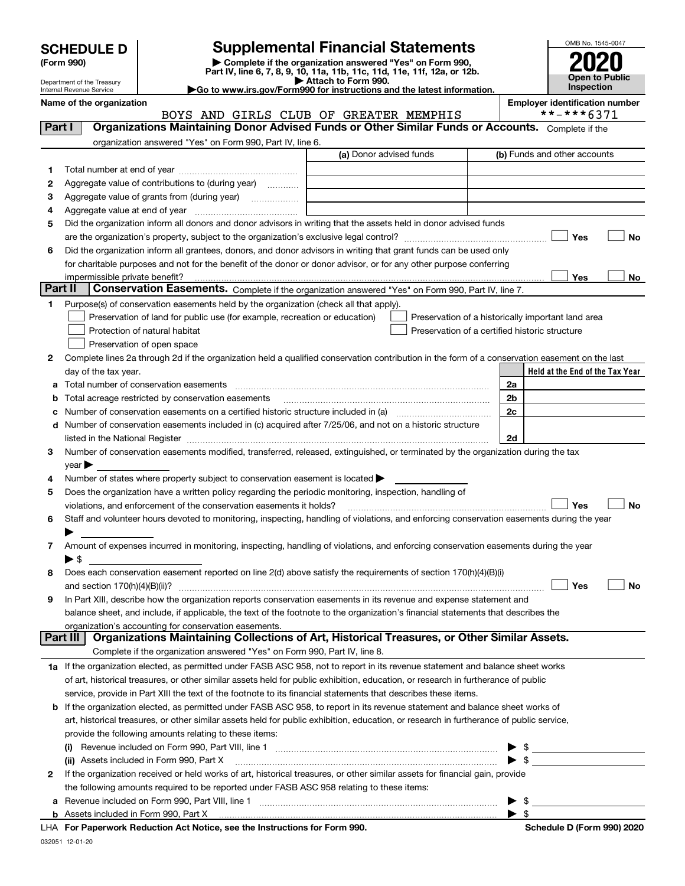# SCHEDULE D (Form 990)

Department of the Treasury
Internal Revenue Service

## Supplemental Financial Statements

▶ Complete if the organization answered "Yes" on Form 990, Part IV, line 6, 7, 8, 9, 10, 11a, 11b, 11c, 11d, 11e, 11f, 12a, or 12b.
▶ Attach to Form 990.
▶Go to www.irs.gov/Form990 for instructions and the latest information.

OMB No. 1545-0047

**2020**

**Open to Public Inspection**

**Name of the organization**
BOYS AND GIRLS CLUB OF GREATER MEMPHIS

**Employer identification number**
**-***6371

## Part I Organizations Maintaining Donor Advised Funds or Other Similar Funds or Accounts.

Complete if the organization answered "Yes" on Form 990, Part IV, line 6.

| | | (a) Donor advised funds | (b) Funds and other accounts |
|---|---|---|---|
| 1 | Total number at end of year | | |
| 2 | Aggregate value of contributions to (during year) | | |
| 3 | Aggregate value of grants from (during year) | | |
| 4 | Aggregate value at end of year | | |

5 Did the organization inform all donors and donor advisors in writing that the assets held in donor advised funds are the organization's property, subject to the organization's exclusive legal control? ☐ Yes ☐ No

6 Did the organization inform all grantees, donors, and donor advisors in writing that grant funds can be used only for charitable purposes and not for the benefit of the donor or donor advisor, or for any other purpose conferring impermissible private benefit? ☐ Yes ☐ No

## Part II Conservation Easements.

Complete if the organization answered "Yes" on Form 990, Part IV, line 7.

1 Purpose(s) of conservation easements held by the organization (check all that apply).

☐ Preservation of land for public use (for example, recreation or education)
☐ Protection of natural habitat
☐ Preservation of open space
☐ Preservation of a historically important land area
☐ Preservation of a certified historic structure

2 Complete lines 2a through 2d if the organization held a qualified conservation contribution in the form of a conservation easement on the last day of the tax year.

| | | | Held at the End of the Tax Year |
|---|---|---|---|
| a | Total number of conservation easements | 2a | |
| b | Total acreage restricted by conservation easements | 2b | |
| c | Number of conservation easements on a certified historic structure included in (a) | 2c | |
| d | Number of conservation easements included in (c) acquired after 7/25/06, and not on a historic structure listed in the National Register | 2d | |

3 Number of conservation easements modified, transferred, released, extinguished, or terminated by the organization during the tax year ▶

4 Number of states where property subject to conservation easement is located ▶

5 Does the organization have a written policy regarding the periodic monitoring, inspection, handling of violations, and enforcement of the conservation easements it holds? ☐ Yes ☐ No

6 Staff and volunteer hours devoted to monitoring, inspecting, handling of violations, and enforcing conservation easements during the year ▶

7 Amount of expenses incurred in monitoring, inspecting, handling of violations, and enforcing conservation easements during the year ▶ $

8 Does each conservation easement reported on line 2(d) above satisfy the requirements of section 170(h)(4)(B)(i) and section 170(h)(4)(B)(ii)? ☐ Yes ☐ No

9 In Part XIII, describe how the organization reports conservation easements in its revenue and expense statement and balance sheet, and include, if applicable, the text of the footnote to the organization's financial statements that describes the organization's accounting for conservation easements.

## Part III Organizations Maintaining Collections of Art, Historical Treasures, or Other Similar Assets.

Complete if the organization answered "Yes" on Form 990, Part IV, line 8.

1a If the organization elected, as permitted under FASB ASC 958, not to report in its revenue statement and balance sheet works of art, historical treasures, or other similar assets held for public exhibition, education, or research in furtherance of public service, provide in Part XIII the text of the footnote to its financial statements that describes these items.

b If the organization elected, as permitted under FASB ASC 958, to report in its revenue statement and balance sheet works of art, historical treasures, or other similar assets held for public exhibition, education, or research in furtherance of public service, provide the following amounts relating to these items:

(i) Revenue included on Form 990, Part VIII, line 1 ▶ $

(ii) Assets included in Form 990, Part X ▶ $

2 If the organization received or held works of art, historical treasures, or other similar assets for financial gain, provide the following amounts required to be reported under FASB ASC 958 relating to these items:

a Revenue included on Form 990, Part VIII, line 1 ▶ $

b Assets included in Form 990, Part X ▶ $

LHA For Paperwork Reduction Act Notice, see the Instructions for Form 990. Schedule D (Form 990) 2020

032051 12-01-20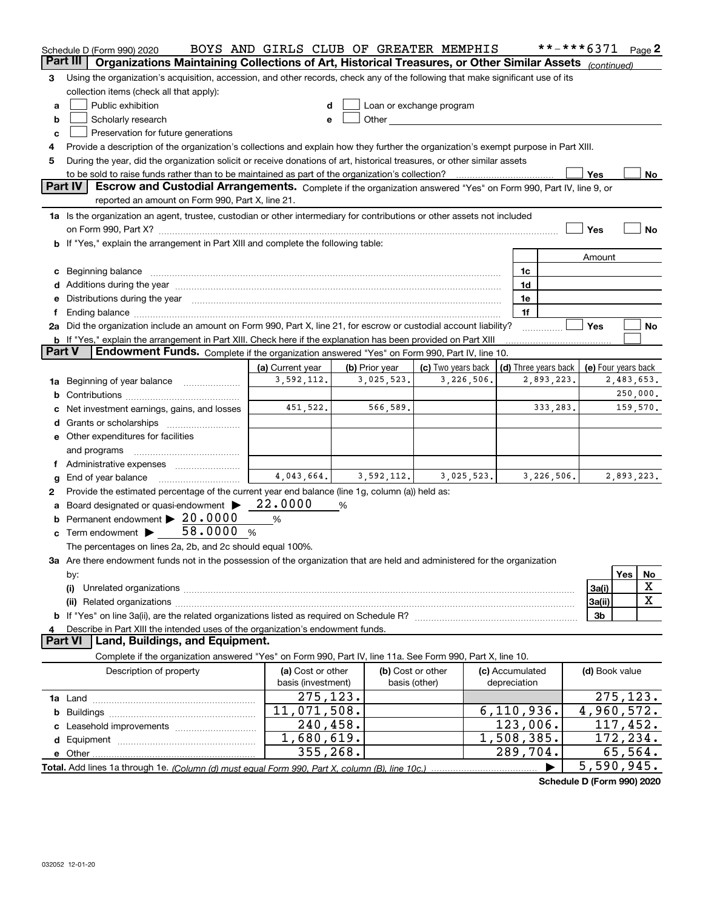Schedule D (Form 990) 2020 BOYS AND GIRLS CLUB OF GREATER MEMPHIS **-***6371 Page 2

## Part III Organizations Maintaining Collections of Art, Historical Treasures, or Other Similar Assets *(continued)*

3 Using the organization's acquisition, accession, and other records, check any of the following that make significant use of its collection items (check all that apply):

- a ☐ Public exhibition
- b ☐ Scholarly research
- c ☐ Preservation for future generations
- d ☐ Loan or exchange program
- e ☐ Other

4 Provide a description of the organization's collections and explain how they further the organization's exempt purpose in Part XIII.

5 During the year, did the organization solicit or receive donations of art, historical treasures, or other similar assets to be sold to raise funds rather than to be maintained as part of the organization's collection? ☐ Yes ☐ No

## Part IV Escrow and Custodial Arrangements.

Complete if the organization answered "Yes" on Form 990, Part IV, line 9, or reported an amount on Form 990, Part X, line 21.

1a Is the organization an agent, trustee, custodian or other intermediary for contributions or other assets not included on Form 990, Part X? ☐ Yes ☐ No

b If "Yes," explain the arrangement in Part XIII and complete the following table:

| | | Amount |
|---|---|---|
| c Beginning balance | 1c | |
| d Additions during the year | 1d | |
| e Distributions during the year | 1e | |
| f Ending balance | 1f | |

2a Did the organization include an amount on Form 990, Part X, line 21, for escrow or custodial account liability? ☐ Yes ☐ No

b If "Yes," explain the arrangement in Part XIII. Check here if the explanation has been provided on Part XIII ☐

## Part V Endowment Funds.

Complete if the organization answered "Yes" on Form 990, Part IV, line 10.

| | (a) Current year | (b) Prior year | (c) Two years back | (d) Three years back | (e) Four years back |
|---|---|---|---|---|---|
| 1a Beginning of year balance | 3,592,112. | 3,025,523. | 3,226,506. | 2,893,223. | 2,483,653. |
| b Contributions | | | | | 250,000. |
| c Net investment earnings, gains, and losses | 451,522. | 566,589. | | 333,283. | 159,570. |
| d Grants or scholarships | | | | | |
| e Other expenditures for facilities and programs | | | | | |
| f Administrative expenses | | | | | |
| g End of year balance | 4,043,664. | 3,592,112. | 3,025,523. | 3,226,506. | 2,893,223. |

2 Provide the estimated percentage of the current year end balance (line 1g, column (a)) held as:

a Board designated or quasi-endowment ▶ 22.0000 %

b Permanent endowment ▶ 20.0000 %

c Term endowment ▶ 58.0000 %

The percentages on lines 2a, 2b, and 2c should equal 100%.

3a Are there endowment funds not in the possession of the organization that are held and administered for the organization by:

| | | Yes | No |
|---|---|---|---|
| (i) Unrelated organizations | 3a(i) | | X |
| (ii) Related organizations | 3a(ii) | | X |
| b If "Yes" on line 3a(ii), are the related organizations listed as required on Schedule R? | 3b | | |

4 Describe in Part XIII the intended uses of the organization's endowment funds.

## Part VI Land, Buildings, and Equipment.

Complete if the organization answered "Yes" on Form 990, Part IV, line 11a. See Form 990, Part X, line 10.

| Description of property | (a) Cost or other basis (investment) | (b) Cost or other basis (other) | (c) Accumulated depreciation | (d) Book value |
|---|---|---|---|---|
| 1a Land | 275,123. | | | 275,123. |
| b Buildings | 11,071,508. | | 6,110,936. | 4,960,572. |
| c Leasehold improvements | 240,458. | | 123,006. | 117,452. |
| d Equipment | 1,680,619. | | 1,508,385. | 172,234. |
| e Other | 355,268. | | 289,704. | 65,564. |
| **Total.** Add lines 1a through 1e. *(Column (d) must equal Form 990, Part X, column (B), line 10c.)* | | | ▶ | 5,590,945. |

Schedule D (Form 990) 2020

032052 12-01-20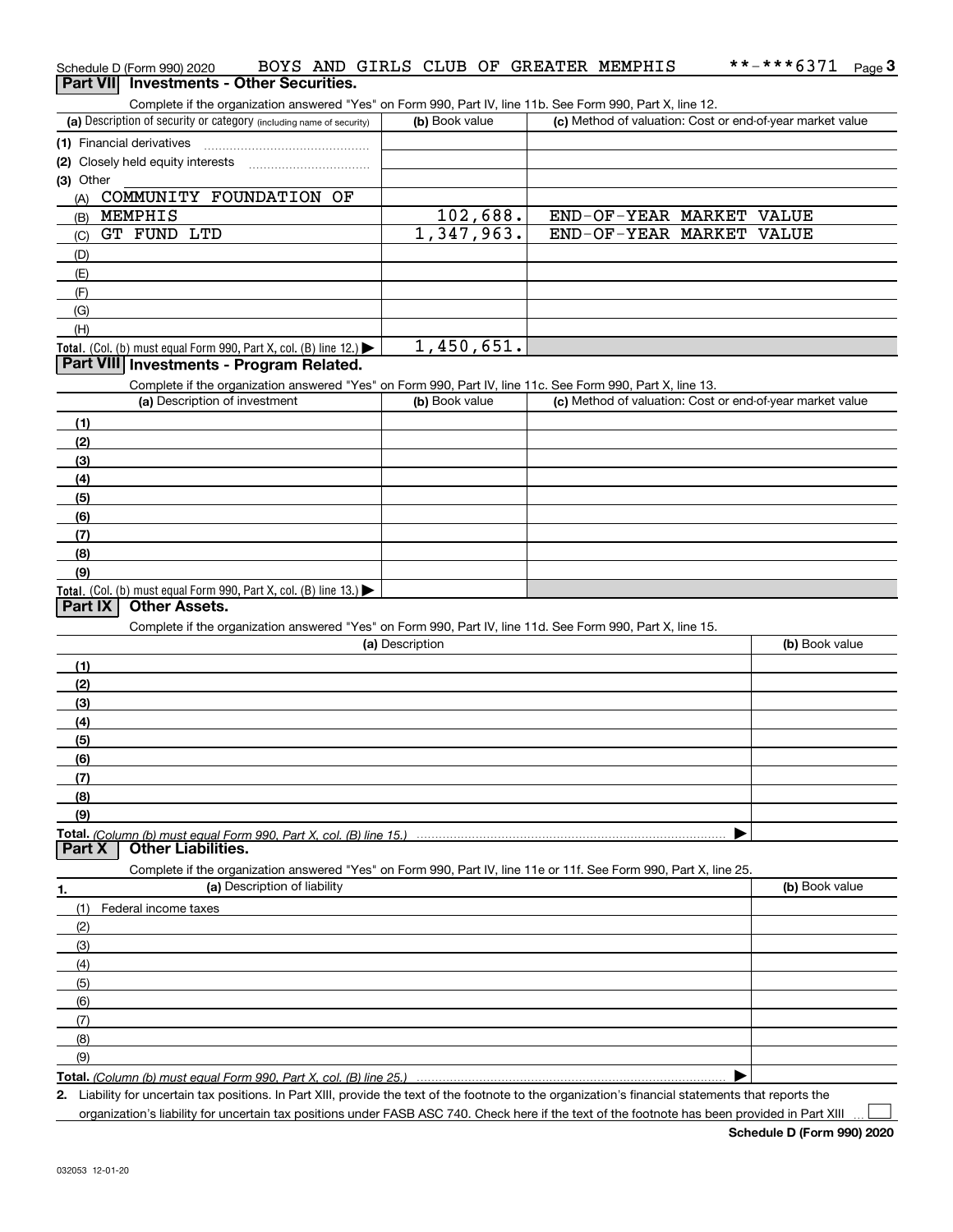Schedule D (Form 990) 2020 BOYS AND GIRLS CLUB OF GREATER MEMPHIS **-***6371 Page 3

## Part VII Investments - Other Securities.

Complete if the organization answered "Yes" on Form 990, Part IV, line 11b. See Form 990, Part X, line 12.

| (a) Description of security or category (including name of security) | (b) Book value | (c) Method of valuation: Cost or end-of-year market value |
|---|---|---|
| (1) Financial derivatives | | |
| (2) Closely held equity interests | | |
| (3) Other | | |
| (A) COMMUNITY FOUNDATION OF | | |
| (B) MEMPHIS | 102,688. | END-OF-YEAR MARKET VALUE |
| (C) GT FUND LTD | 1,347,963. | END-OF-YEAR MARKET VALUE |
| (D) | | |
| (E) | | |
| (F) | | |
| (G) | | |
| (H) | | |
| **Total.** (Col. (b) must equal Form 990, Part X, col. (B) line 12.) ▶ | 1,450,651. | |

## Part VIII Investments - Program Related.

Complete if the organization answered "Yes" on Form 990, Part IV, line 11c. See Form 990, Part X, line 13.

| (a) Description of investment | (b) Book value | (c) Method of valuation: Cost or end-of-year market value |
|---|---|---|
| (1) | | |
| (2) | | |
| (3) | | |
| (4) | | |
| (5) | | |
| (6) | | |
| (7) | | |
| (8) | | |
| (9) | | |
| **Total.** (Col. (b) must equal Form 990, Part X, col. (B) line 13.) ▶ | | |

## Part IX Other Assets.

Complete if the organization answered "Yes" on Form 990, Part IV, line 11d. See Form 990, Part X, line 15.

| (a) Description | (b) Book value |
|---|---|
| (1) | |
| (2) | |
| (3) | |
| (4) | |
| (5) | |
| (6) | |
| (7) | |
| (8) | |
| (9) | |
| **Total.** *(Column (b) must equal Form 990, Part X, col. (B) line 15.)* ▶ | |

## Part X Other Liabilities.

Complete if the organization answered "Yes" on Form 990, Part IV, line 11e or 11f. See Form 990, Part X, line 25.

| 1. (a) Description of liability | (b) Book value |
|---|---|
| (1) Federal income taxes | |
| (2) | |
| (3) | |
| (4) | |
| (5) | |
| (6) | |
| (7) | |
| (8) | |
| (9) | |
| **Total.** *(Column (b) must equal Form 990, Part X, col. (B) line 25.)* ▶ | |

2. Liability for uncertain tax positions. In Part XIII, provide the text of the footnote to the organization's financial statements that reports the organization's liability for uncertain tax positions under FASB ASC 740. Check here if the text of the footnote has been provided in Part XIII ☐

**Schedule D (Form 990) 2020**

032053 12-01-20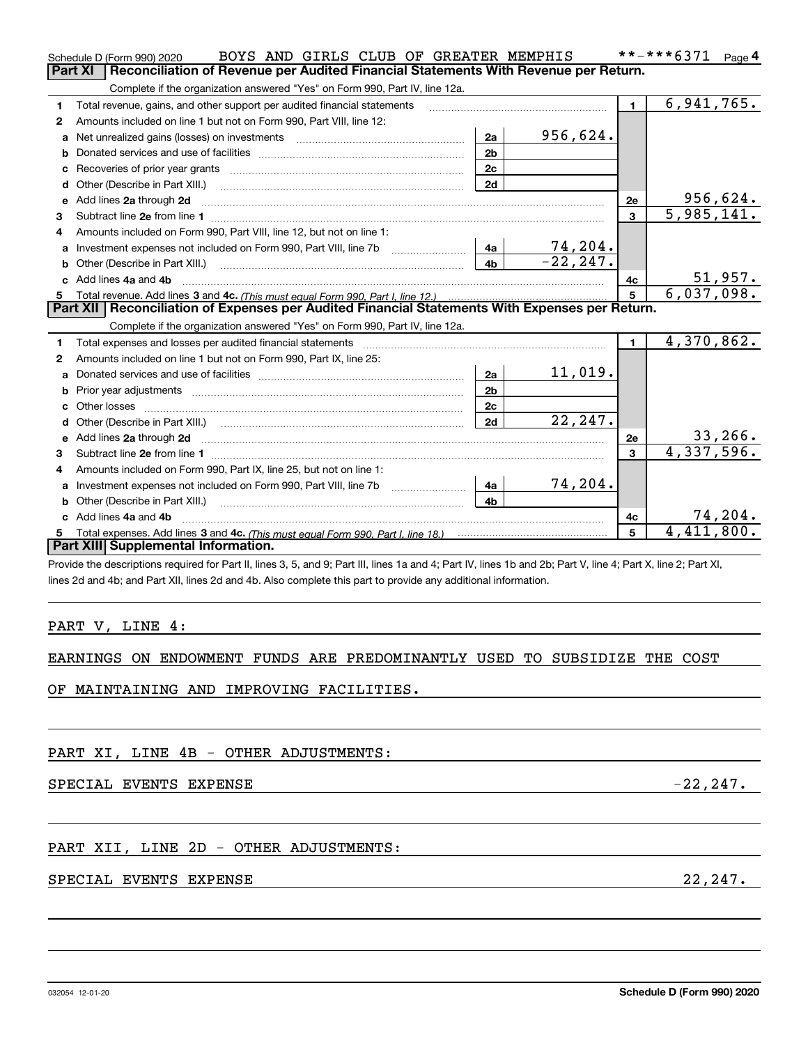Schedule D (Form 990) 2020 BOYS AND GIRLS CLUB OF GREATER MEMPHIS **-***6371 Page 4

## Part XI Reconciliation of Revenue per Audited Financial Statements With Revenue per Return.

Complete if the organization answered "Yes" on Form 990, Part IV, line 12a.

| | | | | | |
|---|---|---|---|---|---|
| 1 | Total revenue, gains, and other support per audited financial statements | | | 1 | 6,941,765. |
| 2 | Amounts included on line 1 but not on Form 990, Part VIII, line 12: | | | | |
| a | Net unrealized gains (losses) on investments | 2a | 956,624. | | |
| b | Donated services and use of facilities | 2b | | | |
| c | Recoveries of prior year grants | 2c | | | |
| d | Other (Describe in Part XIII.) | 2d | | | |
| e | Add lines 2a through 2d | | | 2e | 956,624. |
| 3 | Subtract line 2e from line 1 | | | 3 | 5,985,141. |
| 4 | Amounts included on Form 990, Part VIII, line 12, but not on line 1: | | | | |
| a | Investment expenses not included on Form 990, Part VIII, line 7b | 4a | 74,204. | | |
| b | Other (Describe in Part XIII.) | 4b | -22,247. | | |
| c | Add lines 4a and 4b | | | 4c | 51,957. |
| 5 | Total revenue. Add lines 3 and 4c. *(This must equal Form 990, Part I, line 12.)* | | | 5 | 6,037,098. |

## Part XII Reconciliation of Expenses per Audited Financial Statements With Expenses per Return.

Complete if the organization answered "Yes" on Form 990, Part IV, line 12a.

| | | | | | |
|---|---|---|---|---|---|
| 1 | Total expenses and losses per audited financial statements | | | 1 | 4,370,862. |
| 2 | Amounts included on line 1 but not on Form 990, Part IX, line 25: | | | | |
| a | Donated services and use of facilities | 2a | 11,019. | | |
| b | Prior year adjustments | 2b | | | |
| c | Other losses | 2c | | | |
| d | Other (Describe in Part XIII.) | 2d | 22,247. | | |
| e | Add lines 2a through 2d | | | 2e | 33,266. |
| 3 | Subtract line 2e from line 1 | | | 3 | 4,337,596. |
| 4 | Amounts included on Form 990, Part IX, line 25, but not on line 1: | | | | |
| a | Investment expenses not included on Form 990, Part VIII, line 7b | 4a | 74,204. | | |
| b | Other (Describe in Part XIII.) | 4b | | | |
| c | Add lines 4a and 4b | | | 4c | 74,204. |
| 5 | Total expenses. Add lines 3 and 4c. *(This must equal Form 990, Part I, line 18.)* | | | 5 | 4,411,800. |

## Part XIII Supplemental Information.

Provide the descriptions required for Part II, lines 3, 5, and 9; Part III, lines 1a and 4; Part IV, lines 1b and 2b; Part V, line 4; Part X, line 2; Part XI, lines 2d and 4b; and Part XII, lines 2d and 4b. Also complete this part to provide any additional information.

PART V, LINE 4:

EARNINGS ON ENDOWMENT FUNDS ARE PREDOMINANTLY USED TO SUBSIDIZE THE COST OF MAINTAINING AND IMPROVING FACILITIES.

PART XI, LINE 4B - OTHER ADJUSTMENTS:

SPECIAL EVENTS EXPENSE -22,247.

PART XII, LINE 2D - OTHER ADJUSTMENTS:

SPECIAL EVENTS EXPENSE 22,247.

032054 12-01-20 Schedule D (Form 990) 2020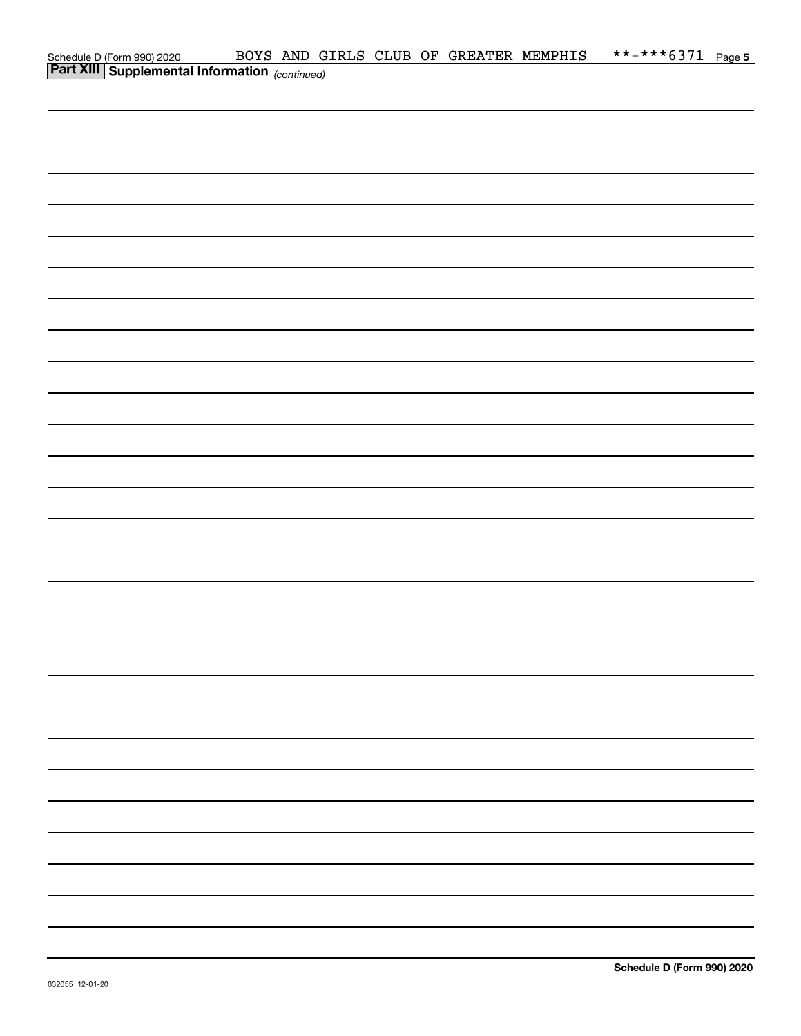## Part XIII Supplemental Information *(continued)*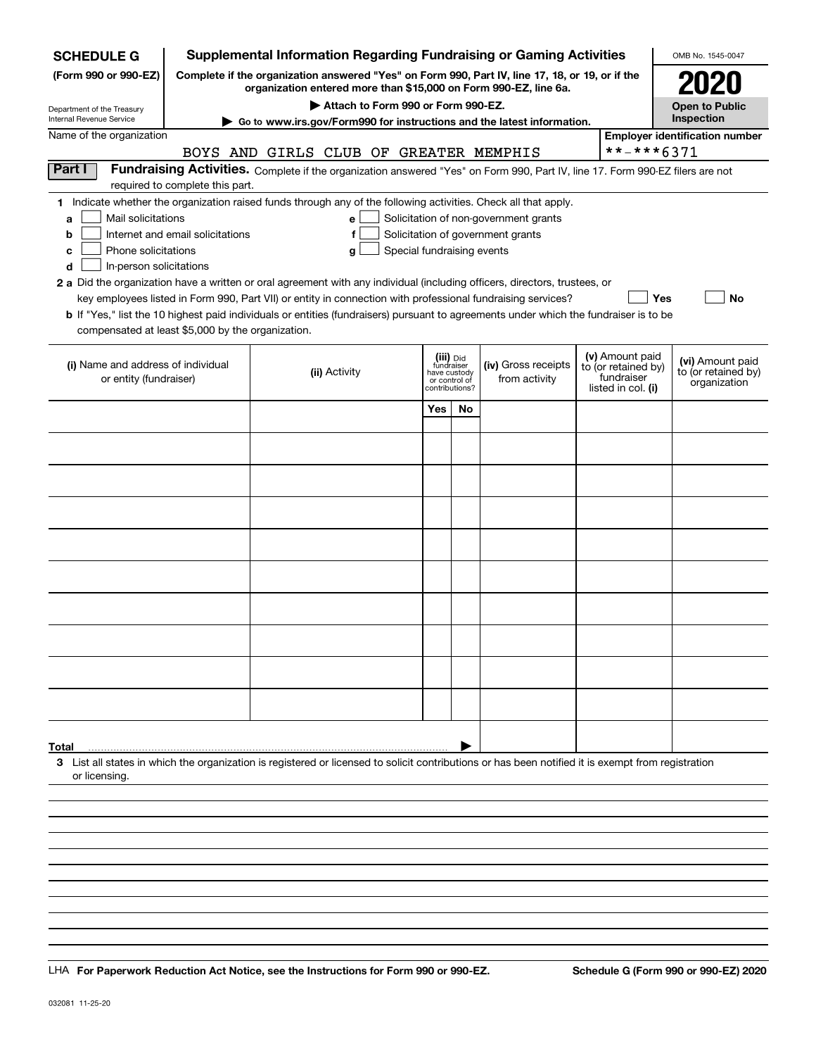**SCHEDULE G (Form 990 or 990-EZ)**

Department of the Treasury
Internal Revenue Service

# Supplemental Information Regarding Fundraising or Gaming Activities

**Complete if the organization answered "Yes" on Form 990, Part IV, line 17, 18, or 19, or if the organization entered more than $15,000 on Form 990-EZ, line 6a.**

**▶ Attach to Form 990 or Form 990-EZ.**

**▶ Go to www.irs.gov/Form990 for instructions and the latest information.**

OMB No. 1545-0047

**2020**

**Open to Public Inspection**

Name of the organization: BOYS AND GIRLS CLUB OF GREATER MEMPHIS

**Employer identification number:** **-***6371

**Part I** **Fundraising Activities.** Complete if the organization answered "Yes" on Form 990, Part IV, line 17. Form 990-EZ filers are not required to complete this part.

**1** Indicate whether the organization raised funds through any of the following activities. Check all that apply.

- **a** ☐ Mail solicitations
- **b** ☐ Internet and email solicitations
- **c** ☐ Phone solicitations
- **d** ☐ In-person solicitations
- **e** ☐ Solicitation of non-government grants
- **f** ☐ Solicitation of government grants
- **g** ☐ Special fundraising events

**2 a** Did the organization have a written or oral agreement with any individual (including officers, directors, trustees, or key employees listed in Form 990, Part VII) or entity in connection with professional fundraising services? ☐ **Yes** ☐ **No**

**b** If "Yes," list the 10 highest paid individuals or entities (fundraisers) pursuant to agreements under which the fundraiser is to be compensated at least $5,000 by the organization.

| (i) Name and address of individual or entity (fundraiser) | (ii) Activity | (iii) Did fundraiser have custody or control of contributions? Yes | No | (iv) Gross receipts from activity | (v) Amount paid to (or retained by) fundraiser listed in col. (i) | (vi) Amount paid to (or retained by) organization |
|---|---|---|---|---|---|---|
| | | | | | | |
| | | | | | | |
| | | | | | | |
| | | | | | | |
| | | | | | | |
| | | | | | | |
| | | | | | | |
| | | | | | | |
| | | | | | | |
| | | | | | | |
| **Total** ▶ | | | | | | |

**3** List all states in which the organization is registered or licensed to solicit contributions or has been notified it is exempt from registration or licensing.

LHA **For Paperwork Reduction Act Notice, see the Instructions for Form 990 or 990-EZ.** **Schedule G (Form 990 or 990-EZ) 2020**

032081 11-25-20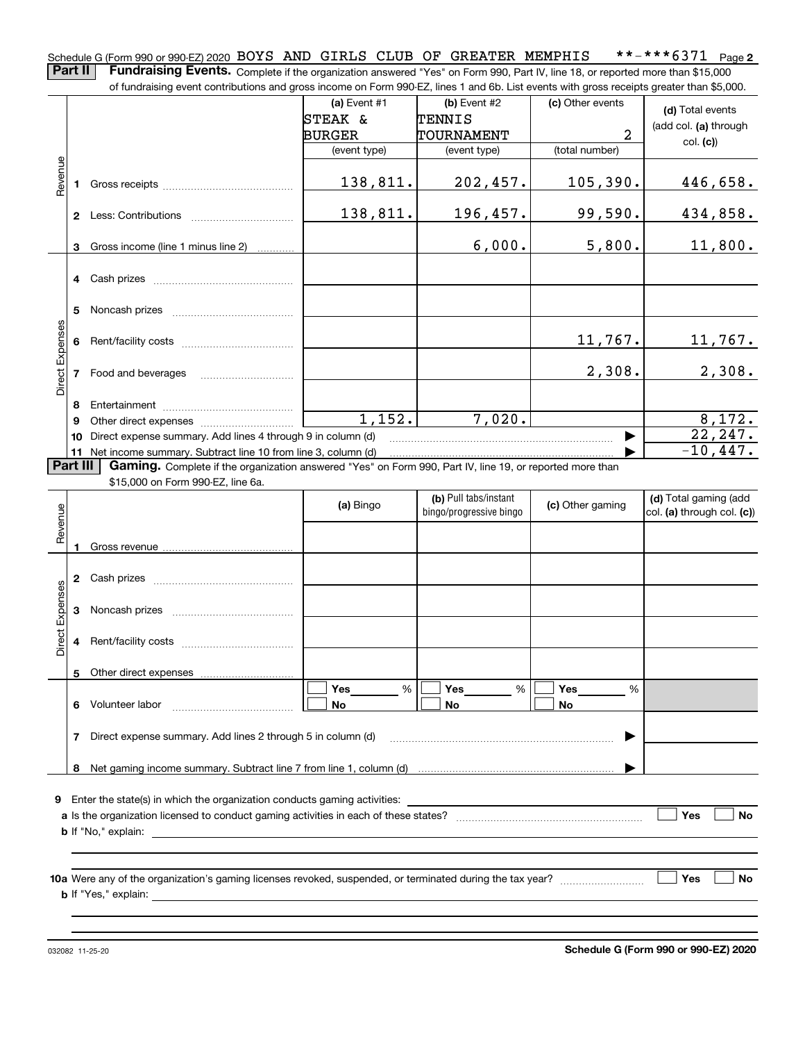Schedule G (Form 990 or 990-EZ) 2020 BOYS AND GIRLS CLUB OF GREATER MEMPHIS **-***6371 Page 2

**Part II** **Fundraising Events.** Complete if the organization answered "Yes" on Form 990, Part IV, line 18, or reported more than $15,000 of fundraising event contributions and gross income on Form 990-EZ, lines 1 and 6b. List events with gross receipts greater than $5,000.

| | | (a) Event #1 STEAK & BURGER (event type) | (b) Event #2 TENNIS TOURNAMENT (event type) | (c) Other events 2 (total number) | (d) Total events (add col. (a) through col. (c)) |
|---|---|---|---|---|---|
| Revenue | 1 Gross receipts | 138,811. | 202,457. | 105,390. | 446,658. |
| | 2 Less: Contributions | 138,811. | 196,457. | 99,590. | 434,858. |
| | 3 Gross income (line 1 minus line 2) | | 6,000. | 5,800. | 11,800. |
| Direct Expenses | 4 Cash prizes | | | | |
| | 5 Noncash prizes | | | | |
| | 6 Rent/facility costs | | | 11,767. | 11,767. |
| | 7 Food and beverages | | | 2,308. | 2,308. |
| | 8 Entertainment | | | | |
| | 9 Other direct expenses | 1,152. | 7,020. | | 8,172. |
| | 10 Direct expense summary. Add lines 4 through 9 in column (d) | | | ▶ | 22,247. |
| | 11 Net income summary. Subtract line 10 from line 3, column (d) | | | ▶ | -10,447. |

**Part III** **Gaming.** Complete if the organization answered "Yes" on Form 990, Part IV, line 19, or reported more than $15,000 on Form 990-EZ, line 6a.

| | | (a) Bingo | (b) Pull tabs/instant bingo/progressive bingo | (c) Other gaming | (d) Total gaming (add col. (a) through col. (c)) |
|---|---|---|---|---|---|
| Revenue | 1 Gross revenue | | | | |
| Direct Expenses | 2 Cash prizes | | | | |
| | 3 Noncash prizes | | | | |
| | 4 Rent/facility costs | | | | |
| | 5 Other direct expenses | | | | |
| | 6 Volunteer labor | ☐ Yes ___ % ☐ No | ☐ Yes ___ % ☐ No | ☐ Yes ___ % ☐ No | |
| | 7 Direct expense summary. Add lines 2 through 5 in column (d) | | | ▶ | |
| | 8 Net gaming income summary. Subtract line 7 from line 1, column (d) | | | ▶ | |

9 Enter the state(s) in which the organization conducts gaming activities:

a Is the organization licensed to conduct gaming activities in each of these states? ☐ Yes ☐ No

b If "No," explain:

10a Were any of the organization's gaming licenses revoked, suspended, or terminated during the tax year? ☐ Yes ☐ No

b If "Yes," explain:

032082 11-25-20 **Schedule G (Form 990 or 990-EZ) 2020**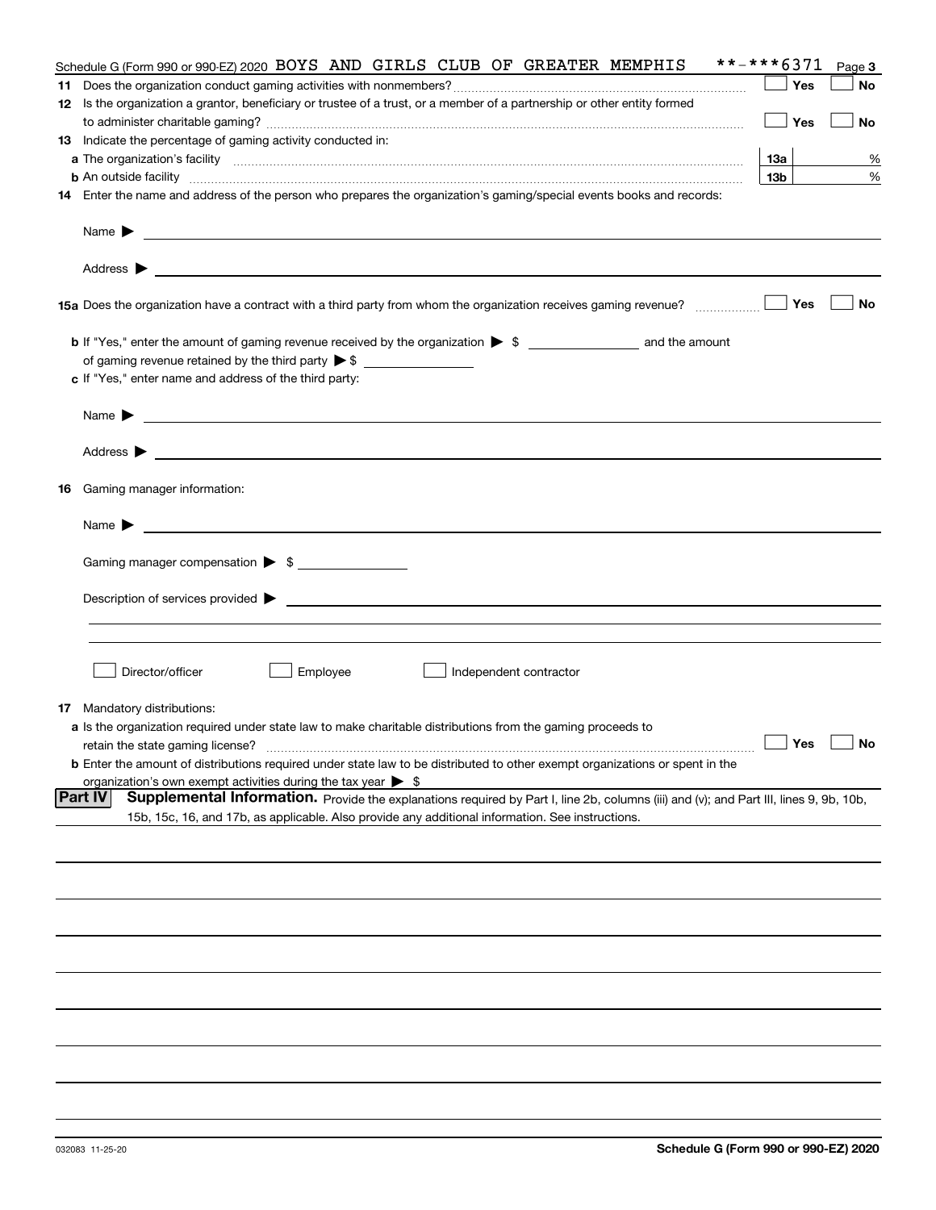Schedule G (Form 990 or 990-EZ) 2020 BOYS AND GIRLS CLUB OF GREATER MEMPHIS **-***6371 Page 3

**11** Does the organization conduct gaming activities with nonmembers? ☐ Yes ☐ No

**12** Is the organization a grantor, beneficiary or trustee of a trust, or a member of a partnership or other entity formed to administer charitable gaming? ☐ Yes ☐ No

**13** Indicate the percentage of gaming activity conducted in:

**a** The organization's facility **13a** %

**b** An outside facility **13b** %

**14** Enter the name and address of the person who prepares the organization's gaming/special events books and records:

Name ▶

Address ▶

**15a** Does the organization have a contract with a third party from whom the organization receives gaming revenue? ☐ Yes ☐ No

**b** If "Yes," enter the amount of gaming revenue received by the organization ▶ $ ______ and the amount of gaming revenue retained by the third party ▶ $ ______

**c** If "Yes," enter name and address of the third party:

Name ▶

Address ▶

**16** Gaming manager information:

Name ▶

Gaming manager compensation ▶ $

Description of services provided ▶

☐ Director/officer ☐ Employee ☐ Independent contractor

**17** Mandatory distributions:

**a** Is the organization required under state law to make charitable distributions from the gaming proceeds to retain the state gaming license? ☐ Yes ☐ No

**b** Enter the amount of distributions required under state law to be distributed to other exempt organizations or spent in the organization's own exempt activities during the tax year ▶ $

**Part IV** **Supplemental Information.** Provide the explanations required by Part I, line 2b, columns (iii) and (v); and Part III, lines 9, 9b, 10b, 15b, 15c, 16, and 17b, as applicable. Also provide any additional information. See instructions.

032083 11-25-20 **Schedule G (Form 990 or 990-EZ) 2020**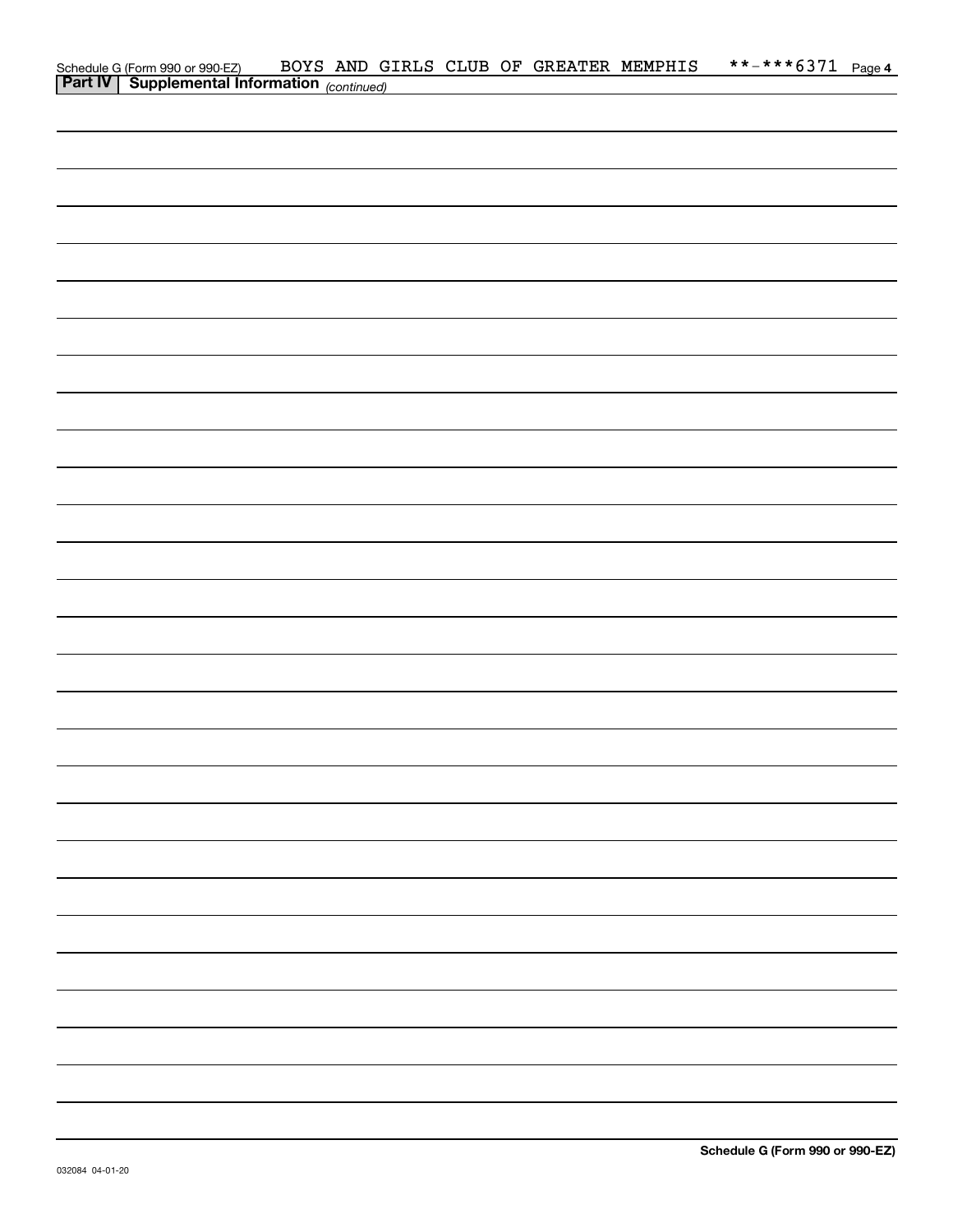Schedule G (Form 990 or 990-EZ) BOYS AND GIRLS CLUB OF GREATER MEMPHIS **-***6371 Page 4

**Part IV | Supplemental Information** *(continued)*

**Schedule G (Form 990 or 990-EZ)**

032084 04-01-20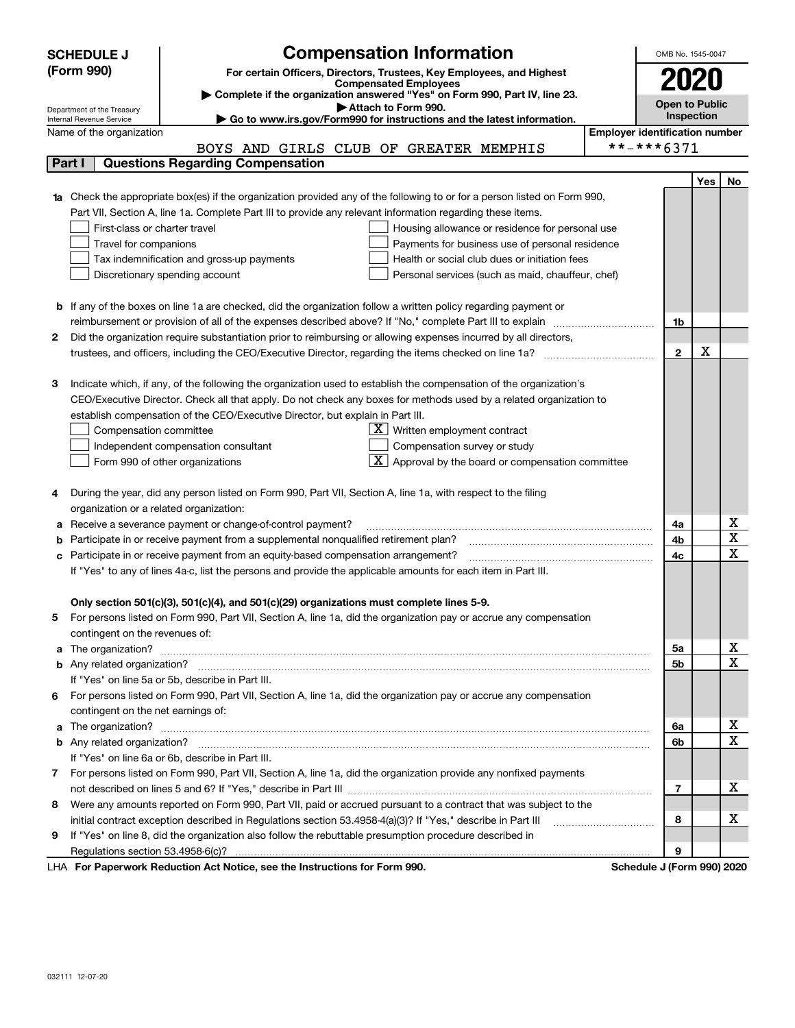# SCHEDULE J (Form 990)

Department of the Treasury
Internal Revenue Service

## Compensation Information

**For certain Officers, Directors, Trustees, Key Employees, and Highest Compensated Employees**

▶ Complete if the organization answered "Yes" on Form 990, Part IV, line 23.

▶ Attach to Form 990.

▶ Go to www.irs.gov/Form990 for instructions and the latest information.

OMB No. 1545-0047

**2020**

**Open to Public Inspection**

Name of the organization: BOYS AND GIRLS CLUB OF GREATER MEMPHIS

Employer identification number: **-***6371

### Part I — Questions Regarding Compensation

| | | | Yes | No |
|---|---|---|---|---|
| **1a** | Check the appropriate box(es) if the organization provided any of the following to or for a person listed on Form 990, Part VII, Section A, line 1a. Complete Part III to provide any relevant information regarding these items.<br>☐ First-class or charter travel ☐ Housing allowance or residence for personal use<br>☐ Travel for companions ☐ Payments for business use of personal residence<br>☐ Tax indemnification and gross-up payments ☐ Health or social club dues or initiation fees<br>☐ Discretionary spending account ☐ Personal services (such as maid, chauffeur, chef) | | | |
| **b** | If any of the boxes on line 1a are checked, did the organization follow a written policy regarding payment or reimbursement or provision of all of the expenses described above? If "No," complete Part III to explain | 1b | | |
| **2** | Did the organization require substantiation prior to reimbursing or allowing expenses incurred by all directors, trustees, and officers, including the CEO/Executive Director, regarding the items checked on line 1a? | 2 | X | |
| **3** | Indicate which, if any, of the following the organization used to establish the compensation of the organization's CEO/Executive Director. Check all that apply. Do not check any boxes for methods used by a related organization to establish compensation of the CEO/Executive Director, but explain in Part III.<br>☐ Compensation committee ☒ Written employment contract<br>☐ Independent compensation consultant ☐ Compensation survey or study<br>☐ Form 990 of other organizations ☒ Approval by the board or compensation committee | | | |
| **4** | During the year, did any person listed on Form 990, Part VII, Section A, line 1a, with respect to the filing organization or a related organization: | | | |
| **a** | Receive a severance payment or change-of-control payment? | 4a | | X |
| **b** | Participate in or receive payment from a supplemental nonqualified retirement plan? | 4b | | X |
| **c** | Participate in or receive payment from an equity-based compensation arrangement? | 4c | | X |
| | If "Yes" to any of lines 4a-c, list the persons and provide the applicable amounts for each item in Part III. | | | |
| | **Only section 501(c)(3), 501(c)(4), and 501(c)(29) organizations must complete lines 5-9.** | | | |
| **5** | For persons listed on Form 990, Part VII, Section A, line 1a, did the organization pay or accrue any compensation contingent on the revenues of: | | | |
| **a** | The organization? | 5a | | X |
| **b** | Any related organization? | 5b | | X |
| | If "Yes" on line 5a or 5b, describe in Part III. | | | |
| **6** | For persons listed on Form 990, Part VII, Section A, line 1a, did the organization pay or accrue any compensation contingent on the net earnings of: | | | |
| **a** | The organization? | 6a | | X |
| **b** | Any related organization? | 6b | | X |
| | If "Yes" on line 6a or 6b, describe in Part III. | | | |
| **7** | For persons listed on Form 990, Part VII, Section A, line 1a, did the organization provide any nonfixed payments not described on lines 5 and 6? If "Yes," describe in Part III | 7 | | X |
| **8** | Were any amounts reported on Form 990, Part VII, paid or accrued pursuant to a contract that was subject to the initial contract exception described in Regulations section 53.4958-4(a)(3)? If "Yes," describe in Part III | 8 | | X |
| **9** | If "Yes" on line 8, did the organization also follow the rebuttable presumption procedure described in Regulations section 53.4958-6(c)? | 9 | | |

LHA **For Paperwork Reduction Act Notice, see the Instructions for Form 990.** **Schedule J (Form 990) 2020**

032111 12-07-20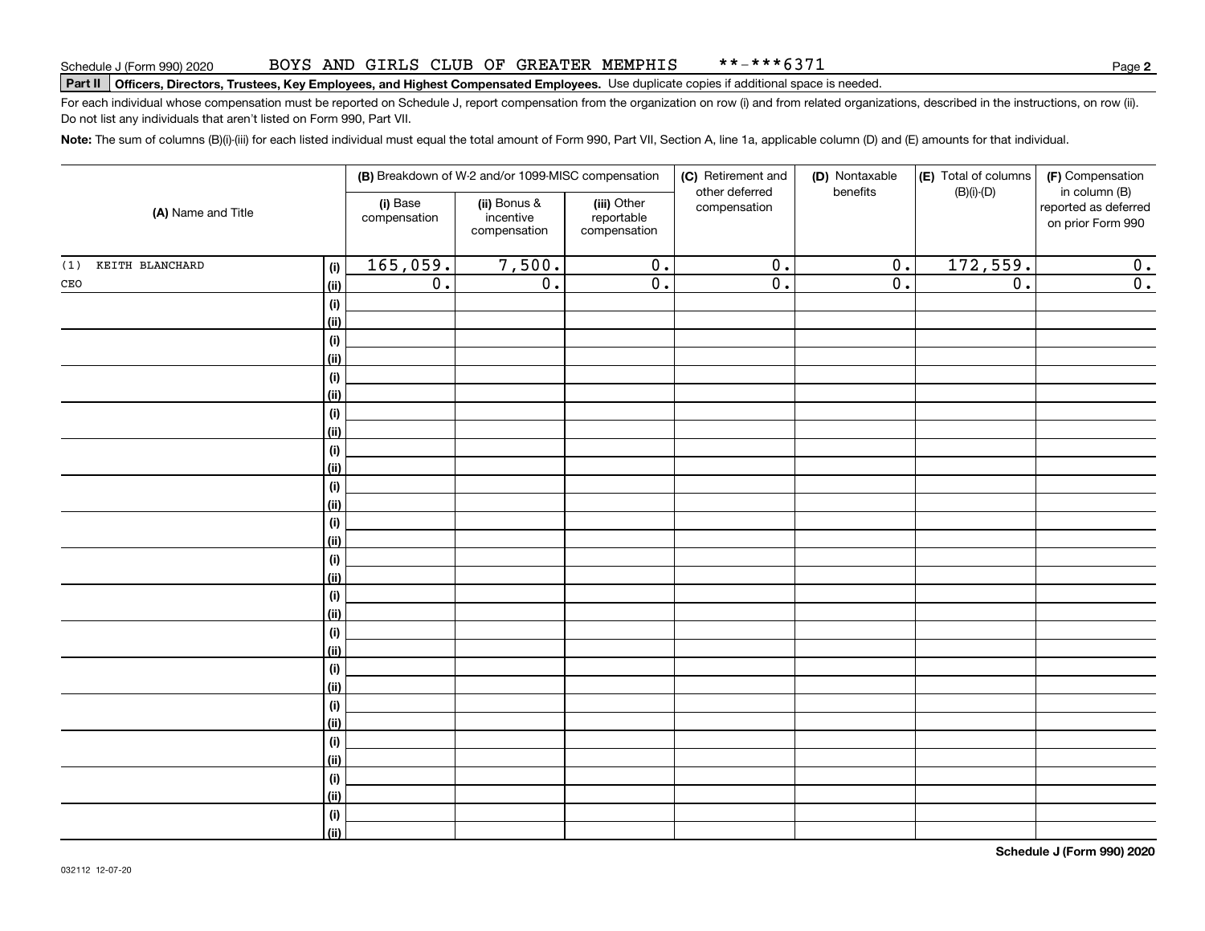Schedule J (Form 990) 2020 BOYS AND GIRLS CLUB OF GREATER MEMPHIS **-***6371

**Part II Officers, Directors, Trustees, Key Employees, and Highest Compensated Employees.** Use duplicate copies if additional space is needed.

For each individual whose compensation must be reported on Schedule J, report compensation from the organization on row (i) and from related organizations, described in the instructions, on row (ii). Do not list any individuals that aren't listed on Form 990, Part VII.

**Note:** The sum of columns (B)(i)-(iii) for each listed individual must equal the total amount of Form 990, Part VII, Section A, line 1a, applicable column (D) and (E) amounts for that individual.

| (A) Name and Title | | (B) Breakdown of W-2 and/or 1099-MISC compensation | | | (C) Retirement and other deferred compensation | (D) Nontaxable benefits | (E) Total of columns (B)(i)-(D) | (F) Compensation in column (B) reported as deferred on prior Form 990 |
|---|---|---|---|---|---|---|---|---|
| | | (i) Base compensation | (ii) Bonus & incentive compensation | (iii) Other reportable compensation | | | | |
| (1) KEITH BLANCHARD | (i) | 165,059. | 7,500. | 0. | 0. | 0. | 172,559. | 0. |
| CEO | (ii) | 0. | 0. | 0. | 0. | 0. | 0. | 0. |
| | (i) | | | | | | | |
| | (ii) | | | | | | | |
| | (i) | | | | | | | |
| | (ii) | | | | | | | |
| | (i) | | | | | | | |
| | (ii) | | | | | | | |
| | (i) | | | | | | | |
| | (ii) | | | | | | | |
| | (i) | | | | | | | |
| | (ii) | | | | | | | |
| | (i) | | | | | | | |
| | (ii) | | | | | | | |
| | (i) | | | | | | | |
| | (ii) | | | | | | | |
| | (i) | | | | | | | |
| | (ii) | | | | | | | |
| | (i) | | | | | | | |
| | (ii) | | | | | | | |
| | (i) | | | | | | | |
| | (ii) | | | | | | | |
| | (i) | | | | | | | |
| | (ii) | | | | | | | |
| | (i) | | | | | | | |
| | (ii) | | | | | | | |
| | (i) | | | | | | | |
| | (ii) | | | | | | | |
| | (i) | | | | | | | |
| | (ii) | | | | | | | |
| | (i) | | | | | | | |
| | (ii) | | | | | | | |

032112 12-07-20

**Schedule J (Form 990) 2020**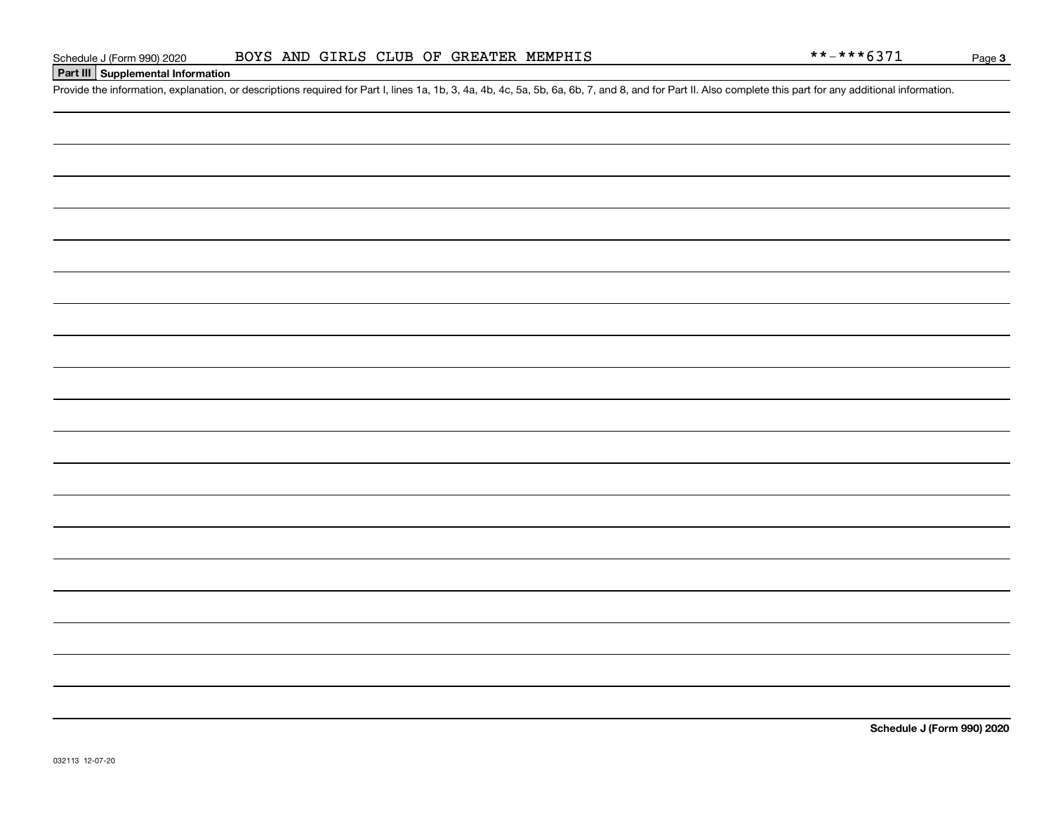## Part III Supplemental Information

Provide the information, explanation, or descriptions required for Part I, lines 1a, 1b, 3, 4a, 4b, 4c, 5a, 5b, 6a, 6b, 7, and 8, and for Part II. Also complete this part for any additional information.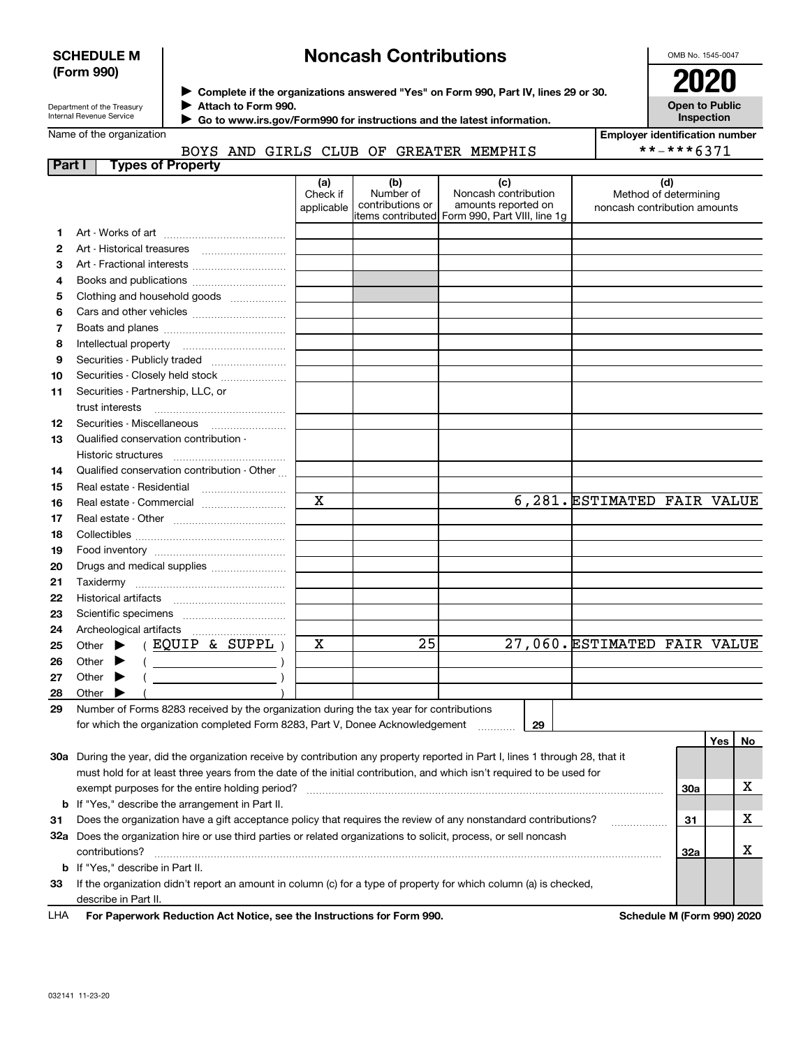**SCHEDULE M (Form 990)**

Department of the Treasury
Internal Revenue Service

# Noncash Contributions

▶ Complete if the organizations answered "Yes" on Form 990, Part IV, lines 29 or 30.
▶ Attach to Form 990.
▶ Go to www.irs.gov/Form990 for instructions and the latest information.

OMB No. 1545-0047

**2020**

**Open to Public Inspection**

Name of the organization: BOYS AND GIRLS CLUB OF GREATER MEMPHIS

Employer identification number: **-***6371

## Part I Types of Property

| | | (a) Check if applicable | (b) Number of contributions or items contributed | (c) Noncash contribution amounts reported on Form 990, Part VIII, line 1g | (d) Method of determining noncash contribution amounts |
|---|---|---|---|---|---|
| 1 | Art - Works of art | | | | |
| 2 | Art - Historical treasures | | | | |
| 3 | Art - Fractional interests | | | | |
| 4 | Books and publications | | | | |
| 5 | Clothing and household goods | | | | |
| 6 | Cars and other vehicles | | | | |
| 7 | Boats and planes | | | | |
| 8 | Intellectual property | | | | |
| 9 | Securities - Publicly traded | | | | |
| 10 | Securities - Closely held stock | | | | |
| 11 | Securities - Partnership, LLC, or trust interests | | | | |
| 12 | Securities - Miscellaneous | | | | |
| 13 | Qualified conservation contribution - Historic structures | | | | |
| 14 | Qualified conservation contribution - Other | | | | |
| 15 | Real estate - Residential | | | | |
| 16 | Real estate - Commercial | X | | 6,281. | ESTIMATED FAIR VALUE |
| 17 | Real estate - Other | | | | |
| 18 | Collectibles | | | | |
| 19 | Food inventory | | | | |
| 20 | Drugs and medical supplies | | | | |
| 21 | Taxidermy | | | | |
| 22 | Historical artifacts | | | | |
| 23 | Scientific specimens | | | | |
| 24 | Archeological artifacts | | | | |
| 25 | Other ▶ ( EQUIP & SUPPL ) | X | 25 | 27,060. | ESTIMATED FAIR VALUE |
| 26 | Other ▶ ( ) | | | | |
| 27 | Other ▶ ( ) | | | | |
| 28 | Other ▶ ( ) | | | | |

29 Number of Forms 8283 received by the organization during the tax year for contributions for which the organization completed Form 8283, Part V, Donee Acknowledgement ..... 29

| | | | Yes | No |
|---|---|---|---|---|
| 30a | During the year, did the organization receive by contribution any property reported in Part I, lines 1 through 28, that it must hold for at least three years from the date of the initial contribution, and which isn't required to be used for exempt purposes for the entire holding period? | 30a | | X |
| b | If "Yes," describe the arrangement in Part II. | | | |
| 31 | Does the organization have a gift acceptance policy that requires the review of any nonstandard contributions? | 31 | | X |
| 32a | Does the organization hire or use third parties or related organizations to solicit, process, or sell noncash contributions? | 32a | | X |
| b | If "Yes," describe in Part II. | | | |
| 33 | If the organization didn't report an amount in column (c) for a type of property for which column (a) is checked, describe in Part II. | | | |

LHA For Paperwork Reduction Act Notice, see the Instructions for Form 990. Schedule M (Form 990) 2020

032141 11-23-20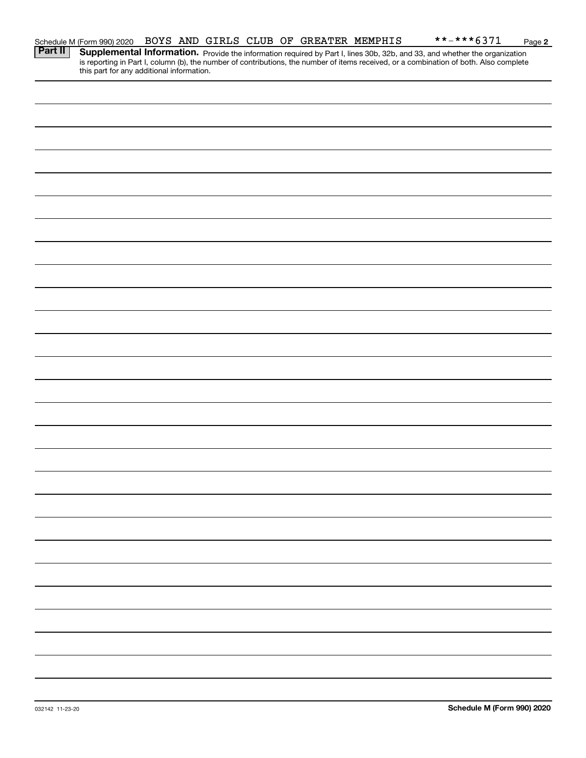Schedule M (Form 990) 2020 BOYS AND GIRLS CLUB OF GREATER MEMPHIS **-***6371 Page 2

**Part II** **Supplemental Information.** Provide the information required by Part I, lines 30b, 32b, and 33, and whether the organization is reporting in Part I, column (b), the number of contributions, the number of items received, or a combination of both. Also complete this part for any additional information.

032142 11-23-20 **Schedule M (Form 990) 2020**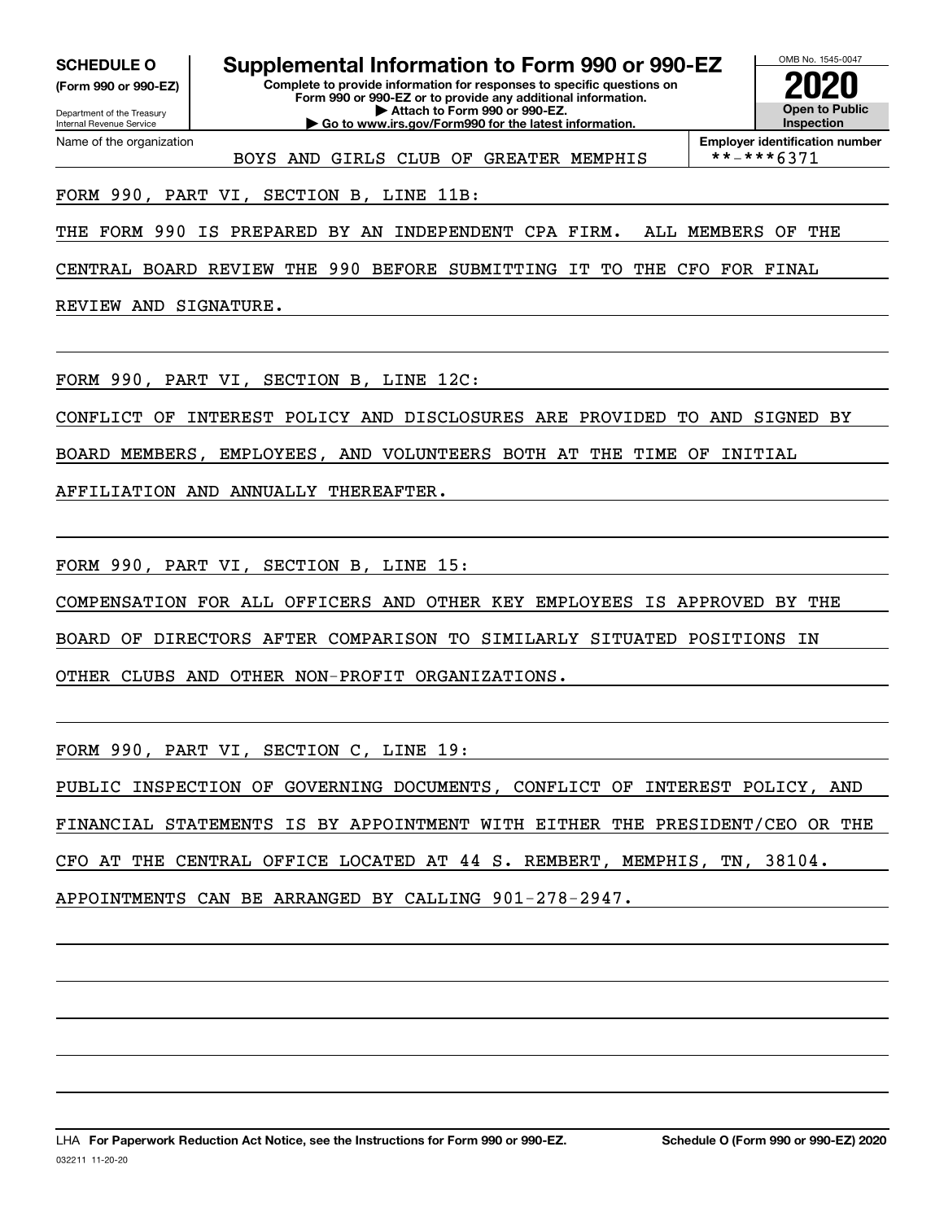**SCHEDULE O**
**(Form 990 or 990-EZ)**

Department of the Treasury
Internal Revenue Service

# Supplemental Information to Form 990 or 990-EZ

**Complete to provide information for responses to specific questions on Form 990 or 990-EZ or to provide any additional information.**
**▶ Attach to Form 990 or 990-EZ.**
**▶ Go to www.irs.gov/Form990 for the latest information.**

OMB No. 1545-0047
**2020**
**Open to Public Inspection**

Name of the organization: BOYS AND GIRLS CLUB OF GREATER MEMPHIS

**Employer identification number:** **-***6371

FORM 990, PART VI, SECTION B, LINE 11B:

THE FORM 990 IS PREPARED BY AN INDEPENDENT CPA FIRM. ALL MEMBERS OF THE CENTRAL BOARD REVIEW THE 990 BEFORE SUBMITTING IT TO THE CFO FOR FINAL REVIEW AND SIGNATURE.

FORM 990, PART VI, SECTION B, LINE 12C:

CONFLICT OF INTEREST POLICY AND DISCLOSURES ARE PROVIDED TO AND SIGNED BY BOARD MEMBERS, EMPLOYEES, AND VOLUNTEERS BOTH AT THE TIME OF INITIAL AFFILIATION AND ANNUALLY THEREAFTER.

FORM 990, PART VI, SECTION B, LINE 15:

COMPENSATION FOR ALL OFFICERS AND OTHER KEY EMPLOYEES IS APPROVED BY THE BOARD OF DIRECTORS AFTER COMPARISON TO SIMILARLY SITUATED POSITIONS IN OTHER CLUBS AND OTHER NON-PROFIT ORGANIZATIONS.

FORM 990, PART VI, SECTION C, LINE 19:

PUBLIC INSPECTION OF GOVERNING DOCUMENTS, CONFLICT OF INTEREST POLICY, AND FINANCIAL STATEMENTS IS BY APPOINTMENT WITH EITHER THE PRESIDENT/CEO OR THE CFO AT THE CENTRAL OFFICE LOCATED AT 44 S. REMBERT, MEMPHIS, TN, 38104. APPOINTMENTS CAN BE ARRANGED BY CALLING 901-278-2947.

LHA **For Paperwork Reduction Act Notice, see the Instructions for Form 990 or 990-EZ.** **Schedule O (Form 990 or 990-EZ) 2020**
032211 11-20-20